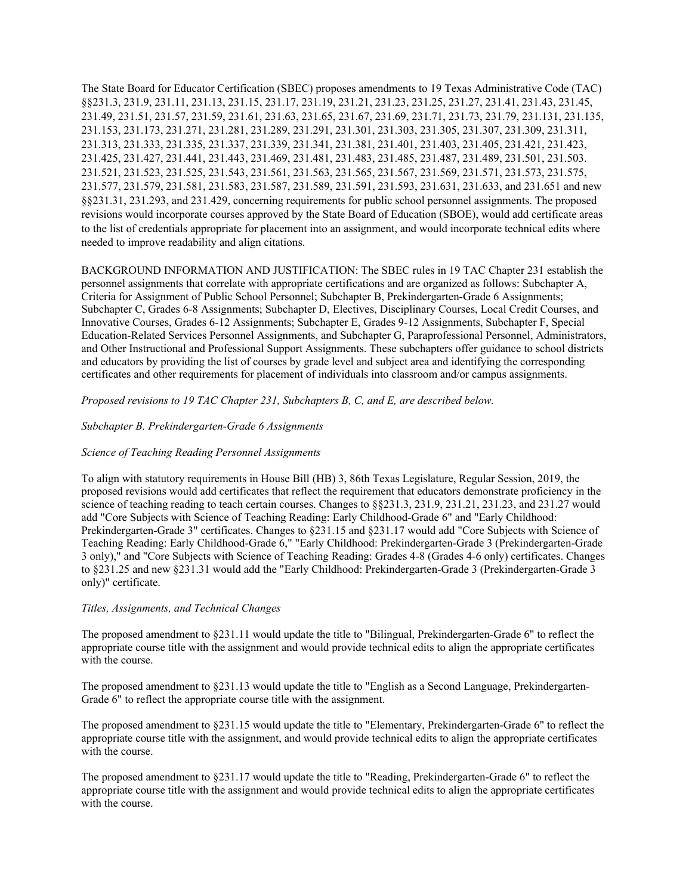The State Board for Educator Certification (SBEC) proposes amendments to 19 Texas Administrative Code (TAC) §§231.3, 231.9, 231.11, 231.13, 231.15, 231.17, 231.19, 231.21, 231.23, 231.25, 231.27, 231.41, 231.43, 231.45, 231.49, 231.51, 231.57, 231.59, 231.61, 231.63, 231.65, 231.67, 231.69, 231.71, 231.73, 231.79, 231.131, 231.135, 231.153, 231.173, 231.271, 231.281, 231.289, 231.291, 231.301, 231.303, 231.305, 231.307, 231.309, 231.311, 231.313, 231.333, 231.335, 231.337, 231.339, 231.341, 231.381, 231.401, 231.403, 231.405, 231.421, 231.423, 231.425, 231.427, 231.441, 231.443, 231.469, 231.481, 231.483, 231.485, 231.487, 231.489, 231.501, 231.503. 231.521, 231.523, 231.525, 231.543, 231.561, 231.563, 231.565, 231.567, 231.569, 231.571, 231.573, 231.575, 231.577, 231.579, 231.581, 231.583, 231.587, 231.589, 231.591, 231.593, 231.631, 231.633, and 231.651 and new §§231.31, 231.293, and 231.429, concerning requirements for public school personnel assignments. The proposed revisions would incorporate courses approved by the State Board of Education (SBOE), would add certificate areas to the list of credentials appropriate for placement into an assignment, and would incorporate technical edits where needed to improve readability and align citations.

BACKGROUND INFORMATION AND JUSTIFICATION: The SBEC rules in 19 TAC Chapter 231 establish the personnel assignments that correlate with appropriate certifications and are organized as follows: Subchapter A, Criteria for Assignment of Public School Personnel; Subchapter B, Prekindergarten-Grade 6 Assignments; Subchapter C, Grades 6-8 Assignments; Subchapter D, Electives, Disciplinary Courses, Local Credit Courses, and Innovative Courses, Grades 6-12 Assignments; Subchapter E, Grades 9-12 Assignments, Subchapter F, Special Education-Related Services Personnel Assignments, and Subchapter G, Paraprofessional Personnel, Administrators, and Other Instructional and Professional Support Assignments. These subchapters offer guidance to school districts and educators by providing the list of courses by grade level and subject area and identifying the corresponding certificates and other requirements for placement of individuals into classroom and/or campus assignments.

*Proposed revisions to 19 TAC Chapter 231, Subchapters B, C, and E, are described below.*

*Subchapter B. Prekindergarten-Grade 6 Assignments*

*Science of Teaching Reading Personnel Assignments*

To align with statutory requirements in House Bill (HB) 3, 86th Texas Legislature, Regular Session, 2019, the proposed revisions would add certificates that reflect the requirement that educators demonstrate proficiency in the science of teaching reading to teach certain courses. Changes to §§231.3, 231.9, 231.21, 231.23, and 231.27 would add "Core Subjects with Science of Teaching Reading: Early Childhood-Grade 6" and "Early Childhood: Prekindergarten-Grade 3" certificates. Changes to §231.15 and §231.17 would add "Core Subjects with Science of Teaching Reading: Early Childhood-Grade 6," "Early Childhood: Prekindergarten-Grade 3 (Prekindergarten-Grade 3 only)," and "Core Subjects with Science of Teaching Reading: Grades 4-8 (Grades 4-6 only) certificates. Changes to §231.25 and new §231.31 would add the "Early Childhood: Prekindergarten-Grade 3 (Prekindergarten-Grade 3 only)" certificate.

*Titles, Assignments, and Technical Changes*

The proposed amendment to §231.11 would update the title to "Bilingual, Prekindergarten-Grade 6" to reflect the appropriate course title with the assignment and would provide technical edits to align the appropriate certificates with the course.

The proposed amendment to §231.13 would update the title to "English as a Second Language, Prekindergarten-Grade 6" to reflect the appropriate course title with the assignment.

The proposed amendment to §231.15 would update the title to "Elementary, Prekindergarten-Grade 6" to reflect the appropriate course title with the assignment, and would provide technical edits to align the appropriate certificates with the course.

The proposed amendment to §231.17 would update the title to "Reading, Prekindergarten-Grade 6" to reflect the appropriate course title with the assignment and would provide technical edits to align the appropriate certificates with the course.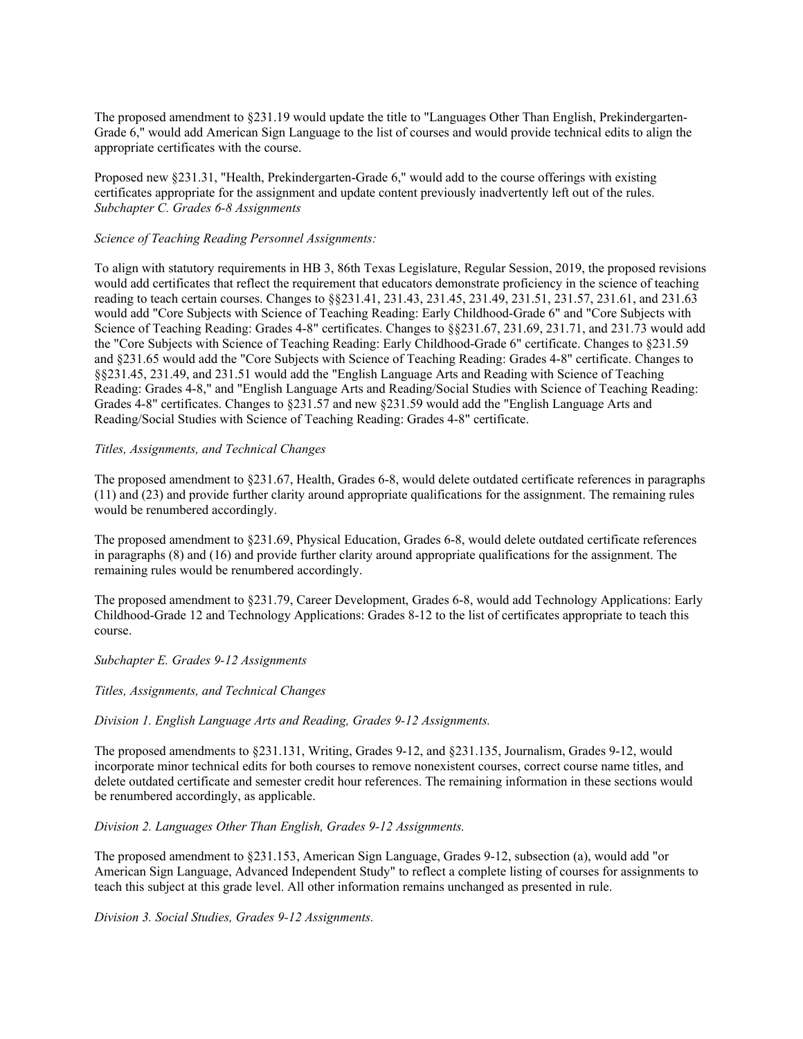The proposed amendment to §231.19 would update the title to "Languages Other Than English, Prekindergarten-Grade 6," would add American Sign Language to the list of courses and would provide technical edits to align the appropriate certificates with the course.

Proposed new §231.31, "Health, Prekindergarten-Grade 6," would add to the course offerings with existing certificates appropriate for the assignment and update content previously inadvertently left out of the rules.

*Subchapter C. Grades 6-8 Assignments*

*Science of Teaching Reading Personnel Assignments:*

To align with statutory requirements in HB 3, 86th Texas Legislature, Regular Session, 2019, the proposed revisions would add certificates that reflect the requirement that educators demonstrate proficiency in the science of teaching reading to teach certain courses. Changes to §§231.41, 231.43, 231.45, 231.49, 231.51, 231.57, 231.61, and 231.63 would add "Core Subjects with Science of Teaching Reading: Early Childhood-Grade 6" and "Core Subjects with Science of Teaching Reading: Grades 4-8" certificates. Changes to §§231.67, 231.69, 231.71, and 231.73 would add the "Core Subjects with Science of Teaching Reading: Early Childhood-Grade 6" certificate. Changes to §231.59 and §231.65 would add the "Core Subjects with Science of Teaching Reading: Grades 4-8" certificate. Changes to §§231.45, 231.49, and 231.51 would add the "English Language Arts and Reading with Science of Teaching Reading: Grades 4-8," and "English Language Arts and Reading/Social Studies with Science of Teaching Reading: Grades 4-8" certificates. Changes to §231.57 and new §231.59 would add the "English Language Arts and Reading/Social Studies with Science of Teaching Reading: Grades 4-8" certificate.

*Titles, Assignments, and Technical Changes*

The proposed amendment to §231.67, Health, Grades 6-8, would delete outdated certificate references in paragraphs (11) and (23) and provide further clarity around appropriate qualifications for the assignment. The remaining rules would be renumbered accordingly.

The proposed amendment to §231.69, Physical Education, Grades 6-8, would delete outdated certificate references in paragraphs (8) and (16) and provide further clarity around appropriate qualifications for the assignment. The remaining rules would be renumbered accordingly.

The proposed amendment to §231.79, Career Development, Grades 6-8, would add Technology Applications: Early Childhood-Grade 12 and Technology Applications: Grades 8-12 to the list of certificates appropriate to teach this course.

*Subchapter E. Grades 9-12 Assignments*

*Titles, Assignments, and Technical Changes*

*Division 1. English Language Arts and Reading, Grades 9-12 Assignments.*

The proposed amendments to §231.131, Writing, Grades 9-12, and §231.135, Journalism, Grades 9-12, would incorporate minor technical edits for both courses to remove nonexistent courses, correct course name titles, and delete outdated certificate and semester credit hour references. The remaining information in these sections would be renumbered accordingly, as applicable.

*Division 2. Languages Other Than English, Grades 9-12 Assignments.*

The proposed amendment to §231.153, American Sign Language, Grades 9-12, subsection (a), would add "or American Sign Language, Advanced Independent Study" to reflect a complete listing of courses for assignments to teach this subject at this grade level. All other information remains unchanged as presented in rule.

*Division 3. Social Studies, Grades 9-12 Assignments.*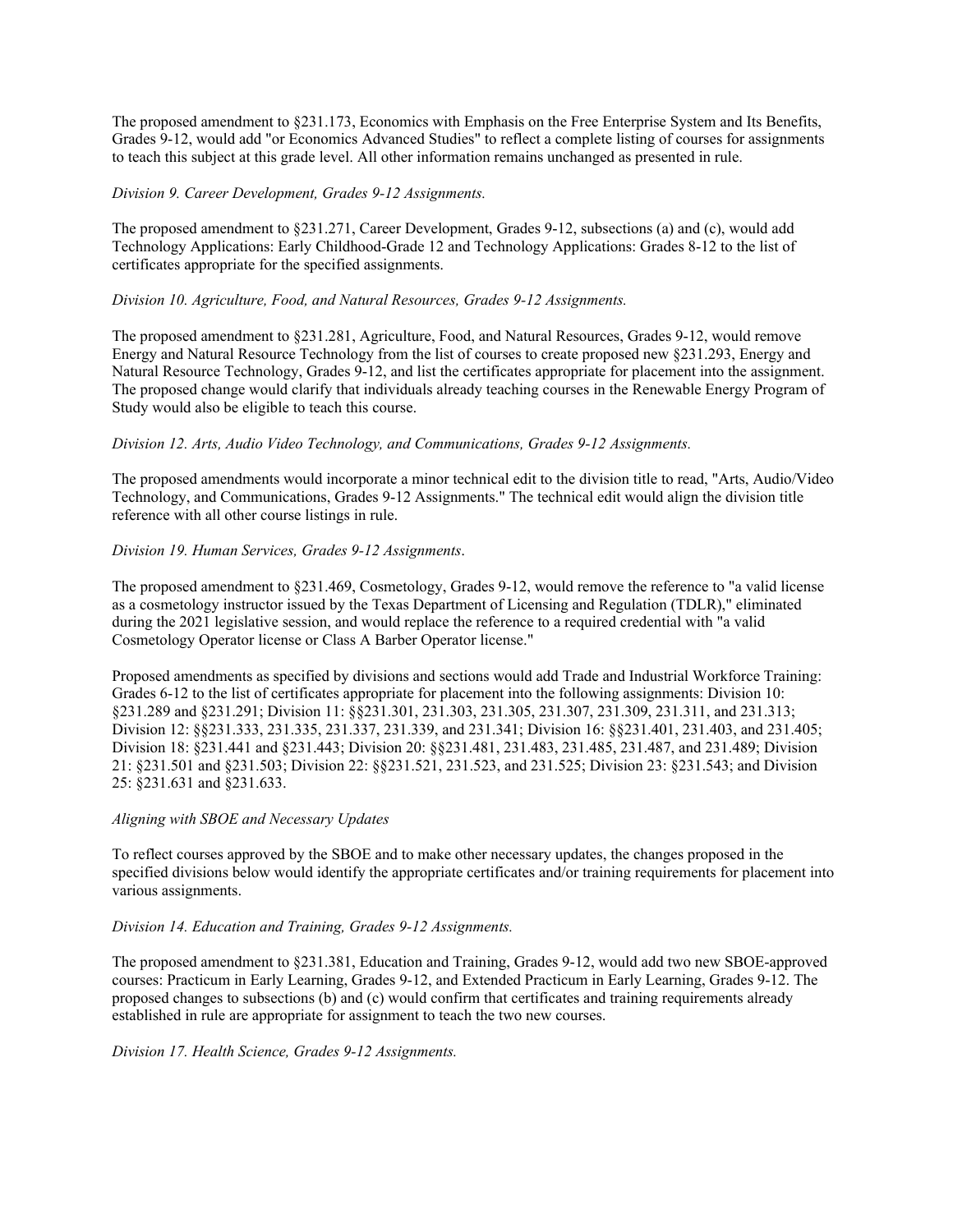The proposed amendment to §231.173, Economics with Emphasis on the Free Enterprise System and Its Benefits, Grades 9-12, would add "or Economics Advanced Studies" to reflect a complete listing of courses for assignments to teach this subject at this grade level. All other information remains unchanged as presented in rule.

*Division 9. Career Development, Grades 9-12 Assignments.*

The proposed amendment to §231.271, Career Development, Grades 9-12, subsections (a) and (c), would add Technology Applications: Early Childhood-Grade 12 and Technology Applications: Grades 8-12 to the list of certificates appropriate for the specified assignments.

*Division 10. Agriculture, Food, and Natural Resources, Grades 9-12 Assignments.*

The proposed amendment to §231.281, Agriculture, Food, and Natural Resources, Grades 9-12, would remove Energy and Natural Resource Technology from the list of courses to create proposed new §231.293, Energy and Natural Resource Technology, Grades 9-12, and list the certificates appropriate for placement into the assignment. The proposed change would clarify that individuals already teaching courses in the Renewable Energy Program of Study would also be eligible to teach this course.

*Division 12. Arts, Audio Video Technology, and Communications, Grades 9-12 Assignments.*

The proposed amendments would incorporate a minor technical edit to the division title to read, "Arts, Audio/Video Technology, and Communications, Grades 9-12 Assignments." The technical edit would align the division title reference with all other course listings in rule.

*Division 19. Human Services, Grades 9-12 Assignments*.

The proposed amendment to §231.469, Cosmetology, Grades 9-12, would remove the reference to "a valid license as a cosmetology instructor issued by the Texas Department of Licensing and Regulation (TDLR)," eliminated during the 2021 legislative session, and would replace the reference to a required credential with "a valid Cosmetology Operator license or Class A Barber Operator license."

Proposed amendments as specified by divisions and sections would add Trade and Industrial Workforce Training: Grades 6-12 to the list of certificates appropriate for placement into the following assignments: Division 10: §231.289 and §231.291; Division 11: §§231.301, 231.303, 231.305, 231.307, 231.309, 231.311, and 231.313; Division 12: §§231.333, 231.335, 231.337, 231.339, and 231.341; Division 16: §§231.401, 231.403, and 231.405; Division 18: §231.441 and §231.443; Division 20: §§231.481, 231.483, 231.485, 231.487, and 231.489; Division 21: §231.501 and §231.503; Division 22: §§231.521, 231.523, and 231.525; Division 23: §231.543; and Division 25: §231.631 and §231.633.

*Aligning with SBOE and Necessary Updates*

To reflect courses approved by the SBOE and to make other necessary updates, the changes proposed in the specified divisions below would identify the appropriate certificates and/or training requirements for placement into various assignments.

*Division 14. Education and Training, Grades 9-12 Assignments.*

The proposed amendment to §231.381, Education and Training, Grades 9-12, would add two new SBOE-approved courses: Practicum in Early Learning, Grades 9-12, and Extended Practicum in Early Learning, Grades 9-12. The proposed changes to subsections (b) and (c) would confirm that certificates and training requirements already established in rule are appropriate for assignment to teach the two new courses.

*Division 17. Health Science, Grades 9-12 Assignments.*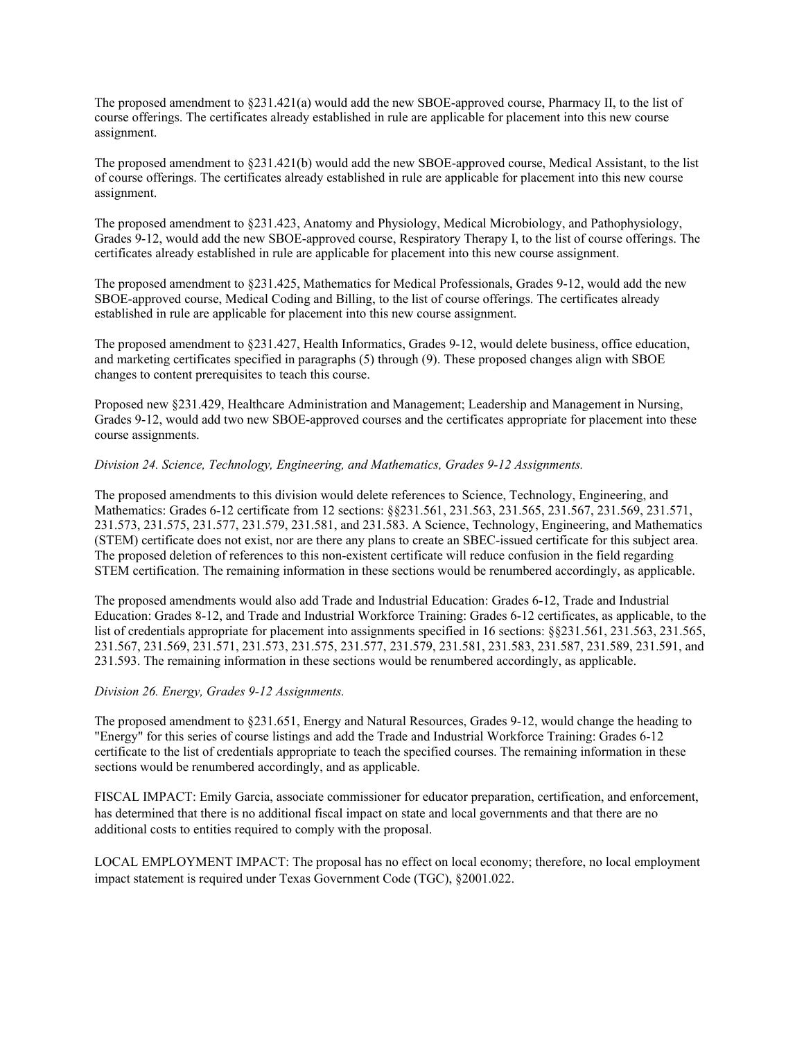The proposed amendment to §231.421(a) would add the new SBOE-approved course, Pharmacy II, to the list of course offerings. The certificates already established in rule are applicable for placement into this new course assignment.

The proposed amendment to §231.421(b) would add the new SBOE-approved course, Medical Assistant, to the list of course offerings. The certificates already established in rule are applicable for placement into this new course assignment.

The proposed amendment to §231.423, Anatomy and Physiology, Medical Microbiology, and Pathophysiology, Grades 9-12, would add the new SBOE-approved course, Respiratory Therapy I, to the list of course offerings. The certificates already established in rule are applicable for placement into this new course assignment.

The proposed amendment to §231.425, Mathematics for Medical Professionals, Grades 9-12, would add the new SBOE-approved course, Medical Coding and Billing, to the list of course offerings. The certificates already established in rule are applicable for placement into this new course assignment.

The proposed amendment to §231.427, Health Informatics, Grades 9-12, would delete business, office education, and marketing certificates specified in paragraphs (5) through (9). These proposed changes align with SBOE changes to content prerequisites to teach this course.

Proposed new §231.429, Healthcare Administration and Management; Leadership and Management in Nursing, Grades 9-12, would add two new SBOE-approved courses and the certificates appropriate for placement into these course assignments.

*Division 24. Science, Technology, Engineering, and Mathematics, Grades 9-12 Assignments.*

The proposed amendments to this division would delete references to Science, Technology, Engineering, and Mathematics: Grades 6-12 certificate from 12 sections: §§231.561, 231.563, 231.565, 231.567, 231.569, 231.571, 231.573, 231.575, 231.577, 231.579, 231.581, and 231.583. A Science, Technology, Engineering, and Mathematics (STEM) certificate does not exist, nor are there any plans to create an SBEC-issued certificate for this subject area. The proposed deletion of references to this non-existent certificate will reduce confusion in the field regarding STEM certification. The remaining information in these sections would be renumbered accordingly, as applicable.

The proposed amendments would also add Trade and Industrial Education: Grades 6-12, Trade and Industrial Education: Grades 8-12, and Trade and Industrial Workforce Training: Grades 6-12 certificates, as applicable, to the list of credentials appropriate for placement into assignments specified in 16 sections: §§231.561, 231.563, 231.565, 231.567, 231.569, 231.571, 231.573, 231.575, 231.577, 231.579, 231.581, 231.583, 231.587, 231.589, 231.591, and 231.593. The remaining information in these sections would be renumbered accordingly, as applicable.

*Division 26. Energy, Grades 9-12 Assignments.*

The proposed amendment to §231.651, Energy and Natural Resources, Grades 9-12, would change the heading to "Energy" for this series of course listings and add the Trade and Industrial Workforce Training: Grades 6-12 certificate to the list of credentials appropriate to teach the specified courses. The remaining information in these sections would be renumbered accordingly, and as applicable.

FISCAL IMPACT: Emily Garcia, associate commissioner for educator preparation, certification, and enforcement, has determined that there is no additional fiscal impact on state and local governments and that there are no additional costs to entities required to comply with the proposal.

LOCAL EMPLOYMENT IMPACT: The proposal has no effect on local economy; therefore, no local employment impact statement is required under Texas Government Code (TGC), §2001.022.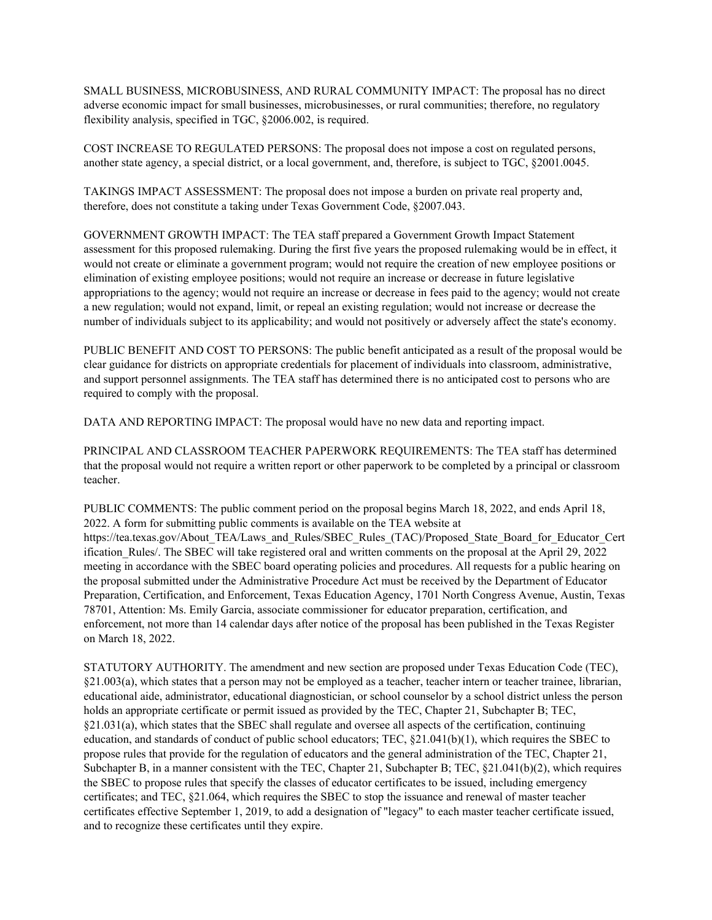SMALL BUSINESS, MICROBUSINESS, AND RURAL COMMUNITY IMPACT: The proposal has no direct adverse economic impact for small businesses, microbusinesses, or rural communities; therefore, no regulatory flexibility analysis, specified in TGC, §2006.002, is required.

COST INCREASE TO REGULATED PERSONS: The proposal does not impose a cost on regulated persons, another state agency, a special district, or a local government, and, therefore, is subject to TGC, §2001.0045.

TAKINGS IMPACT ASSESSMENT: The proposal does not impose a burden on private real property and, therefore, does not constitute a taking under Texas Government Code, §2007.043.

GOVERNMENT GROWTH IMPACT: The TEA staff prepared a Government Growth Impact Statement assessment for this proposed rulemaking. During the first five years the proposed rulemaking would be in effect, it would not create or eliminate a government program; would not require the creation of new employee positions or elimination of existing employee positions; would not require an increase or decrease in future legislative appropriations to the agency; would not require an increase or decrease in fees paid to the agency; would not create a new regulation; would not expand, limit, or repeal an existing regulation; would not increase or decrease the number of individuals subject to its applicability; and would not positively or adversely affect the state's economy.

PUBLIC BENEFIT AND COST TO PERSONS: The public benefit anticipated as a result of the proposal would be clear guidance for districts on appropriate credentials for placement of individuals into classroom, administrative, and support personnel assignments. The TEA staff has determined there is no anticipated cost to persons who are required to comply with the proposal.

DATA AND REPORTING IMPACT: The proposal would have no new data and reporting impact.

PRINCIPAL AND CLASSROOM TEACHER PAPERWORK REQUIREMENTS: The TEA staff has determined that the proposal would not require a written report or other paperwork to be completed by a principal or classroom teacher.

PUBLIC COMMENTS: The public comment period on the proposal begins March 18, 2022, and ends April 18, 2022. A form for submitting public comments is available on the TEA website at https://tea.texas.gov/About_TEA/Laws_and_Rules/SBEC_Rules_(TAC)/Proposed_State_Board_for_Educator_Certification_Rules/. The SBEC will take registered oral and written comments on the proposal at the April 29, 2022 meeting in accordance with the SBEC board operating policies and procedures. All requests for a public hearing on the proposal submitted under the Administrative Procedure Act must be received by the Department of Educator Preparation, Certification, and Enforcement, Texas Education Agency, 1701 North Congress Avenue, Austin, Texas 78701, Attention: Ms. Emily Garcia, associate commissioner for educator preparation, certification, and enforcement, not more than 14 calendar days after notice of the proposal has been published in the Texas Register on March 18, 2022.

STATUTORY AUTHORITY. The amendment and new section are proposed under Texas Education Code (TEC), §21.003(a), which states that a person may not be employed as a teacher, teacher intern or teacher trainee, librarian, educational aide, administrator, educational diagnostician, or school counselor by a school district unless the person holds an appropriate certificate or permit issued as provided by the TEC, Chapter 21, Subchapter B; TEC, §21.031(a), which states that the SBEC shall regulate and oversee all aspects of the certification, continuing education, and standards of conduct of public school educators; TEC, §21.041(b)(1), which requires the SBEC to propose rules that provide for the regulation of educators and the general administration of the TEC, Chapter 21, Subchapter B, in a manner consistent with the TEC, Chapter 21, Subchapter B; TEC, §21.041(b)(2), which requires the SBEC to propose rules that specify the classes of educator certificates to be issued, including emergency certificates; and TEC, §21.064, which requires the SBEC to stop the issuance and renewal of master teacher certificates effective September 1, 2019, to add a designation of "legacy" to each master teacher certificate issued, and to recognize these certificates until they expire.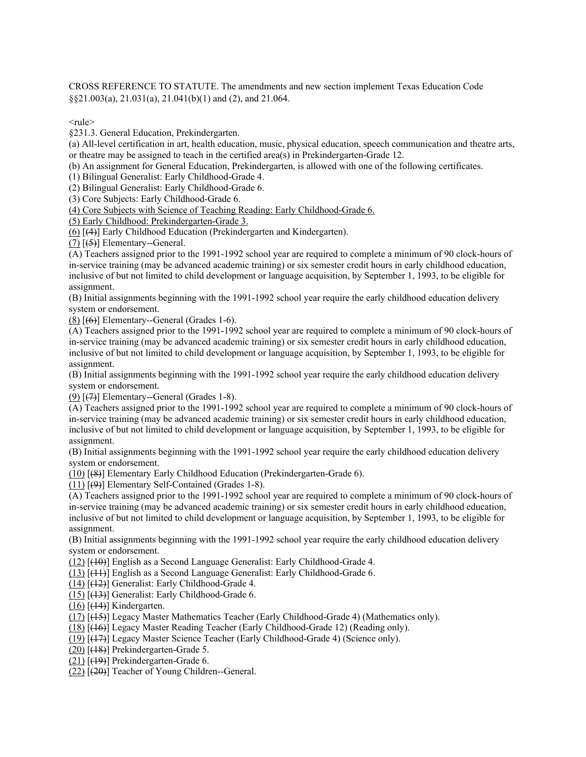CROSS REFERENCE TO STATUTE. The amendments and new section implement Texas Education Code §§21.003(a), 21.031(a), 21.041(b)(1) and (2), and 21.064.

<rule>

§231.3. General Education, Prekindergarten.

(a) All-level certification in art, health education, music, physical education, speech communication and theatre arts, or theatre may be assigned to teach in the certified area(s) in Prekindergarten-Grade 12.

(b) An assignment for General Education, Prekindergarten, is allowed with one of the following certificates.

(1) Bilingual Generalist: Early Childhood-Grade 4.

(2) Bilingual Generalist: Early Childhood-Grade 6.

(3) Core Subjects: Early Childhood-Grade 6.

<u>(4) Core Subjects with Science of Teaching Reading: Early Childhood-Grade 6.</u>

<u>(5) Early Childhood: Prekindergarten-Grade 3.</u>

<u>(6)</u> [~~(4)~~] Early Childhood Education (Prekindergarten and Kindergarten).

<u>(7)</u> [~~(5)~~] Elementary--General.

(A) Teachers assigned prior to the 1991-1992 school year are required to complete a minimum of 90 clock-hours of in-service training (may be advanced academic training) or six semester credit hours in early childhood education, inclusive of but not limited to child development or language acquisition, by September 1, 1993, to be eligible for assignment.

(B) Initial assignments beginning with the 1991-1992 school year require the early childhood education delivery system or endorsement.

<u>(8)</u> [~~(6)~~] Elementary--General (Grades 1-6).

(A) Teachers assigned prior to the 1991-1992 school year are required to complete a minimum of 90 clock-hours of in-service training (may be advanced academic training) or six semester credit hours in early childhood education, inclusive of but not limited to child development or language acquisition, by September 1, 1993, to be eligible for assignment.

(B) Initial assignments beginning with the 1991-1992 school year require the early childhood education delivery system or endorsement.

<u>(9)</u> [~~(7)~~] Elementary--General (Grades 1-8).

(A) Teachers assigned prior to the 1991-1992 school year are required to complete a minimum of 90 clock-hours of in-service training (may be advanced academic training) or six semester credit hours in early childhood education, inclusive of but not limited to child development or language acquisition, by September 1, 1993, to be eligible for assignment.

(B) Initial assignments beginning with the 1991-1992 school year require the early childhood education delivery system or endorsement.

<u>(10)</u> [~~(8)~~] Elementary Early Childhood Education (Prekindergarten-Grade 6).

<u>(11)</u> [~~(9)~~] Elementary Self-Contained (Grades 1-8).

(A) Teachers assigned prior to the 1991-1992 school year are required to complete a minimum of 90 clock-hours of in-service training (may be advanced academic training) or six semester credit hours in early childhood education, inclusive of but not limited to child development or language acquisition, by September 1, 1993, to be eligible for assignment.

(B) Initial assignments beginning with the 1991-1992 school year require the early childhood education delivery system or endorsement.

<u>(12)</u> [~~(10)~~] English as a Second Language Generalist: Early Childhood-Grade 4.

<u>(13)</u> [~~(11)~~] English as a Second Language Generalist: Early Childhood-Grade 6.

<u>(14)</u> [~~(12)~~] Generalist: Early Childhood-Grade 4.

<u>(15)</u> [~~(13)~~] Generalist: Early Childhood-Grade 6.

<u>(16)</u> [~~(14)~~] Kindergarten.

<u>(17)</u> [~~(15)~~] Legacy Master Mathematics Teacher (Early Childhood-Grade 4) (Mathematics only).

<u>(18)</u> [~~(16)~~] Legacy Master Reading Teacher (Early Childhood-Grade 12) (Reading only).

<u>(19)</u> [~~(17)~~] Legacy Master Science Teacher (Early Childhood-Grade 4) (Science only).

<u>(20)</u> [~~(18)~~] Prekindergarten-Grade 5.

<u>(21)</u> [~~(19)~~] Prekindergarten-Grade 6.

<u>(22)</u> [~~(20)~~] Teacher of Young Children--General.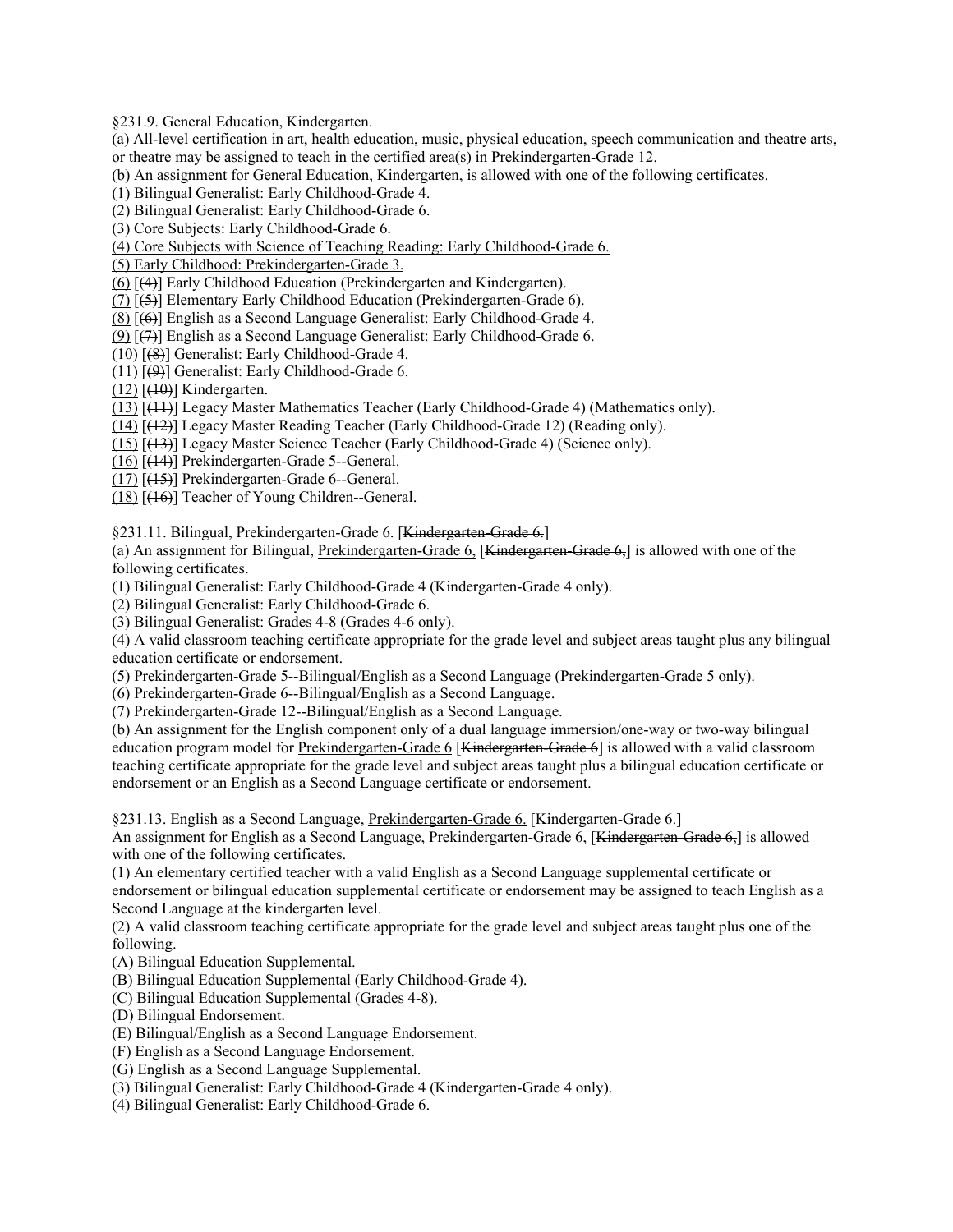§231.9. General Education, Kindergarten.

(a) All-level certification in art, health education, music, physical education, speech communication and theatre arts, or theatre may be assigned to teach in the certified area(s) in Prekindergarten-Grade 12.

(b) An assignment for General Education, Kindergarten, is allowed with one of the following certificates.

(1) Bilingual Generalist: Early Childhood-Grade 4.

(2) Bilingual Generalist: Early Childhood-Grade 6.

(3) Core Subjects: Early Childhood-Grade 6.

(4) Core Subjects with Science of Teaching Reading: Early Childhood-Grade 6.

(5) Early Childhood: Prekindergarten-Grade 3.

(6) [(4)] Early Childhood Education (Prekindergarten and Kindergarten).

(7) [(5)] Elementary Early Childhood Education (Prekindergarten-Grade 6).

(8) [(6)] English as a Second Language Generalist: Early Childhood-Grade 4.

(9) [(7)] English as a Second Language Generalist: Early Childhood-Grade 6.

(10) [(8)] Generalist: Early Childhood-Grade 4.

(11) [(9)] Generalist: Early Childhood-Grade 6.

(12) [(10)] Kindergarten.

(13) [(11)] Legacy Master Mathematics Teacher (Early Childhood-Grade 4) (Mathematics only).

(14) [(12)] Legacy Master Reading Teacher (Early Childhood-Grade 12) (Reading only).

(15) [(13)] Legacy Master Science Teacher (Early Childhood-Grade 4) (Science only).

(16) [(14)] Prekindergarten-Grade 5--General.

(17) [(15)] Prekindergarten-Grade 6--General.

(18) [(16)] Teacher of Young Children--General.

§231.11. Bilingual, Prekindergarten-Grade 6. [~~Kindergarten-Grade 6.~~]

(a) An assignment for Bilingual, Prekindergarten-Grade 6, [~~Kindergarten-Grade 6,~~] is allowed with one of the following certificates.

(1) Bilingual Generalist: Early Childhood-Grade 4 (Kindergarten-Grade 4 only).

(2) Bilingual Generalist: Early Childhood-Grade 6.

(3) Bilingual Generalist: Grades 4-8 (Grades 4-6 only).

(4) A valid classroom teaching certificate appropriate for the grade level and subject areas taught plus any bilingual education certificate or endorsement.

(5) Prekindergarten-Grade 5--Bilingual/English as a Second Language (Prekindergarten-Grade 5 only).

(6) Prekindergarten-Grade 6--Bilingual/English as a Second Language.

(7) Prekindergarten-Grade 12--Bilingual/English as a Second Language.

(b) An assignment for the English component only of a dual language immersion/one-way or two-way bilingual education program model for Prekindergarten-Grade 6 [~~Kindergarten-Grade 6~~] is allowed with a valid classroom teaching certificate appropriate for the grade level and subject areas taught plus a bilingual education certificate or endorsement or an English as a Second Language certificate or endorsement.

§231.13. English as a Second Language, Prekindergarten-Grade 6. [~~Kindergarten-Grade 6.~~]

An assignment for English as a Second Language, Prekindergarten-Grade 6, [~~Kindergarten-Grade 6,~~] is allowed with one of the following certificates.

(1) An elementary certified teacher with a valid English as a Second Language supplemental certificate or endorsement or bilingual education supplemental certificate or endorsement may be assigned to teach English as a Second Language at the kindergarten level.

(2) A valid classroom teaching certificate appropriate for the grade level and subject areas taught plus one of the following.

(A) Bilingual Education Supplemental.

(B) Bilingual Education Supplemental (Early Childhood-Grade 4).

(C) Bilingual Education Supplemental (Grades 4-8).

(D) Bilingual Endorsement.

(E) Bilingual/English as a Second Language Endorsement.

(F) English as a Second Language Endorsement.

(G) English as a Second Language Supplemental.

(3) Bilingual Generalist: Early Childhood-Grade 4 (Kindergarten-Grade 4 only).

(4) Bilingual Generalist: Early Childhood-Grade 6.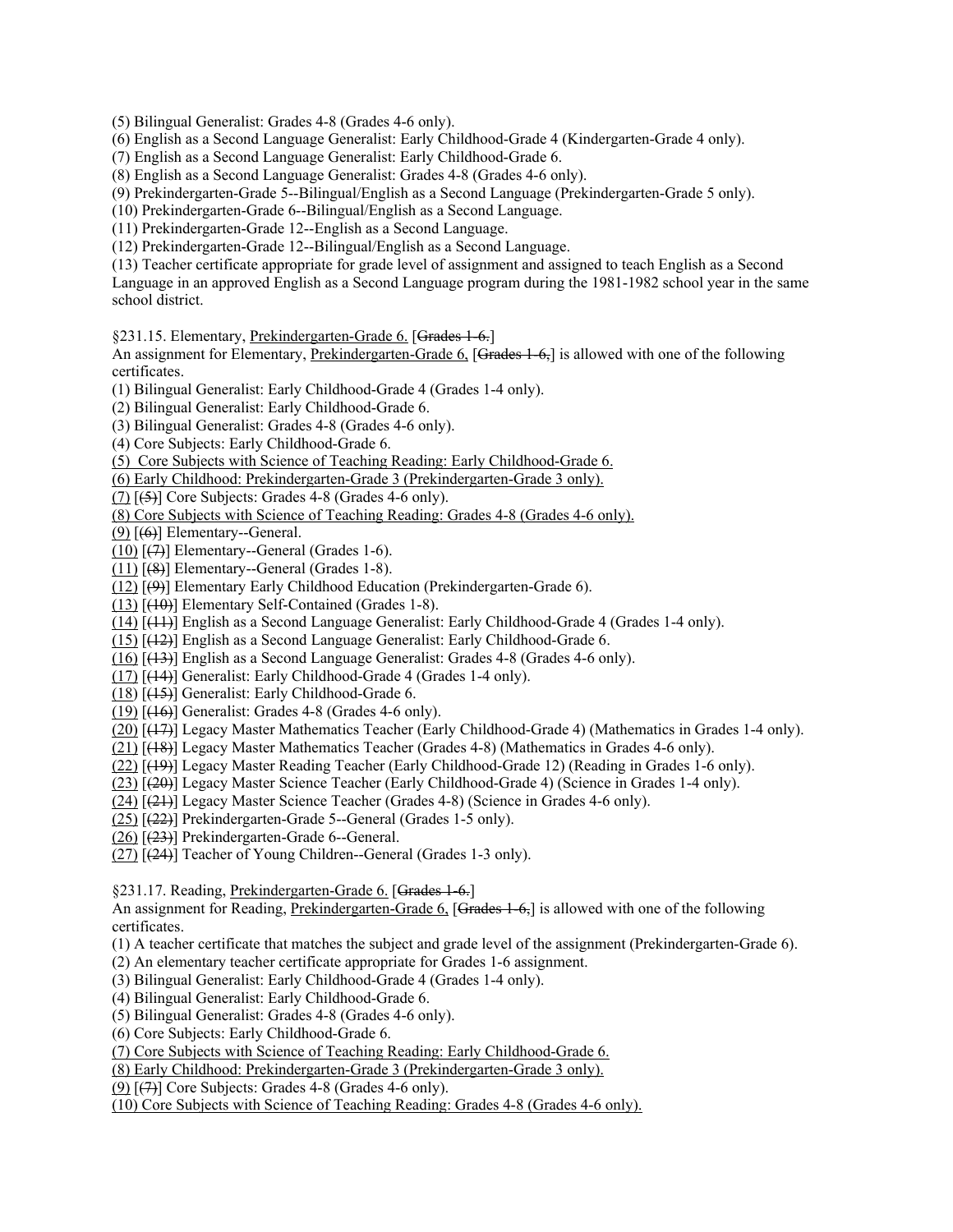(5) Bilingual Generalist: Grades 4-8 (Grades 4-6 only).
(6) English as a Second Language Generalist: Early Childhood-Grade 4 (Kindergarten-Grade 4 only).
(7) English as a Second Language Generalist: Early Childhood-Grade 6.
(8) English as a Second Language Generalist: Grades 4-8 (Grades 4-6 only).
(9) Prekindergarten-Grade 5--Bilingual/English as a Second Language (Prekindergarten-Grade 5 only).
(10) Prekindergarten-Grade 6--Bilingual/English as a Second Language.
(11) Prekindergarten-Grade 12--English as a Second Language.
(12) Prekindergarten-Grade 12--Bilingual/English as a Second Language.
(13) Teacher certificate appropriate for grade level of assignment and assigned to teach English as a Second Language in an approved English as a Second Language program during the 1981-1982 school year in the same school district.

§231.15. Elementary, <u>Prekindergarten-Grade 6.</u> [~~Grades 1-6.~~]
An assignment for Elementary, <u>Prekindergarten-Grade 6,</u> [~~Grades 1-6,~~] is allowed with one of the following certificates.
(1) Bilingual Generalist: Early Childhood-Grade 4 (Grades 1-4 only).
(2) Bilingual Generalist: Early Childhood-Grade 6.
(3) Bilingual Generalist: Grades 4-8 (Grades 4-6 only).
(4) Core Subjects: Early Childhood-Grade 6.
<u>(5) Core Subjects with Science of Teaching Reading: Early Childhood-Grade 6.</u>
<u>(6) Early Childhood: Prekindergarten-Grade 3 (Prekindergarten-Grade 3 only).</u>
<u>(7)</u> [~~(5)~~] Core Subjects: Grades 4-8 (Grades 4-6 only).
<u>(8) Core Subjects with Science of Teaching Reading: Grades 4-8 (Grades 4-6 only).</u>
<u>(9)</u> [~~(6)~~] Elementary--General.
<u>(10)</u> [~~(7)~~] Elementary--General (Grades 1-6).
<u>(11)</u> [~~(8)~~] Elementary--General (Grades 1-8).
<u>(12)</u> [~~(9)~~] Elementary Early Childhood Education (Prekindergarten-Grade 6).
<u>(13)</u> [~~(10)~~] Elementary Self-Contained (Grades 1-8).
<u>(14)</u> [~~(11)~~] English as a Second Language Generalist: Early Childhood-Grade 4 (Grades 1-4 only).
<u>(15)</u> [~~(12)~~] English as a Second Language Generalist: Early Childhood-Grade 6.
<u>(16)</u> [~~(13)~~] English as a Second Language Generalist: Grades 4-8 (Grades 4-6 only).
<u>(17)</u> [~~(14)~~] Generalist: Early Childhood-Grade 4 (Grades 1-4 only).
<u>(18)</u> [~~(15)~~] Generalist: Early Childhood-Grade 6.
<u>(19)</u> [~~(16)~~] Generalist: Grades 4-8 (Grades 4-6 only).
<u>(20)</u> [~~(17)~~] Legacy Master Mathematics Teacher (Early Childhood-Grade 4) (Mathematics in Grades 1-4 only).
<u>(21)</u> [~~(18)~~] Legacy Master Mathematics Teacher (Grades 4-8) (Mathematics in Grades 4-6 only).
<u>(22)</u> [~~(19)~~] Legacy Master Reading Teacher (Early Childhood-Grade 12) (Reading in Grades 1-6 only).
<u>(23)</u> [~~(20)~~] Legacy Master Science Teacher (Early Childhood-Grade 4) (Science in Grades 1-4 only).
<u>(24)</u> [~~(21)~~] Legacy Master Science Teacher (Grades 4-8) (Science in Grades 4-6 only).
<u>(25)</u> [~~(22)~~] Prekindergarten-Grade 5--General (Grades 1-5 only).
<u>(26)</u> [~~(23)~~] Prekindergarten-Grade 6--General.
<u>(27)</u> [~~(24)~~] Teacher of Young Children--General (Grades 1-3 only).

§231.17. Reading, <u>Prekindergarten-Grade 6.</u> [~~Grades 1-6.~~]
An assignment for Reading, <u>Prekindergarten-Grade 6,</u> [~~Grades 1-6,~~] is allowed with one of the following certificates.
(1) A teacher certificate that matches the subject and grade level of the assignment (Prekindergarten-Grade 6).
(2) An elementary teacher certificate appropriate for Grades 1-6 assignment.
(3) Bilingual Generalist: Early Childhood-Grade 4 (Grades 1-4 only).
(4) Bilingual Generalist: Early Childhood-Grade 6.
(5) Bilingual Generalist: Grades 4-8 (Grades 4-6 only).
(6) Core Subjects: Early Childhood-Grade 6.
<u>(7) Core Subjects with Science of Teaching Reading: Early Childhood-Grade 6.</u>
<u>(8) Early Childhood: Prekindergarten-Grade 3 (Prekindergarten-Grade 3 only).</u>
<u>(9)</u> [~~(7)~~] Core Subjects: Grades 4-8 (Grades 4-6 only).
<u>(10) Core Subjects with Science of Teaching Reading: Grades 4-8 (Grades 4-6 only).</u>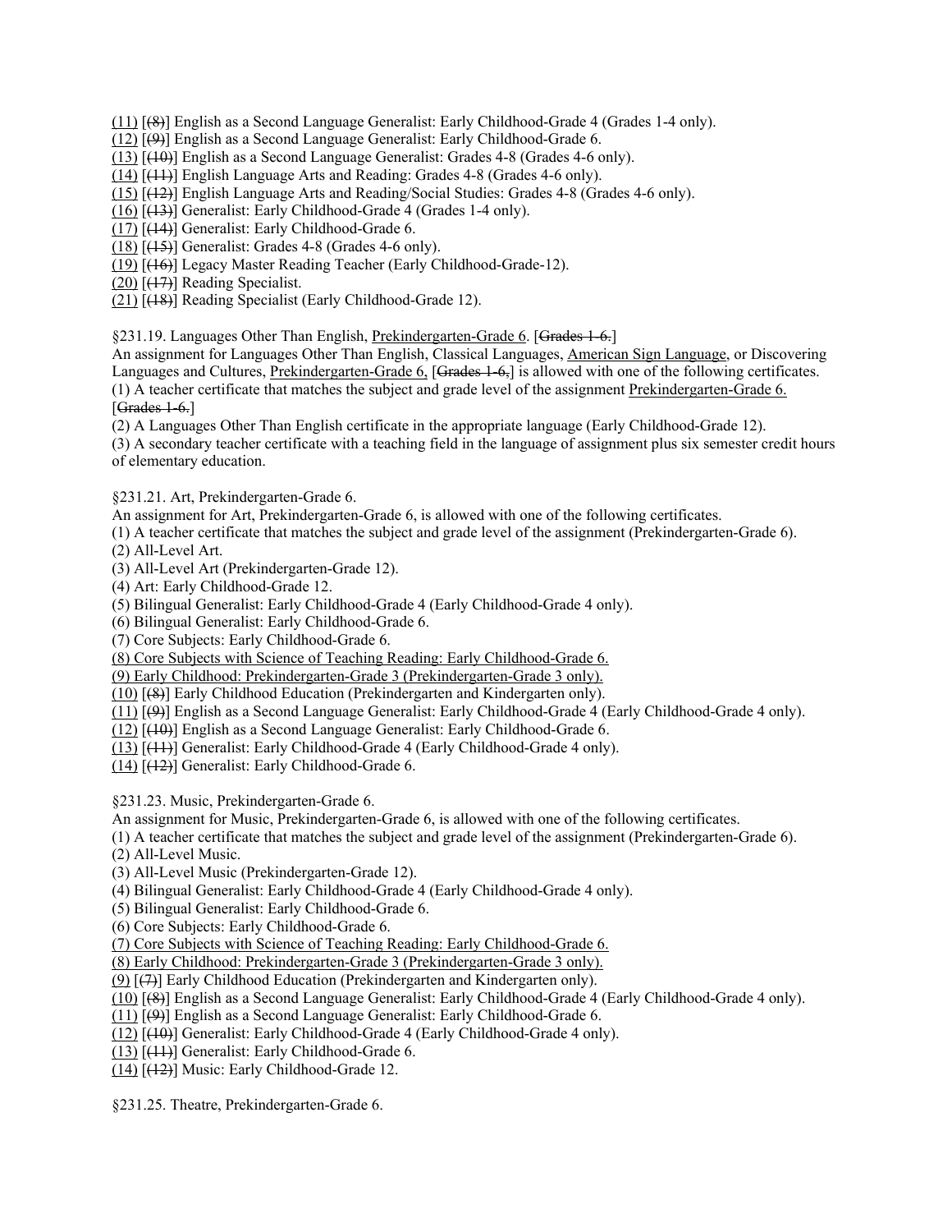<u>(11)</u> [~~(8)~~] English as a Second Language Generalist: Early Childhood-Grade 4 (Grades 1-4 only).
<u>(12)</u> [~~(9)~~] English as a Second Language Generalist: Early Childhood-Grade 6.
<u>(13)</u> [~~(10)~~] English as a Second Language Generalist: Grades 4-8 (Grades 4-6 only).
<u>(14)</u> [~~(11)~~] English Language Arts and Reading: Grades 4-8 (Grades 4-6 only).
<u>(15)</u> [~~(12)~~] English Language Arts and Reading/Social Studies: Grades 4-8 (Grades 4-6 only).
<u>(16)</u> [~~(13)~~] Generalist: Early Childhood-Grade 4 (Grades 1-4 only).
<u>(17)</u> [~~(14)~~] Generalist: Early Childhood-Grade 6.
<u>(18)</u> [~~(15)~~] Generalist: Grades 4-8 (Grades 4-6 only).
<u>(19)</u> [~~(16)~~] Legacy Master Reading Teacher (Early Childhood-Grade-12).
<u>(20)</u> [~~(17)~~] Reading Specialist.
<u>(21)</u> [~~(18)~~] Reading Specialist (Early Childhood-Grade 12).

§231.19. Languages Other Than English, <u>Prekindergarten-Grade 6</u>. [~~Grades 1-6.~~]
An assignment for Languages Other Than English, Classical Languages, <u>American Sign Language</u>, or Discovering Languages and Cultures, <u>Prekindergarten-Grade 6,</u> [~~Grades 1-6,~~] is allowed with one of the following certificates.
(1) A teacher certificate that matches the subject and grade level of the assignment <u>Prekindergarten-Grade 6.</u> [~~Grades 1-6.~~]
(2) A Languages Other Than English certificate in the appropriate language (Early Childhood-Grade 12).
(3) A secondary teacher certificate with a teaching field in the language of assignment plus six semester credit hours of elementary education.

§231.21. Art, Prekindergarten-Grade 6.
An assignment for Art, Prekindergarten-Grade 6, is allowed with one of the following certificates.
(1) A teacher certificate that matches the subject and grade level of the assignment (Prekindergarten-Grade 6).
(2) All-Level Art.
(3) All-Level Art (Prekindergarten-Grade 12).
(4) Art: Early Childhood-Grade 12.
(5) Bilingual Generalist: Early Childhood-Grade 4 (Early Childhood-Grade 4 only).
(6) Bilingual Generalist: Early Childhood-Grade 6.
(7) Core Subjects: Early Childhood-Grade 6.
<u>(8) Core Subjects with Science of Teaching Reading: Early Childhood-Grade 6.</u>
<u>(9) Early Childhood: Prekindergarten-Grade 3 (Prekindergarten-Grade 3 only).</u>
<u>(10)</u> [~~(8)~~] Early Childhood Education (Prekindergarten and Kindergarten only).
<u>(11)</u> [~~(9)~~] English as a Second Language Generalist: Early Childhood-Grade 4 (Early Childhood-Grade 4 only).
<u>(12)</u> [~~(10)~~] English as a Second Language Generalist: Early Childhood-Grade 6.
<u>(13)</u> [~~(11)~~] Generalist: Early Childhood-Grade 4 (Early Childhood-Grade 4 only).
<u>(14)</u> [~~(12)~~] Generalist: Early Childhood-Grade 6.

§231.23. Music, Prekindergarten-Grade 6.
An assignment for Music, Prekindergarten-Grade 6, is allowed with one of the following certificates.
(1) A teacher certificate that matches the subject and grade level of the assignment (Prekindergarten-Grade 6).
(2) All-Level Music.
(3) All-Level Music (Prekindergarten-Grade 12).
(4) Bilingual Generalist: Early Childhood-Grade 4 (Early Childhood-Grade 4 only).
(5) Bilingual Generalist: Early Childhood-Grade 6.
(6) Core Subjects: Early Childhood-Grade 6.
<u>(7) Core Subjects with Science of Teaching Reading: Early Childhood-Grade 6.</u>
<u>(8) Early Childhood: Prekindergarten-Grade 3 (Prekindergarten-Grade 3 only).</u>
<u>(9)</u> [~~(7)~~] Early Childhood Education (Prekindergarten and Kindergarten only).
<u>(10)</u> [~~(8)~~] English as a Second Language Generalist: Early Childhood-Grade 4 (Early Childhood-Grade 4 only).
<u>(11)</u> [~~(9)~~] English as a Second Language Generalist: Early Childhood-Grade 6.
<u>(12)</u> [~~(10)~~] Generalist: Early Childhood-Grade 4 (Early Childhood-Grade 4 only).
<u>(13)</u> [~~(11)~~] Generalist: Early Childhood-Grade 6.
<u>(14)</u> [~~(12)~~] Music: Early Childhood-Grade 12.

§231.25. Theatre, Prekindergarten-Grade 6.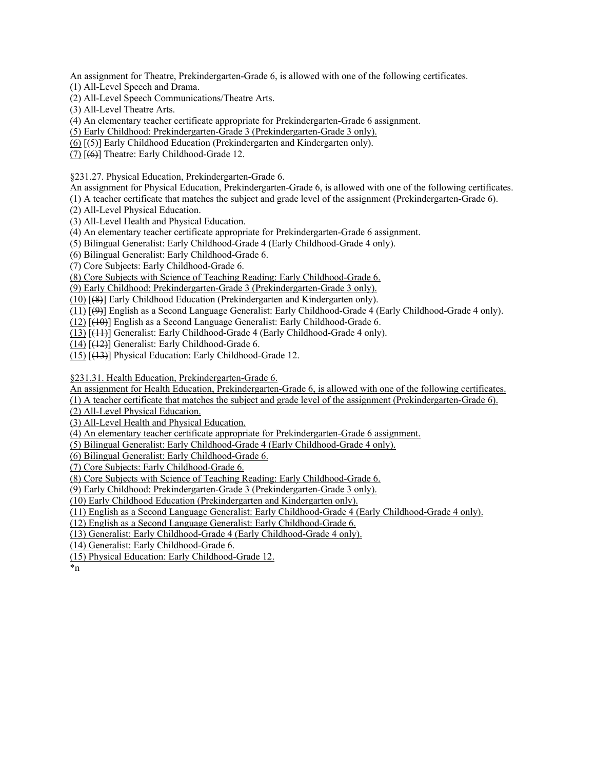An assignment for Theatre, Prekindergarten-Grade 6, is allowed with one of the following certificates.
(1) All-Level Speech and Drama.
(2) All-Level Speech Communications/Theatre Arts.
(3) All-Level Theatre Arts.
(4) An elementary teacher certificate appropriate for Prekindergarten-Grade 6 assignment.
<u>(5) Early Childhood: Prekindergarten-Grade 3 (Prekindergarten-Grade 3 only).</u>
<u>(6)</u> [~~(5)~~] Early Childhood Education (Prekindergarten and Kindergarten only).
<u>(7)</u> [~~(6)~~] Theatre: Early Childhood-Grade 12.

§231.27. Physical Education, Prekindergarten-Grade 6.
An assignment for Physical Education, Prekindergarten-Grade 6, is allowed with one of the following certificates.
(1) A teacher certificate that matches the subject and grade level of the assignment (Prekindergarten-Grade 6).
(2) All-Level Physical Education.
(3) All-Level Health and Physical Education.
(4) An elementary teacher certificate appropriate for Prekindergarten-Grade 6 assignment.
(5) Bilingual Generalist: Early Childhood-Grade 4 (Early Childhood-Grade 4 only).
(6) Bilingual Generalist: Early Childhood-Grade 6.
(7) Core Subjects: Early Childhood-Grade 6.
<u>(8) Core Subjects with Science of Teaching Reading: Early Childhood-Grade 6.</u>
<u>(9) Early Childhood: Prekindergarten-Grade 3 (Prekindergarten-Grade 3 only).</u>
<u>(10)</u> [~~(8)~~] Early Childhood Education (Prekindergarten and Kindergarten only).
<u>(11)</u> [~~(9)~~] English as a Second Language Generalist: Early Childhood-Grade 4 (Early Childhood-Grade 4 only).
<u>(12)</u> [~~(10)~~] English as a Second Language Generalist: Early Childhood-Grade 6.
<u>(13)</u> [~~(11)~~] Generalist: Early Childhood-Grade 4 (Early Childhood-Grade 4 only).
<u>(14)</u> [~~(12)~~] Generalist: Early Childhood-Grade 6.
<u>(15)</u> [~~(13)~~] Physical Education: Early Childhood-Grade 12.

<u>§231.31. Health Education, Prekindergarten-Grade 6.</u>
<u>An assignment for Health Education, Prekindergarten-Grade 6, is allowed with one of the following certificates.</u>
<u>(1) A teacher certificate that matches the subject and grade level of the assignment (Prekindergarten-Grade 6).</u>
<u>(2) All-Level Physical Education.</u>
<u>(3) All-Level Health and Physical Education.</u>
<u>(4) An elementary teacher certificate appropriate for Prekindergarten-Grade 6 assignment.</u>
<u>(5) Bilingual Generalist: Early Childhood-Grade 4 (Early Childhood-Grade 4 only).</u>
<u>(6) Bilingual Generalist: Early Childhood-Grade 6.</u>
<u>(7) Core Subjects: Early Childhood-Grade 6.</u>
<u>(8) Core Subjects with Science of Teaching Reading: Early Childhood-Grade 6.</u>
<u>(9) Early Childhood: Prekindergarten-Grade 3 (Prekindergarten-Grade 3 only).</u>
<u>(10) Early Childhood Education (Prekindergarten and Kindergarten only).</u>
<u>(11) English as a Second Language Generalist: Early Childhood-Grade 4 (Early Childhood-Grade 4 only).</u>
<u>(12) English as a Second Language Generalist: Early Childhood-Grade 6.</u>
<u>(13) Generalist: Early Childhood-Grade 4 (Early Childhood-Grade 4 only).</u>
<u>(14) Generalist: Early Childhood-Grade 6.</u>
<u>(15) Physical Education: Early Childhood-Grade 12.</u>
*n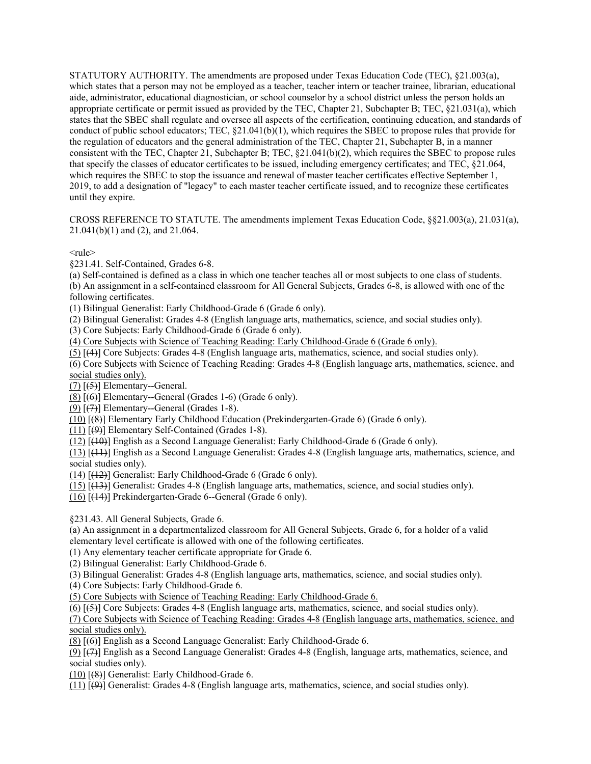STATUTORY AUTHORITY. The amendments are proposed under Texas Education Code (TEC), §21.003(a), which states that a person may not be employed as a teacher, teacher intern or teacher trainee, librarian, educational aide, administrator, educational diagnostician, or school counselor by a school district unless the person holds an appropriate certificate or permit issued as provided by the TEC, Chapter 21, Subchapter B; TEC, §21.031(a), which states that the SBEC shall regulate and oversee all aspects of the certification, continuing education, and standards of conduct of public school educators; TEC, §21.041(b)(1), which requires the SBEC to propose rules that provide for the regulation of educators and the general administration of the TEC, Chapter 21, Subchapter B, in a manner consistent with the TEC, Chapter 21, Subchapter B; TEC, §21.041(b)(2), which requires the SBEC to propose rules that specify the classes of educator certificates to be issued, including emergency certificates; and TEC, §21.064, which requires the SBEC to stop the issuance and renewal of master teacher certificates effective September 1, 2019, to add a designation of "legacy" to each master teacher certificate issued, and to recognize these certificates until they expire.

CROSS REFERENCE TO STATUTE. The amendments implement Texas Education Code, §§21.003(a), 21.031(a), 21.041(b)(1) and (2), and 21.064.

<rule>

§231.41. Self-Contained, Grades 6-8.

(a) Self-contained is defined as a class in which one teacher teaches all or most subjects to one class of students.

(b) An assignment in a self-contained classroom for All General Subjects, Grades 6-8, is allowed with one of the following certificates.

(1) Bilingual Generalist: Early Childhood-Grade 6 (Grade 6 only).

(2) Bilingual Generalist: Grades 4-8 (English language arts, mathematics, science, and social studies only).

(3) Core Subjects: Early Childhood-Grade 6 (Grade 6 only).

<u>(4) Core Subjects with Science of Teaching Reading: Early Childhood-Grade 6 (Grade 6 only).</u>

<u>(5)</u> [~~(4)~~] Core Subjects: Grades 4-8 (English language arts, mathematics, science, and social studies only).

<u>(6) Core Subjects with Science of Teaching Reading: Grades 4-8 (English language arts, mathematics, science, and social studies only).</u>

<u>(7)</u> [~~(5)~~] Elementary--General.

<u>(8)</u> [~~(6)~~] Elementary--General (Grades 1-6) (Grade 6 only).

<u>(9)</u> [~~(7)~~] Elementary--General (Grades 1-8).

<u>(10)</u> [~~(8)~~] Elementary Early Childhood Education (Prekindergarten-Grade 6) (Grade 6 only).

<u>(11)</u> [~~(9)~~] Elementary Self-Contained (Grades 1-8).

<u>(12)</u> [~~(10)~~] English as a Second Language Generalist: Early Childhood-Grade 6 (Grade 6 only).

<u>(13)</u> [~~(11)~~] English as a Second Language Generalist: Grades 4-8 (English language arts, mathematics, science, and social studies only).

<u>(14)</u> [~~(12)~~] Generalist: Early Childhood-Grade 6 (Grade 6 only).

<u>(15)</u> [~~(13)~~] Generalist: Grades 4-8 (English language arts, mathematics, science, and social studies only).

<u>(16)</u> [~~(14)~~] Prekindergarten-Grade 6--General (Grade 6 only).

§231.43. All General Subjects, Grade 6.

(a) An assignment in a departmentalized classroom for All General Subjects, Grade 6, for a holder of a valid elementary level certificate is allowed with one of the following certificates.

(1) Any elementary teacher certificate appropriate for Grade 6.

(2) Bilingual Generalist: Early Childhood-Grade 6.

(3) Bilingual Generalist: Grades 4-8 (English language arts, mathematics, science, and social studies only).

(4) Core Subjects: Early Childhood-Grade 6.

<u>(5) Core Subjects with Science of Teaching Reading: Early Childhood-Grade 6.</u>

<u>(6)</u> [~~(5)~~] Core Subjects: Grades 4-8 (English language arts, mathematics, science, and social studies only).

<u>(7) Core Subjects with Science of Teaching Reading: Grades 4-8 (English language arts, mathematics, science, and social studies only).</u>

<u>(8)</u> [~~(6)~~] English as a Second Language Generalist: Early Childhood-Grade 6.

<u>(9)</u> [~~(7)~~] English as a Second Language Generalist: Grades 4-8 (English, language arts, mathematics, science, and social studies only).

<u>(10)</u> [~~(8)~~] Generalist: Early Childhood-Grade 6.

<u>(11)</u> [~~(9)~~] Generalist: Grades 4-8 (English language arts, mathematics, science, and social studies only).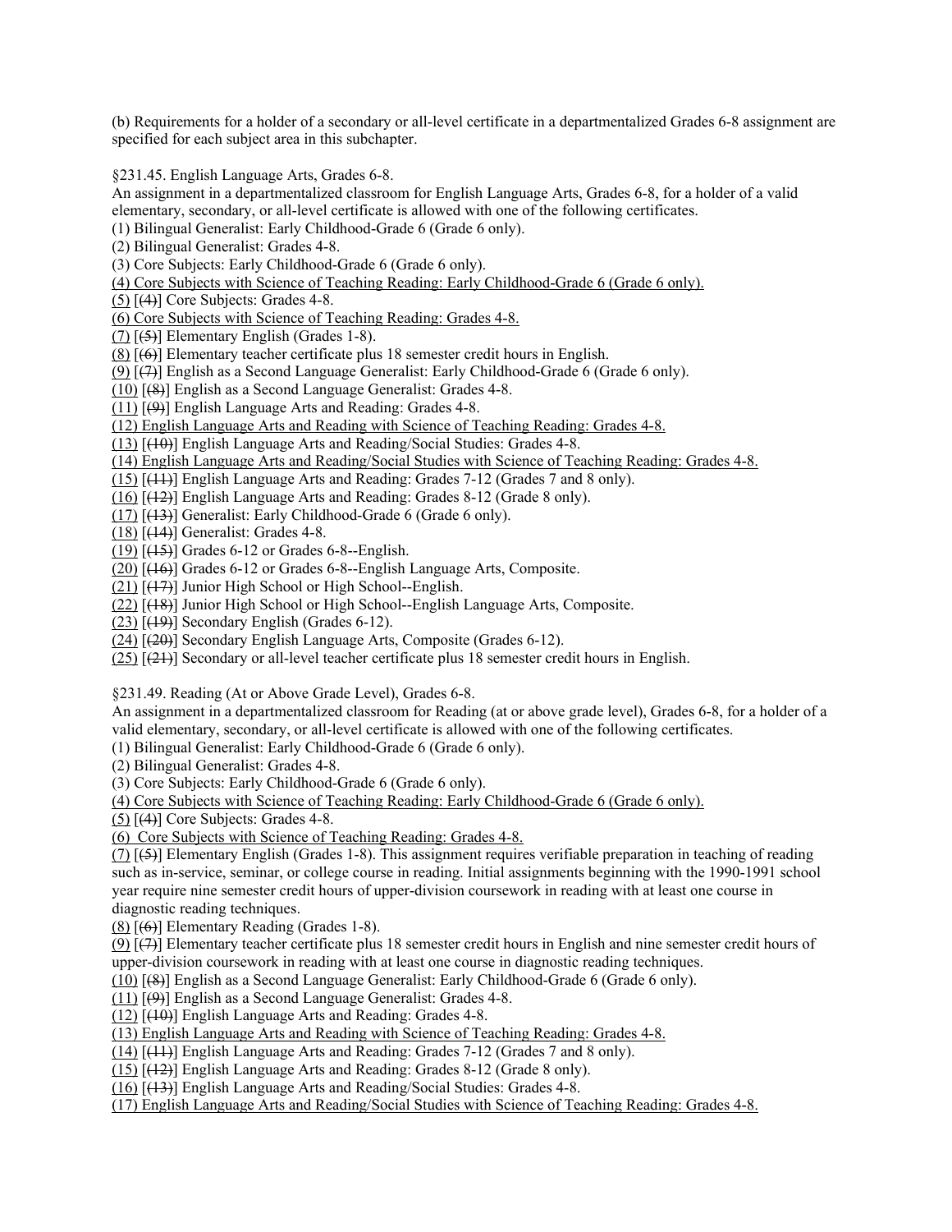(b) Requirements for a holder of a secondary or all-level certificate in a departmentalized Grades 6-8 assignment are specified for each subject area in this subchapter.

§231.45. English Language Arts, Grades 6-8.

An assignment in a departmentalized classroom for English Language Arts, Grades 6-8, for a holder of a valid elementary, secondary, or all-level certificate is allowed with one of the following certificates.

(1) Bilingual Generalist: Early Childhood-Grade 6 (Grade 6 only).

(2) Bilingual Generalist: Grades 4-8.

(3) Core Subjects: Early Childhood-Grade 6 (Grade 6 only).

<u>(4) Core Subjects with Science of Teaching Reading: Early Childhood-Grade 6 (Grade 6 only).</u>

<u>(5)</u> [~~(4)~~] Core Subjects: Grades 4-8.

<u>(6) Core Subjects with Science of Teaching Reading: Grades 4-8.</u>

<u>(7)</u> [~~(5)~~] Elementary English (Grades 1-8).

<u>(8)</u> [~~(6)~~] Elementary teacher certificate plus 18 semester credit hours in English.

<u>(9)</u> [~~(7)~~] English as a Second Language Generalist: Early Childhood-Grade 6 (Grade 6 only).

<u>(10)</u> [~~(8)~~] English as a Second Language Generalist: Grades 4-8.

<u>(11)</u> [~~(9)~~] English Language Arts and Reading: Grades 4-8.

<u>(12) English Language Arts and Reading with Science of Teaching Reading: Grades 4-8.</u>

<u>(13)</u> [~~(10)~~] English Language Arts and Reading/Social Studies: Grades 4-8.

<u>(14) English Language Arts and Reading/Social Studies with Science of Teaching Reading: Grades 4-8.</u>

<u>(15)</u> [~~(11)~~] English Language Arts and Reading: Grades 7-12 (Grades 7 and 8 only).

<u>(16)</u> [~~(12)~~] English Language Arts and Reading: Grades 8-12 (Grade 8 only).

<u>(17)</u> [~~(13)~~] Generalist: Early Childhood-Grade 6 (Grade 6 only).

<u>(18)</u> [~~(14)~~] Generalist: Grades 4-8.

<u>(19)</u> [~~(15)~~] Grades 6-12 or Grades 6-8--English.

<u>(20)</u> [~~(16)~~] Grades 6-12 or Grades 6-8--English Language Arts, Composite.

<u>(21)</u> [~~(17)~~] Junior High School or High School--English.

<u>(22)</u> [~~(18)~~] Junior High School or High School--English Language Arts, Composite.

<u>(23)</u> [~~(19)~~] Secondary English (Grades 6-12).

<u>(24)</u> [~~(20)~~] Secondary English Language Arts, Composite (Grades 6-12).

<u>(25)</u> [~~(21)~~] Secondary or all-level teacher certificate plus 18 semester credit hours in English.

§231.49. Reading (At or Above Grade Level), Grades 6-8.

An assignment in a departmentalized classroom for Reading (at or above grade level), Grades 6-8, for a holder of a valid elementary, secondary, or all-level certificate is allowed with one of the following certificates.

(1) Bilingual Generalist: Early Childhood-Grade 6 (Grade 6 only).

(2) Bilingual Generalist: Grades 4-8.

(3) Core Subjects: Early Childhood-Grade 6 (Grade 6 only).

<u>(4) Core Subjects with Science of Teaching Reading: Early Childhood-Grade 6 (Grade 6 only).</u>

<u>(5)</u> [~~(4)~~] Core Subjects: Grades 4-8.

<u>(6) Core Subjects with Science of Teaching Reading: Grades 4-8.</u>

<u>(7)</u> [~~(5)~~] Elementary English (Grades 1-8). This assignment requires verifiable preparation in teaching of reading such as in-service, seminar, or college course in reading. Initial assignments beginning with the 1990-1991 school year require nine semester credit hours of upper-division coursework in reading with at least one course in diagnostic reading techniques.

<u>(8)</u> [~~(6)~~] Elementary Reading (Grades 1-8).

<u>(9)</u> [~~(7)~~] Elementary teacher certificate plus 18 semester credit hours in English and nine semester credit hours of upper-division coursework in reading with at least one course in diagnostic reading techniques.

<u>(10)</u> [~~(8)~~] English as a Second Language Generalist: Early Childhood-Grade 6 (Grade 6 only).

<u>(11)</u> [~~(9)~~] English as a Second Language Generalist: Grades 4-8.

<u>(12)</u> [~~(10)~~] English Language Arts and Reading: Grades 4-8.

<u>(13) English Language Arts and Reading with Science of Teaching Reading: Grades 4-8.</u>

<u>(14)</u> [~~(11)~~] English Language Arts and Reading: Grades 7-12 (Grades 7 and 8 only).

<u>(15)</u> [~~(12)~~] English Language Arts and Reading: Grades 8-12 (Grade 8 only).

<u>(16)</u> [~~(13)~~] English Language Arts and Reading/Social Studies: Grades 4-8.

<u>(17) English Language Arts and Reading/Social Studies with Science of Teaching Reading: Grades 4-8.</u>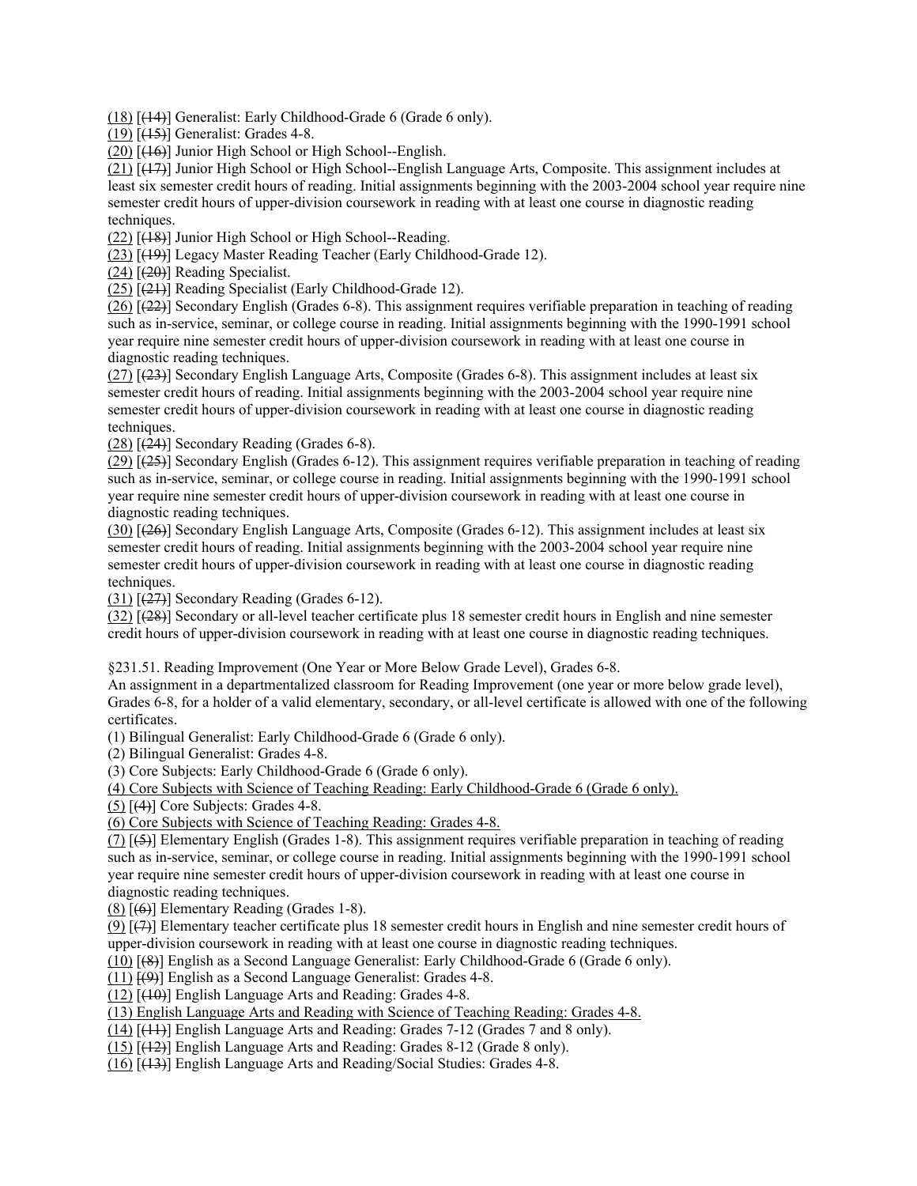(18) [(14)] Generalist: Early Childhood-Grade 6 (Grade 6 only).
(19) [(15)] Generalist: Grades 4-8.
(20) [(16)] Junior High School or High School--English.
(21) [(17)] Junior High School or High School--English Language Arts, Composite. This assignment includes at least six semester credit hours of reading. Initial assignments beginning with the 2003-2004 school year require nine semester credit hours of upper-division coursework in reading with at least one course in diagnostic reading techniques.
(22) [(18)] Junior High School or High School--Reading.
(23) [(19)] Legacy Master Reading Teacher (Early Childhood-Grade 12).
(24) [(20)] Reading Specialist.
(25) [(21)] Reading Specialist (Early Childhood-Grade 12).
(26) [(22)] Secondary English (Grades 6-8). This assignment requires verifiable preparation in teaching of reading such as in-service, seminar, or college course in reading. Initial assignments beginning with the 1990-1991 school year require nine semester credit hours of upper-division coursework in reading with at least one course in diagnostic reading techniques.
(27) [(23)] Secondary English Language Arts, Composite (Grades 6-8). This assignment includes at least six semester credit hours of reading. Initial assignments beginning with the 2003-2004 school year require nine semester credit hours of upper-division coursework in reading with at least one course in diagnostic reading techniques.
(28) [(24)] Secondary Reading (Grades 6-8).
(29) [(25)] Secondary English (Grades 6-12). This assignment requires verifiable preparation in teaching of reading such as in-service, seminar, or college course in reading. Initial assignments beginning with the 1990-1991 school year require nine semester credit hours of upper-division coursework in reading with at least one course in diagnostic reading techniques.
(30) [(26)] Secondary English Language Arts, Composite (Grades 6-12). This assignment includes at least six semester credit hours of reading. Initial assignments beginning with the 2003-2004 school year require nine semester credit hours of upper-division coursework in reading with at least one course in diagnostic reading techniques.
(31) [(27)] Secondary Reading (Grades 6-12).
(32) [(28)] Secondary or all-level teacher certificate plus 18 semester credit hours in English and nine semester credit hours of upper-division coursework in reading with at least one course in diagnostic reading techniques.

§231.51. Reading Improvement (One Year or More Below Grade Level), Grades 6-8.

An assignment in a departmentalized classroom for Reading Improvement (one year or more below grade level), Grades 6-8, for a holder of a valid elementary, secondary, or all-level certificate is allowed with one of the following certificates.
(1) Bilingual Generalist: Early Childhood-Grade 6 (Grade 6 only).
(2) Bilingual Generalist: Grades 4-8.
(3) Core Subjects: Early Childhood-Grade 6 (Grade 6 only).
(4) Core Subjects with Science of Teaching Reading: Early Childhood-Grade 6 (Grade 6 only).
(5) [(4)] Core Subjects: Grades 4-8.
(6) Core Subjects with Science of Teaching Reading: Grades 4-8.
(7) [(5)] Elementary English (Grades 1-8). This assignment requires verifiable preparation in teaching of reading such as in-service, seminar, or college course in reading. Initial assignments beginning with the 1990-1991 school year require nine semester credit hours of upper-division coursework in reading with at least one course in diagnostic reading techniques.
(8) [(6)] Elementary Reading (Grades 1-8).
(9) [(7)] Elementary teacher certificate plus 18 semester credit hours in English and nine semester credit hours of upper-division coursework in reading with at least one course in diagnostic reading techniques.
(10) [(8)] English as a Second Language Generalist: Early Childhood-Grade 6 (Grade 6 only).
(11) [(9)] English as a Second Language Generalist: Grades 4-8.
(12) [(10)] English Language Arts and Reading: Grades 4-8.
(13) English Language Arts and Reading with Science of Teaching Reading: Grades 4-8.
(14) [(11)] English Language Arts and Reading: Grades 7-12 (Grades 7 and 8 only).
(15) [(12)] English Language Arts and Reading: Grades 8-12 (Grade 8 only).
(16) [(13)] English Language Arts and Reading/Social Studies: Grades 4-8.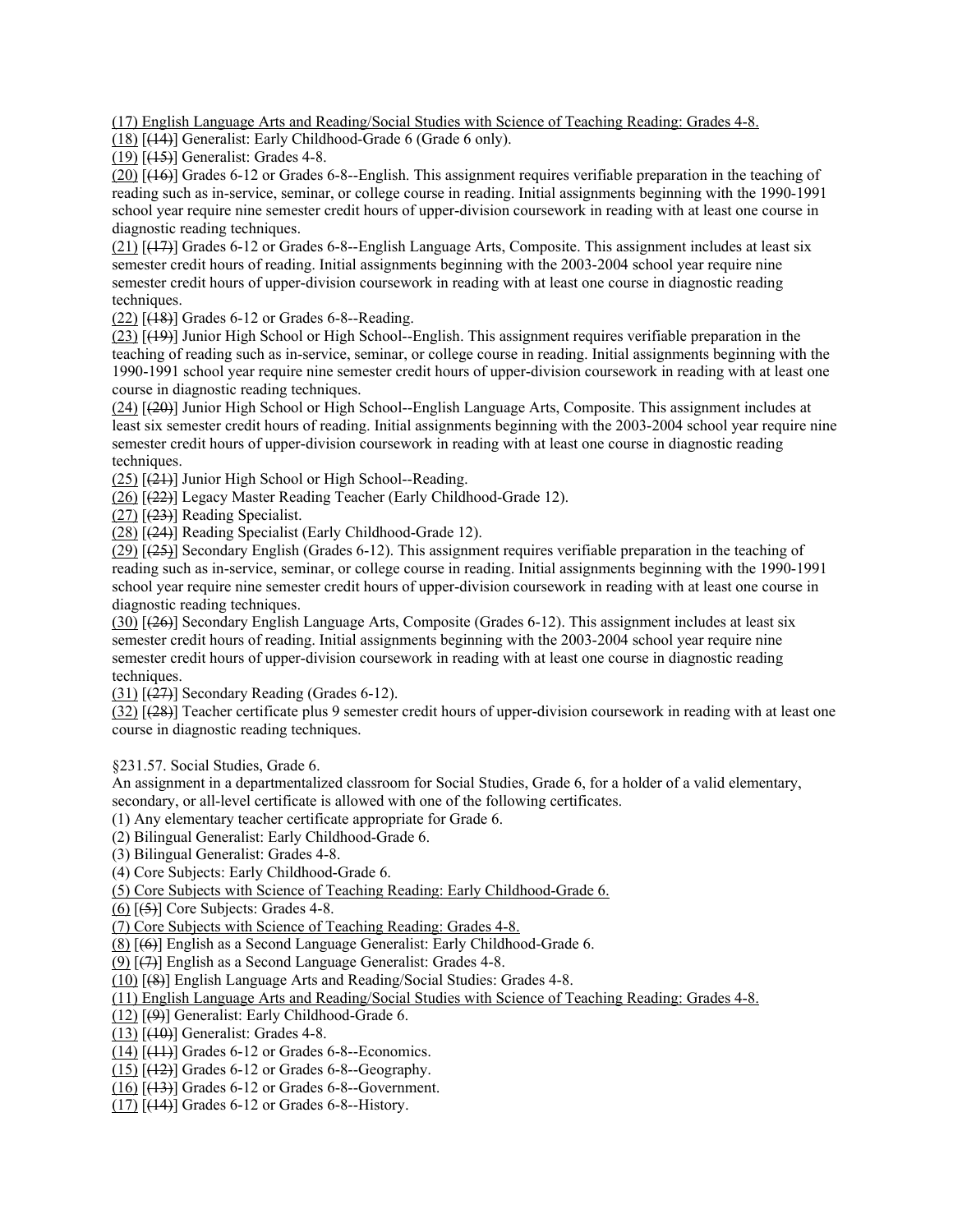(17) English Language Arts and Reading/Social Studies with Science of Teaching Reading: Grades 4-8.
(18) [(14)] Generalist: Early Childhood-Grade 6 (Grade 6 only).
(19) [(15)] Generalist: Grades 4-8.
(20) [(16)] Grades 6-12 or Grades 6-8--English. This assignment requires verifiable preparation in the teaching of reading such as in-service, seminar, or college course in reading. Initial assignments beginning with the 1990-1991 school year require nine semester credit hours of upper-division coursework in reading with at least one course in diagnostic reading techniques.
(21) [(17)] Grades 6-12 or Grades 6-8--English Language Arts, Composite. This assignment includes at least six semester credit hours of reading. Initial assignments beginning with the 2003-2004 school year require nine semester credit hours of upper-division coursework in reading with at least one course in diagnostic reading techniques.
(22) [(18)] Grades 6-12 or Grades 6-8--Reading.
(23) [(19)] Junior High School or High School--English. This assignment requires verifiable preparation in the teaching of reading such as in-service, seminar, or college course in reading. Initial assignments beginning with the 1990-1991 school year require nine semester credit hours of upper-division coursework in reading with at least one course in diagnostic reading techniques.
(24) [(20)] Junior High School or High School--English Language Arts, Composite. This assignment includes at least six semester credit hours of reading. Initial assignments beginning with the 2003-2004 school year require nine semester credit hours of upper-division coursework in reading with at least one course in diagnostic reading techniques.
(25) [(21)] Junior High School or High School--Reading.
(26) [(22)] Legacy Master Reading Teacher (Early Childhood-Grade 12).
(27) [(23)] Reading Specialist.
(28) [(24)] Reading Specialist (Early Childhood-Grade 12).
(29) [(25)] Secondary English (Grades 6-12). This assignment requires verifiable preparation in the teaching of reading such as in-service, seminar, or college course in reading. Initial assignments beginning with the 1990-1991 school year require nine semester credit hours of upper-division coursework in reading with at least one course in diagnostic reading techniques.
(30) [(26)] Secondary English Language Arts, Composite (Grades 6-12). This assignment includes at least six semester credit hours of reading. Initial assignments beginning with the 2003-2004 school year require nine semester credit hours of upper-division coursework in reading with at least one course in diagnostic reading techniques.
(31) [(27)] Secondary Reading (Grades 6-12).
(32) [(28)] Teacher certificate plus 9 semester credit hours of upper-division coursework in reading with at least one course in diagnostic reading techniques.

§231.57. Social Studies, Grade 6.

An assignment in a departmentalized classroom for Social Studies, Grade 6, for a holder of a valid elementary, secondary, or all-level certificate is allowed with one of the following certificates.
(1) Any elementary teacher certificate appropriate for Grade 6.
(2) Bilingual Generalist: Early Childhood-Grade 6.
(3) Bilingual Generalist: Grades 4-8.
(4) Core Subjects: Early Childhood-Grade 6.
(5) Core Subjects with Science of Teaching Reading: Early Childhood-Grade 6.
(6) [(5)] Core Subjects: Grades 4-8.
(7) Core Subjects with Science of Teaching Reading: Grades 4-8.
(8) [(6)] English as a Second Language Generalist: Early Childhood-Grade 6.
(9) [(7)] English as a Second Language Generalist: Grades 4-8.
(10) [(8)] English Language Arts and Reading/Social Studies: Grades 4-8.
(11) English Language Arts and Reading/Social Studies with Science of Teaching Reading: Grades 4-8.
(12) [(9)] Generalist: Early Childhood-Grade 6.
(13) [(10)] Generalist: Grades 4-8.
(14) [(11)] Grades 6-12 or Grades 6-8--Economics.
(15) [(12)] Grades 6-12 or Grades 6-8--Geography.
(16) [(13)] Grades 6-12 or Grades 6-8--Government.
(17) [(14)] Grades 6-12 or Grades 6-8--History.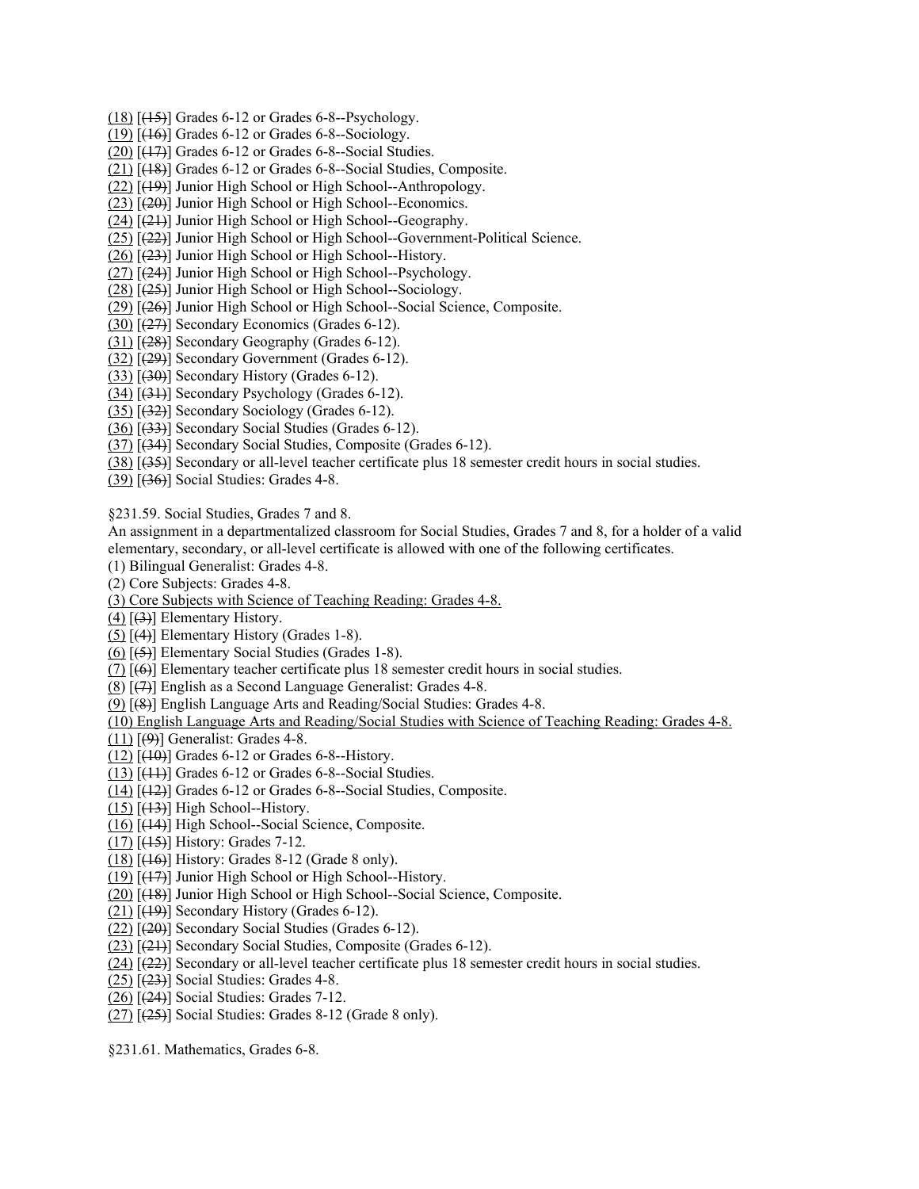(18) [(15)] Grades 6-12 or Grades 6-8--Psychology.
(19) [(16)] Grades 6-12 or Grades 6-8--Sociology.
(20) [(17)] Grades 6-12 or Grades 6-8--Social Studies.
(21) [(18)] Grades 6-12 or Grades 6-8--Social Studies, Composite.
(22) [(19)] Junior High School or High School--Anthropology.
(23) [(20)] Junior High School or High School--Economics.
(24) [(21)] Junior High School or High School--Geography.
(25) [(22)] Junior High School or High School--Government-Political Science.
(26) [(23)] Junior High School or High School--History.
(27) [(24)] Junior High School or High School--Psychology.
(28) [(25)] Junior High School or High School--Sociology.
(29) [(26)] Junior High School or High School--Social Science, Composite.
(30) [(27)] Secondary Economics (Grades 6-12).
(31) [(28)] Secondary Geography (Grades 6-12).
(32) [(29)] Secondary Government (Grades 6-12).
(33) [(30)] Secondary History (Grades 6-12).
(34) [(31)] Secondary Psychology (Grades 6-12).
(35) [(32)] Secondary Sociology (Grades 6-12).
(36) [(33)] Secondary Social Studies (Grades 6-12).
(37) [(34)] Secondary Social Studies, Composite (Grades 6-12).
(38) [(35)] Secondary or all-level teacher certificate plus 18 semester credit hours in social studies.
(39) [(36)] Social Studies: Grades 4-8.

§231.59. Social Studies, Grades 7 and 8.

An assignment in a departmentalized classroom for Social Studies, Grades 7 and 8, for a holder of a valid elementary, secondary, or all-level certificate is allowed with one of the following certificates.

(1) Bilingual Generalist: Grades 4-8.
(2) Core Subjects: Grades 4-8.
(3) Core Subjects with Science of Teaching Reading: Grades 4-8.
(4) [(3)] Elementary History.
(5) [(4)] Elementary History (Grades 1-8).
(6) [(5)] Elementary Social Studies (Grades 1-8).
(7) [(6)] Elementary teacher certificate plus 18 semester credit hours in social studies.
(8) [(7)] English as a Second Language Generalist: Grades 4-8.
(9) [(8)] English Language Arts and Reading/Social Studies: Grades 4-8.
(10) English Language Arts and Reading/Social Studies with Science of Teaching Reading: Grades 4-8.
(11) [(9)] Generalist: Grades 4-8.
(12) [(10)] Grades 6-12 or Grades 6-8--History.
(13) [(11)] Grades 6-12 or Grades 6-8--Social Studies.
(14) [(12)] Grades 6-12 or Grades 6-8--Social Studies, Composite.
(15) [(13)] High School--History.
(16) [(14)] High School--Social Science, Composite.
(17) [(15)] History: Grades 7-12.
(18) [(16)] History: Grades 8-12 (Grade 8 only).
(19) [(17)] Junior High School or High School--History.
(20) [(18)] Junior High School or High School--Social Science, Composite.
(21) [(19)] Secondary History (Grades 6-12).
(22) [(20)] Secondary Social Studies (Grades 6-12).
(23) [(21)] Secondary Social Studies, Composite (Grades 6-12).
(24) [(22)] Secondary or all-level teacher certificate plus 18 semester credit hours in social studies.
(25) [(23)] Social Studies: Grades 4-8.
(26) [(24)] Social Studies: Grades 7-12.
(27) [(25)] Social Studies: Grades 8-12 (Grade 8 only).

§231.61. Mathematics, Grades 6-8.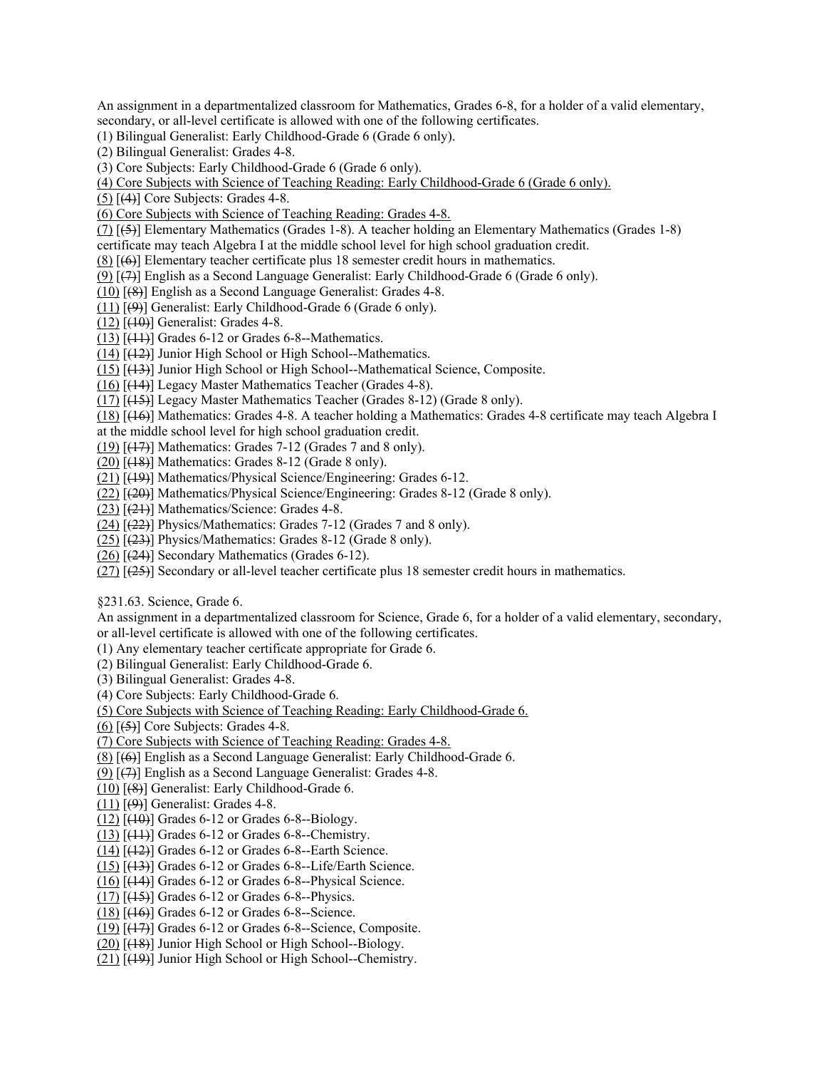An assignment in a departmentalized classroom for Mathematics, Grades 6-8, for a holder of a valid elementary, secondary, or all-level certificate is allowed with one of the following certificates.

(1) Bilingual Generalist: Early Childhood-Grade 6 (Grade 6 only).

(2) Bilingual Generalist: Grades 4-8.

(3) Core Subjects: Early Childhood-Grade 6 (Grade 6 only).

<u>(4) Core Subjects with Science of Teaching Reading: Early Childhood-Grade 6 (Grade 6 only).</u>

<u>(5)</u> [~~(4)~~] Core Subjects: Grades 4-8.

<u>(6) Core Subjects with Science of Teaching Reading: Grades 4-8.</u>

<u>(7)</u> [~~(5)~~] Elementary Mathematics (Grades 1-8). A teacher holding an Elementary Mathematics (Grades 1-8) certificate may teach Algebra I at the middle school level for high school graduation credit.

<u>(8)</u> [~~(6)~~] Elementary teacher certificate plus 18 semester credit hours in mathematics.

<u>(9)</u> [~~(7)~~] English as a Second Language Generalist: Early Childhood-Grade 6 (Grade 6 only).

<u>(10)</u> [~~(8)~~] English as a Second Language Generalist: Grades 4-8.

<u>(11)</u> [~~(9)~~] Generalist: Early Childhood-Grade 6 (Grade 6 only).

<u>(12)</u> [~~(10)~~] Generalist: Grades 4-8.

<u>(13)</u> [~~(11)~~] Grades 6-12 or Grades 6-8--Mathematics.

<u>(14)</u> [~~(12)~~] Junior High School or High School--Mathematics.

<u>(15)</u> [~~(13)~~] Junior High School or High School--Mathematical Science, Composite.

<u>(16)</u> [~~(14)~~] Legacy Master Mathematics Teacher (Grades 4-8).

<u>(17)</u> [~~(15)~~] Legacy Master Mathematics Teacher (Grades 8-12) (Grade 8 only).

<u>(18)</u> [~~(16)~~] Mathematics: Grades 4-8. A teacher holding a Mathematics: Grades 4-8 certificate may teach Algebra I at the middle school level for high school graduation credit.

<u>(19)</u> [~~(17)~~] Mathematics: Grades 7-12 (Grades 7 and 8 only).

<u>(20)</u> [~~(18)~~] Mathematics: Grades 8-12 (Grade 8 only).

<u>(21)</u> [~~(19)~~] Mathematics/Physical Science/Engineering: Grades 6-12.

<u>(22)</u> [~~(20)~~] Mathematics/Physical Science/Engineering: Grades 8-12 (Grade 8 only).

<u>(23)</u> [~~(21)~~] Mathematics/Science: Grades 4-8.

<u>(24)</u> [~~(22)~~] Physics/Mathematics: Grades 7-12 (Grades 7 and 8 only).

<u>(25)</u> [~~(23)~~] Physics/Mathematics: Grades 8-12 (Grade 8 only).

<u>(26)</u> [~~(24)~~] Secondary Mathematics (Grades 6-12).

<u>(27)</u> [~~(25)~~] Secondary or all-level teacher certificate plus 18 semester credit hours in mathematics.

§231.63. Science, Grade 6.

An assignment in a departmentalized classroom for Science, Grade 6, for a holder of a valid elementary, secondary, or all-level certificate is allowed with one of the following certificates.

(1) Any elementary teacher certificate appropriate for Grade 6.

(2) Bilingual Generalist: Early Childhood-Grade 6.

(3) Bilingual Generalist: Grades 4-8.

(4) Core Subjects: Early Childhood-Grade 6.

<u>(5) Core Subjects with Science of Teaching Reading: Early Childhood-Grade 6.</u>

<u>(6)</u> [~~(5)~~] Core Subjects: Grades 4-8.

<u>(7) Core Subjects with Science of Teaching Reading: Grades 4-8.</u>

<u>(8)</u> [~~(6)~~] English as a Second Language Generalist: Early Childhood-Grade 6.

<u>(9)</u> [~~(7)~~] English as a Second Language Generalist: Grades 4-8.

<u>(10)</u> [~~(8)~~] Generalist: Early Childhood-Grade 6.

<u>(11)</u> [~~(9)~~] Generalist: Grades 4-8.

<u>(12)</u> [~~(10)~~] Grades 6-12 or Grades 6-8--Biology.

<u>(13)</u> [~~(11)~~] Grades 6-12 or Grades 6-8--Chemistry.

<u>(14)</u> [~~(12)~~] Grades 6-12 or Grades 6-8--Earth Science.

<u>(15)</u> [~~(13)~~] Grades 6-12 or Grades 6-8--Life/Earth Science.

<u>(16)</u> [~~(14)~~] Grades 6-12 or Grades 6-8--Physical Science.

<u>(17)</u> [~~(15)~~] Grades 6-12 or Grades 6-8--Physics.

<u>(18)</u> [~~(16)~~] Grades 6-12 or Grades 6-8--Science.

<u>(19)</u> [~~(17)~~] Grades 6-12 or Grades 6-8--Science, Composite.

<u>(20)</u> [~~(18)~~] Junior High School or High School--Biology.

<u>(21)</u> [~~(19)~~] Junior High School or High School--Chemistry.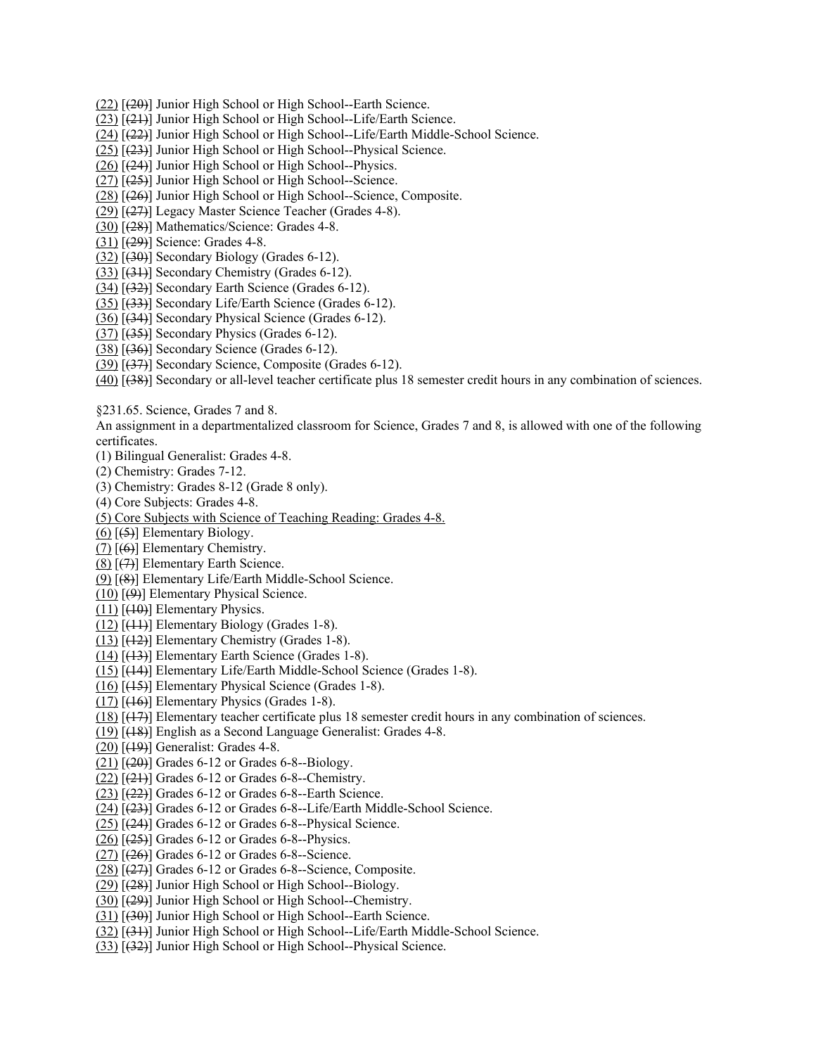<u>(22)</u> [~~(20)~~] Junior High School or High School--Earth Science.
<u>(23)</u> [~~(21)~~] Junior High School or High School--Life/Earth Science.
<u>(24)</u> [~~(22)~~] Junior High School or High School--Life/Earth Middle-School Science.
<u>(25)</u> [~~(23)~~] Junior High School or High School--Physical Science.
<u>(26)</u> [~~(24)~~] Junior High School or High School--Physics.
<u>(27)</u> [~~(25)~~] Junior High School or High School--Science.
<u>(28)</u> [~~(26)~~] Junior High School or High School--Science, Composite.
<u>(29)</u> [~~(27)~~] Legacy Master Science Teacher (Grades 4-8).
<u>(30)</u> [~~(28)~~] Mathematics/Science: Grades 4-8.
<u>(31)</u> [~~(29)~~] Science: Grades 4-8.
<u>(32)</u> [~~(30)~~] Secondary Biology (Grades 6-12).
<u>(33)</u> [~~(31)~~] Secondary Chemistry (Grades 6-12).
<u>(34)</u> [~~(32)~~] Secondary Earth Science (Grades 6-12).
<u>(35)</u> [~~(33)~~] Secondary Life/Earth Science (Grades 6-12).
<u>(36)</u> [~~(34)~~] Secondary Physical Science (Grades 6-12).
<u>(37)</u> [~~(35)~~] Secondary Physics (Grades 6-12).
<u>(38)</u> [~~(36)~~] Secondary Science (Grades 6-12).
<u>(39)</u> [~~(37)~~] Secondary Science, Composite (Grades 6-12).
<u>(40)</u> [~~(38)~~] Secondary or all-level teacher certificate plus 18 semester credit hours in any combination of sciences.

§231.65. Science, Grades 7 and 8.

An assignment in a departmentalized classroom for Science, Grades 7 and 8, is allowed with one of the following certificates.

(1) Bilingual Generalist: Grades 4-8.
(2) Chemistry: Grades 7-12.
(3) Chemistry: Grades 8-12 (Grade 8 only).
(4) Core Subjects: Grades 4-8.
<u>(5) Core Subjects with Science of Teaching Reading: Grades 4-8.</u>
<u>(6)</u> [~~(5)~~] Elementary Biology.
<u>(7)</u> [~~(6)~~] Elementary Chemistry.
<u>(8)</u> [~~(7)~~] Elementary Earth Science.
<u>(9)</u> [~~(8)~~] Elementary Life/Earth Middle-School Science.
<u>(10)</u> [~~(9)~~] Elementary Physical Science.
<u>(11)</u> [~~(10)~~] Elementary Physics.
<u>(12)</u> [~~(11)~~] Elementary Biology (Grades 1-8).
<u>(13)</u> [~~(12)~~] Elementary Chemistry (Grades 1-8).
<u>(14)</u> [~~(13)~~] Elementary Earth Science (Grades 1-8).
<u>(15)</u> [~~(14)~~] Elementary Life/Earth Middle-School Science (Grades 1-8).
<u>(16)</u> [~~(15)~~] Elementary Physical Science (Grades 1-8).
<u>(17)</u> [~~(16)~~] Elementary Physics (Grades 1-8).
<u>(18)</u> [~~(17)~~] Elementary teacher certificate plus 18 semester credit hours in any combination of sciences.
<u>(19)</u> [~~(18)~~] English as a Second Language Generalist: Grades 4-8.
<u>(20)</u> [~~(19)~~] Generalist: Grades 4-8.
<u>(21)</u> [~~(20)~~] Grades 6-12 or Grades 6-8--Biology.
<u>(22)</u> [~~(21)~~] Grades 6-12 or Grades 6-8--Chemistry.
<u>(23)</u> [~~(22)~~] Grades 6-12 or Grades 6-8--Earth Science.
<u>(24)</u> [~~(23)~~] Grades 6-12 or Grades 6-8--Life/Earth Middle-School Science.
<u>(25)</u> [~~(24)~~] Grades 6-12 or Grades 6-8--Physical Science.
<u>(26)</u> [~~(25)~~] Grades 6-12 or Grades 6-8--Physics.
<u>(27)</u> [~~(26)~~] Grades 6-12 or Grades 6-8--Science.
<u>(28)</u> [~~(27)~~] Grades 6-12 or Grades 6-8--Science, Composite.
<u>(29)</u> [~~(28)~~] Junior High School or High School--Biology.
<u>(30)</u> [~~(29)~~] Junior High School or High School--Chemistry.
<u>(31)</u> [~~(30)~~] Junior High School or High School--Earth Science.
<u>(32)</u> [~~(31)~~] Junior High School or High School--Life/Earth Middle-School Science.
<u>(33)</u> [~~(32)~~] Junior High School or High School--Physical Science.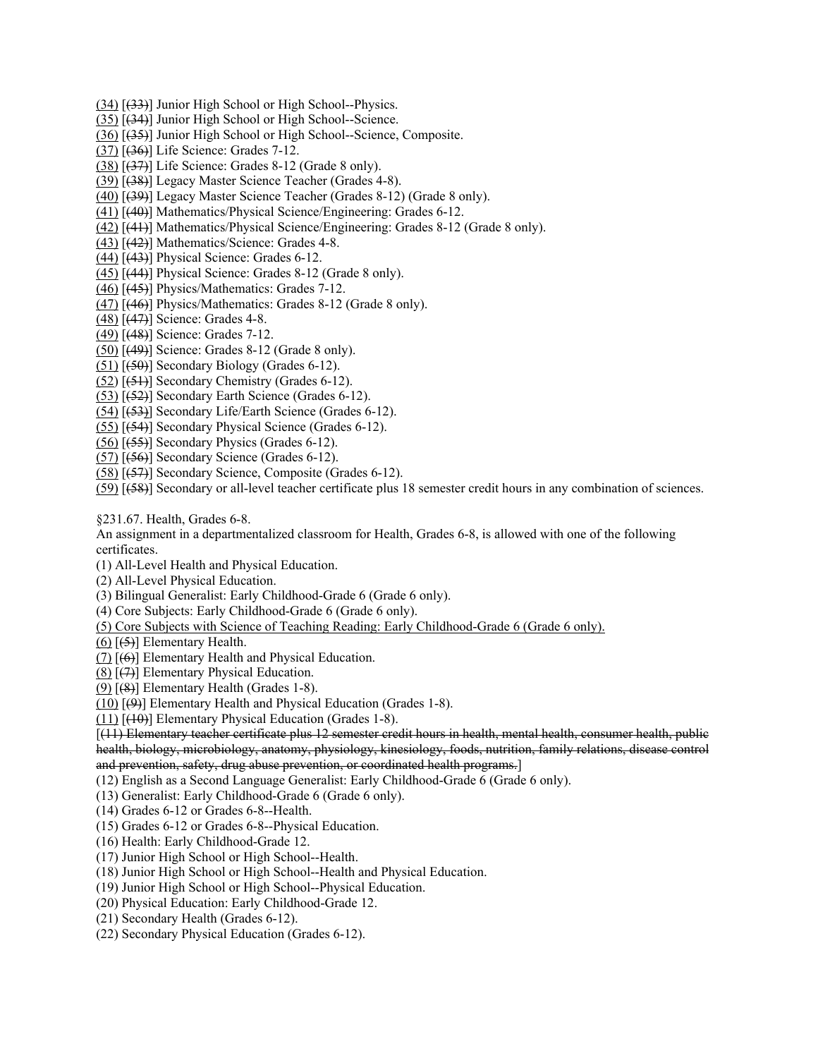<u>(34)</u> [~~(33)~~] Junior High School or High School--Physics.
<u>(35)</u> [~~(34)~~] Junior High School or High School--Science.
<u>(36)</u> [~~(35)~~] Junior High School or High School--Science, Composite.
<u>(37)</u> [~~(36)~~] Life Science: Grades 7-12.
<u>(38)</u> [~~(37)~~] Life Science: Grades 8-12 (Grade 8 only).
<u>(39)</u> [~~(38)~~] Legacy Master Science Teacher (Grades 4-8).
<u>(40)</u> [~~(39)~~] Legacy Master Science Teacher (Grades 8-12) (Grade 8 only).
<u>(41)</u> [~~(40)~~] Mathematics/Physical Science/Engineering: Grades 6-12.
<u>(42)</u> [~~(41)~~] Mathematics/Physical Science/Engineering: Grades 8-12 (Grade 8 only).
<u>(43)</u> [~~(42)~~] Mathematics/Science: Grades 4-8.
<u>(44)</u> [~~(43)~~] Physical Science: Grades 6-12.
<u>(45)</u> [~~(44)~~] Physical Science: Grades 8-12 (Grade 8 only).
<u>(46)</u> [~~(45)~~] Physics/Mathematics: Grades 7-12.
<u>(47)</u> [~~(46)~~] Physics/Mathematics: Grades 8-12 (Grade 8 only).
<u>(48)</u> [~~(47)~~] Science: Grades 4-8.
<u>(49)</u> [~~(48)~~] Science: Grades 7-12.
<u>(50)</u> [~~(49)~~] Science: Grades 8-12 (Grade 8 only).
<u>(51)</u> [~~(50)~~] Secondary Biology (Grades 6-12).
<u>(52)</u> [~~(51)~~] Secondary Chemistry (Grades 6-12).
<u>(53)</u> [~~(52)~~] Secondary Earth Science (Grades 6-12).
<u>(54)</u> [~~(53)~~] Secondary Life/Earth Science (Grades 6-12).
<u>(55)</u> [~~(54)~~] Secondary Physical Science (Grades 6-12).
<u>(56)</u> [~~(55)~~] Secondary Physics (Grades 6-12).
<u>(57)</u> [~~(56)~~] Secondary Science (Grades 6-12).
<u>(58)</u> [~~(57)~~] Secondary Science, Composite (Grades 6-12).
<u>(59)</u> [~~(58)~~] Secondary or all-level teacher certificate plus 18 semester credit hours in any combination of sciences.

§231.67. Health, Grades 6-8.
An assignment in a departmentalized classroom for Health, Grades 6-8, is allowed with one of the following certificates.
(1) All-Level Health and Physical Education.
(2) All-Level Physical Education.
(3) Bilingual Generalist: Early Childhood-Grade 6 (Grade 6 only).
(4) Core Subjects: Early Childhood-Grade 6 (Grade 6 only).
<u>(5) Core Subjects with Science of Teaching Reading: Early Childhood-Grade 6 (Grade 6 only).</u>
<u>(6)</u> [~~(5)~~] Elementary Health.
<u>(7)</u> [~~(6)~~] Elementary Health and Physical Education.
<u>(8)</u> [~~(7)~~] Elementary Physical Education.
<u>(9)</u> [~~(8)~~] Elementary Health (Grades 1-8).
<u>(10)</u> [~~(9)~~] Elementary Health and Physical Education (Grades 1-8).
<u>(11)</u> [~~(10)~~] Elementary Physical Education (Grades 1-8).
[~~(11) Elementary teacher certificate plus 12 semester credit hours in health, mental health, consumer health, public health, biology, microbiology, anatomy, physiology, kinesiology, foods, nutrition, family relations, disease control and prevention, safety, drug abuse prevention, or coordinated health programs.~~]
(12) English as a Second Language Generalist: Early Childhood-Grade 6 (Grade 6 only).
(13) Generalist: Early Childhood-Grade 6 (Grade 6 only).
(14) Grades 6-12 or Grades 6-8--Health.
(15) Grades 6-12 or Grades 6-8--Physical Education.
(16) Health: Early Childhood-Grade 12.
(17) Junior High School or High School--Health.
(18) Junior High School or High School--Health and Physical Education.
(19) Junior High School or High School--Physical Education.
(20) Physical Education: Early Childhood-Grade 12.
(21) Secondary Health (Grades 6-12).
(22) Secondary Physical Education (Grades 6-12).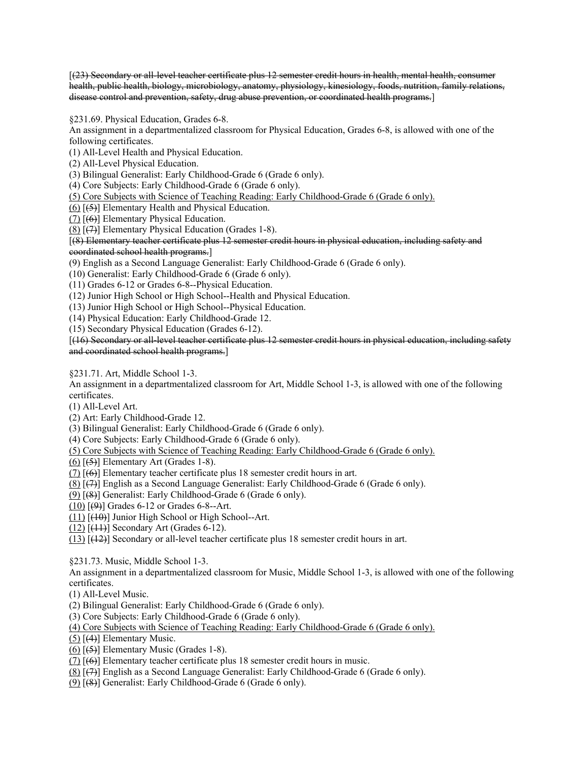[~~(23) Secondary or all-level teacher certificate plus 12 semester credit hours in health, mental health, consumer health, public health, biology, microbiology, anatomy, physiology, kinesiology, foods, nutrition, family relations, disease control and prevention, safety, drug abuse prevention, or coordinated health programs.~~]

§231.69. Physical Education, Grades 6-8.

An assignment in a departmentalized classroom for Physical Education, Grades 6-8, is allowed with one of the following certificates.

(1) All-Level Health and Physical Education.

(2) All-Level Physical Education.

(3) Bilingual Generalist: Early Childhood-Grade 6 (Grade 6 only).

(4) Core Subjects: Early Childhood-Grade 6 (Grade 6 only).

<u>(5) Core Subjects with Science of Teaching Reading: Early Childhood-Grade 6 (Grade 6 only).</u>

<u>(6)</u> [~~(5)~~] Elementary Health and Physical Education.

<u>(7)</u> [~~(6)~~] Elementary Physical Education.

<u>(8)</u> [~~(7)~~] Elementary Physical Education (Grades 1-8).

[~~(8) Elementary teacher certificate plus 12 semester credit hours in physical education, including safety and coordinated school health programs.~~]

(9) English as a Second Language Generalist: Early Childhood-Grade 6 (Grade 6 only).

(10) Generalist: Early Childhood-Grade 6 (Grade 6 only).

(11) Grades 6-12 or Grades 6-8--Physical Education.

(12) Junior High School or High School--Health and Physical Education.

(13) Junior High School or High School--Physical Education.

(14) Physical Education: Early Childhood-Grade 12.

(15) Secondary Physical Education (Grades 6-12).

[~~(16) Secondary or all-level teacher certificate plus 12 semester credit hours in physical education, including safety and coordinated school health programs.~~]

§231.71. Art, Middle School 1-3.

An assignment in a departmentalized classroom for Art, Middle School 1-3, is allowed with one of the following certificates.

(1) All-Level Art.

(2) Art: Early Childhood-Grade 12.

(3) Bilingual Generalist: Early Childhood-Grade 6 (Grade 6 only).

(4) Core Subjects: Early Childhood-Grade 6 (Grade 6 only).

<u>(5) Core Subjects with Science of Teaching Reading: Early Childhood-Grade 6 (Grade 6 only).</u>

<u>(6)</u> [~~(5)~~] Elementary Art (Grades 1-8).

<u>(7)</u> [~~(6)~~] Elementary teacher certificate plus 18 semester credit hours in art.

<u>(8)</u> [~~(7)~~] English as a Second Language Generalist: Early Childhood-Grade 6 (Grade 6 only).

<u>(9)</u> [~~(8)~~] Generalist: Early Childhood-Grade 6 (Grade 6 only).

<u>(10)</u> [~~(9)~~] Grades 6-12 or Grades 6-8--Art.

<u>(11)</u> [~~(10)~~] Junior High School or High School--Art.

<u>(12)</u> [~~(11)~~] Secondary Art (Grades 6-12).

<u>(13)</u> [~~(12)~~] Secondary or all-level teacher certificate plus 18 semester credit hours in art.

§231.73. Music, Middle School 1-3.

An assignment in a departmentalized classroom for Music, Middle School 1-3, is allowed with one of the following certificates.

(1) All-Level Music.

(2) Bilingual Generalist: Early Childhood-Grade 6 (Grade 6 only).

(3) Core Subjects: Early Childhood-Grade 6 (Grade 6 only).

<u>(4) Core Subjects with Science of Teaching Reading: Early Childhood-Grade 6 (Grade 6 only).</u>

<u>(5)</u> [~~(4)~~] Elementary Music.

<u>(6)</u> [~~(5)~~] Elementary Music (Grades 1-8).

<u>(7)</u> [~~(6)~~] Elementary teacher certificate plus 18 semester credit hours in music.

<u>(8)</u> [~~(7)~~] English as a Second Language Generalist: Early Childhood-Grade 6 (Grade 6 only).

<u>(9)</u> [~~(8)~~] Generalist: Early Childhood-Grade 6 (Grade 6 only).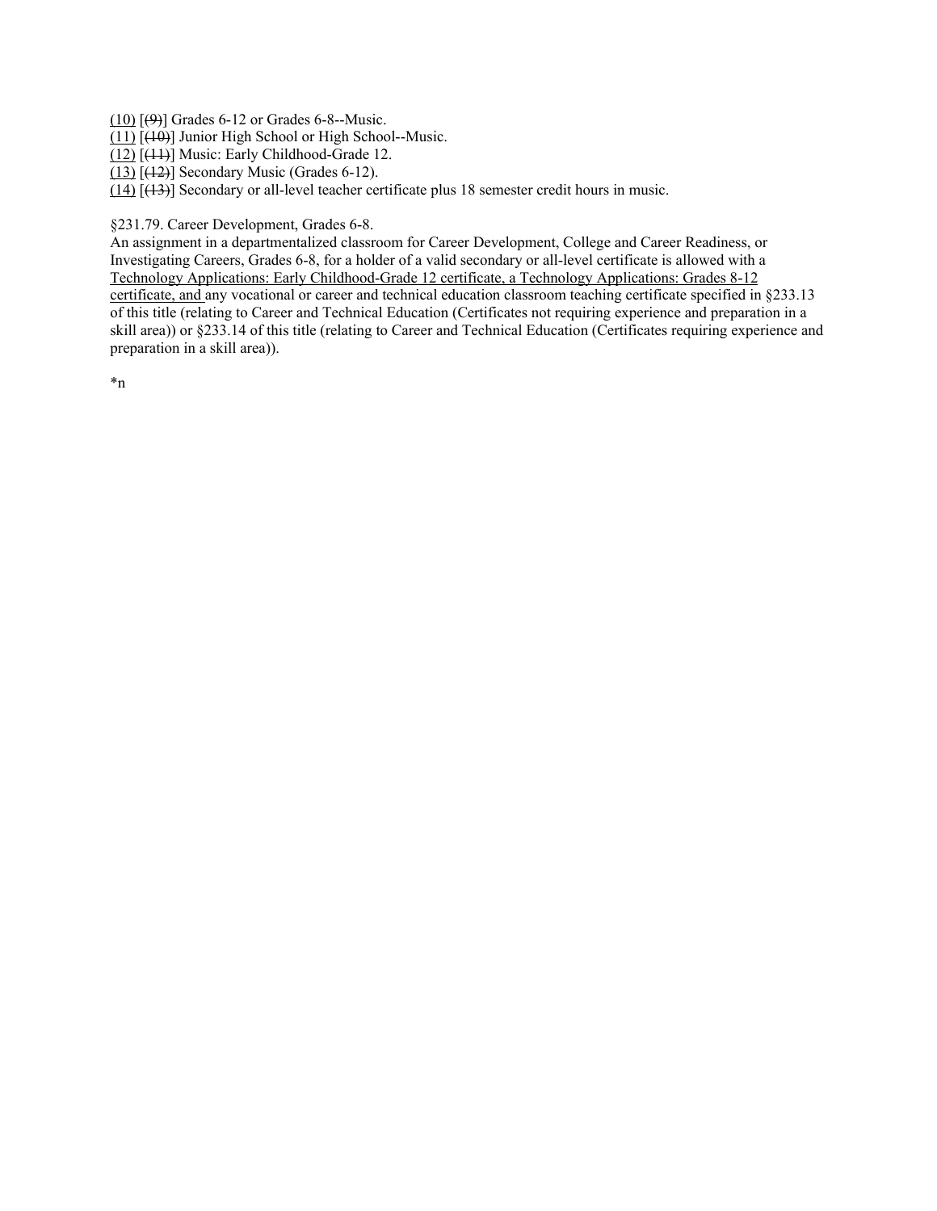(10) [(9)] Grades 6-12 or Grades 6-8--Music.
(11) [(10)] Junior High School or High School--Music.
(12) [(11)] Music: Early Childhood-Grade 12.
(13) [(12)] Secondary Music (Grades 6-12).
(14) [(13)] Secondary or all-level teacher certificate plus 18 semester credit hours in music.

§231.79. Career Development, Grades 6-8.
An assignment in a departmentalized classroom for Career Development, College and Career Readiness, or Investigating Careers, Grades 6-8, for a holder of a valid secondary or all-level certificate is allowed with a Technology Applications: Early Childhood-Grade 12 certificate, a Technology Applications: Grades 8-12 certificate, and any vocational or career and technical education classroom teaching certificate specified in §233.13 of this title (relating to Career and Technical Education (Certificates not requiring experience and preparation in a skill area)) or §233.14 of this title (relating to Career and Technical Education (Certificates requiring experience and preparation in a skill area)).

*n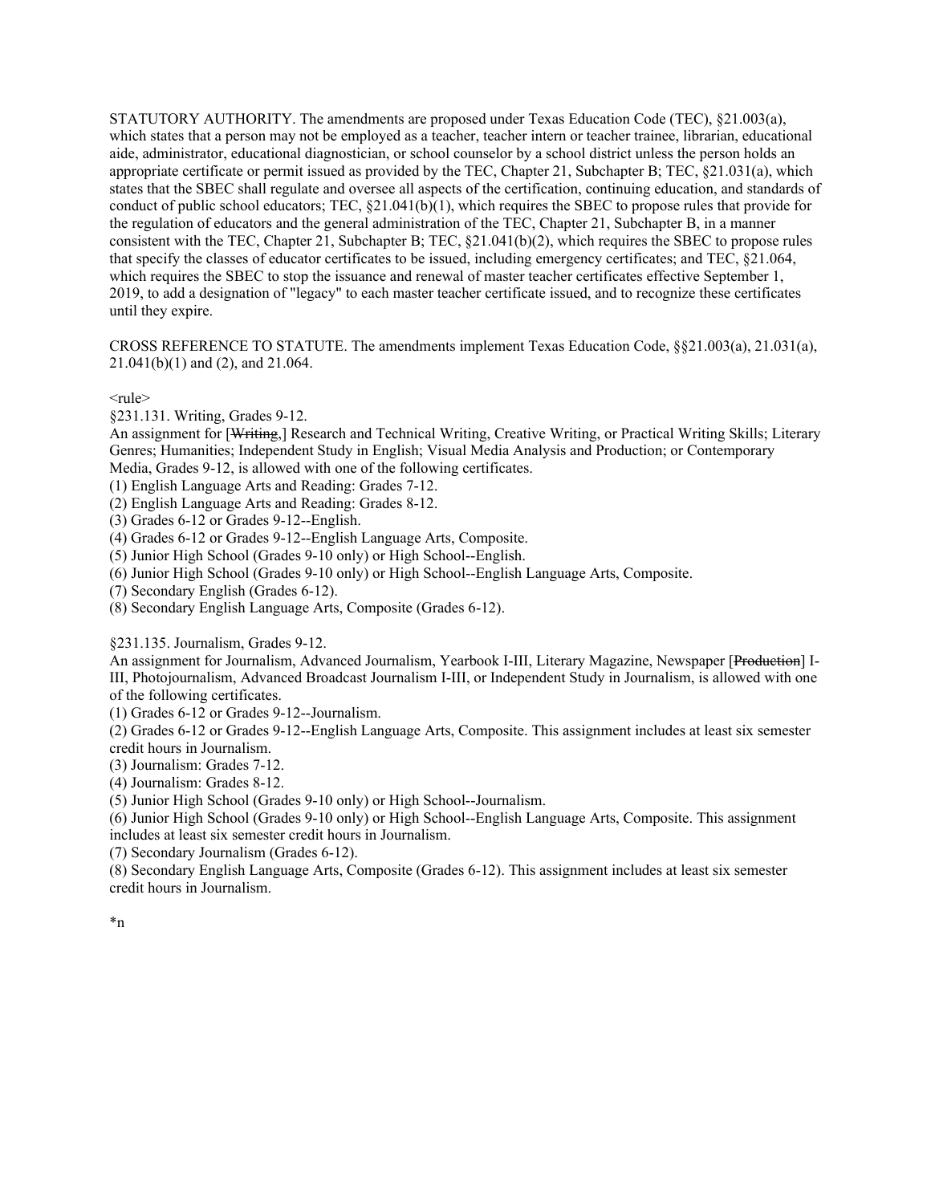STATUTORY AUTHORITY. The amendments are proposed under Texas Education Code (TEC), §21.003(a), which states that a person may not be employed as a teacher, teacher intern or teacher trainee, librarian, educational aide, administrator, educational diagnostician, or school counselor by a school district unless the person holds an appropriate certificate or permit issued as provided by the TEC, Chapter 21, Subchapter B; TEC, §21.031(a), which states that the SBEC shall regulate and oversee all aspects of the certification, continuing education, and standards of conduct of public school educators; TEC, §21.041(b)(1), which requires the SBEC to propose rules that provide for the regulation of educators and the general administration of the TEC, Chapter 21, Subchapter B, in a manner consistent with the TEC, Chapter 21, Subchapter B; TEC, §21.041(b)(2), which requires the SBEC to propose rules that specify the classes of educator certificates to be issued, including emergency certificates; and TEC, §21.064, which requires the SBEC to stop the issuance and renewal of master teacher certificates effective September 1, 2019, to add a designation of "legacy" to each master teacher certificate issued, and to recognize these certificates until they expire.

CROSS REFERENCE TO STATUTE. The amendments implement Texas Education Code, §§21.003(a), 21.031(a), 21.041(b)(1) and (2), and 21.064.

<rule>

§231.131. Writing, Grades 9-12.

An assignment for [~~Writing~~,] Research and Technical Writing, Creative Writing, or Practical Writing Skills; Literary Genres; Humanities; Independent Study in English; Visual Media Analysis and Production; or Contemporary Media, Grades 9-12, is allowed with one of the following certificates.

(1) English Language Arts and Reading: Grades 7-12.

(2) English Language Arts and Reading: Grades 8-12.

(3) Grades 6-12 or Grades 9-12--English.

(4) Grades 6-12 or Grades 9-12--English Language Arts, Composite.

(5) Junior High School (Grades 9-10 only) or High School--English.

(6) Junior High School (Grades 9-10 only) or High School--English Language Arts, Composite.

(7) Secondary English (Grades 6-12).

(8) Secondary English Language Arts, Composite (Grades 6-12).

§231.135. Journalism, Grades 9-12.

An assignment for Journalism, Advanced Journalism, Yearbook I-III, Literary Magazine, Newspaper [~~Production~~] I-III, Photojournalism, Advanced Broadcast Journalism I-III, or Independent Study in Journalism, is allowed with one of the following certificates.

(1) Grades 6-12 or Grades 9-12--Journalism.

(2) Grades 6-12 or Grades 9-12--English Language Arts, Composite. This assignment includes at least six semester credit hours in Journalism.

(3) Journalism: Grades 7-12.

(4) Journalism: Grades 8-12.

(5) Junior High School (Grades 9-10 only) or High School--Journalism.

(6) Junior High School (Grades 9-10 only) or High School--English Language Arts, Composite. This assignment includes at least six semester credit hours in Journalism.

(7) Secondary Journalism (Grades 6-12).

(8) Secondary English Language Arts, Composite (Grades 6-12). This assignment includes at least six semester credit hours in Journalism.

*n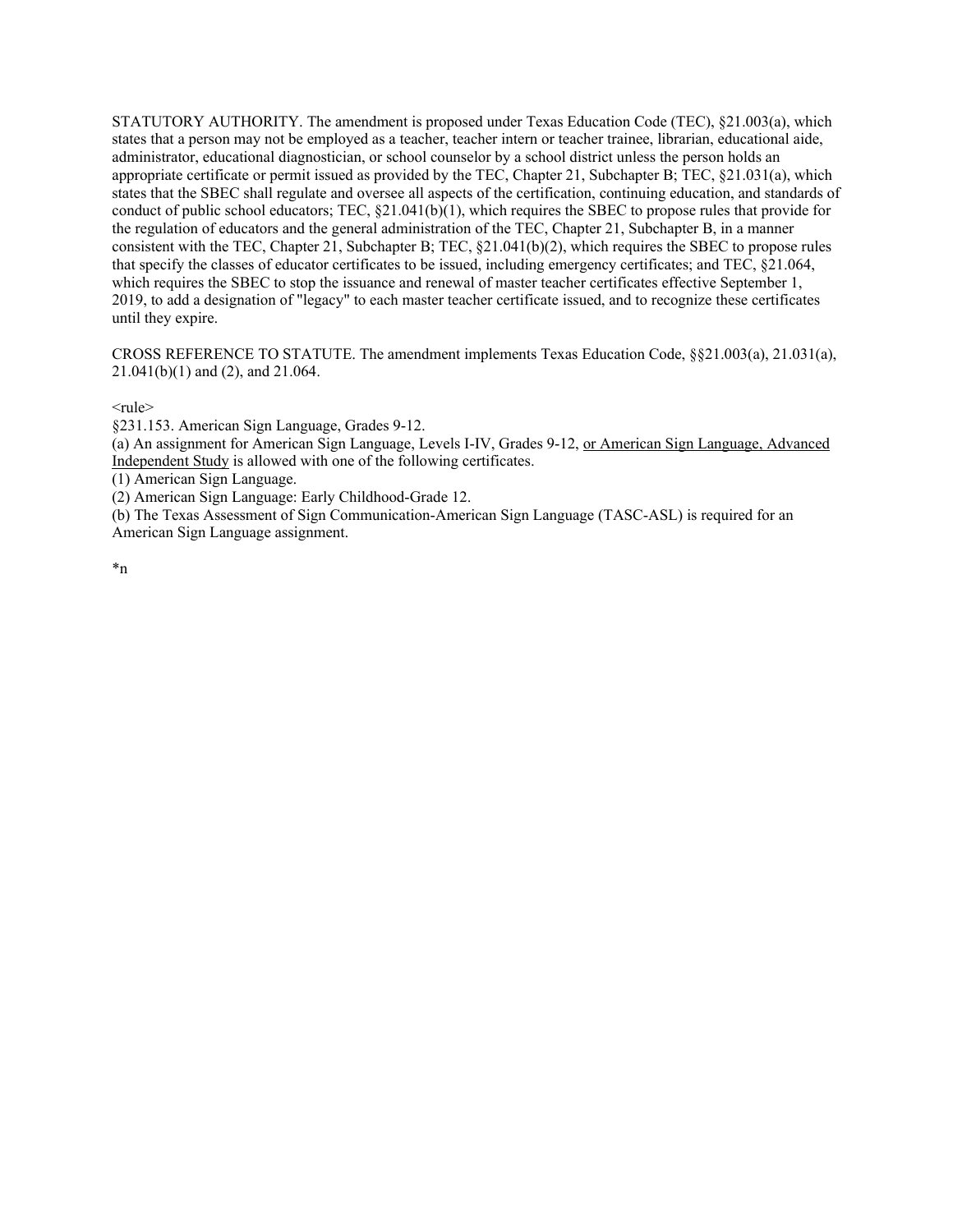STATUTORY AUTHORITY. The amendment is proposed under Texas Education Code (TEC), §21.003(a), which states that a person may not be employed as a teacher, teacher intern or teacher trainee, librarian, educational aide, administrator, educational diagnostician, or school counselor by a school district unless the person holds an appropriate certificate or permit issued as provided by the TEC, Chapter 21, Subchapter B; TEC, §21.031(a), which states that the SBEC shall regulate and oversee all aspects of the certification, continuing education, and standards of conduct of public school educators; TEC, §21.041(b)(1), which requires the SBEC to propose rules that provide for the regulation of educators and the general administration of the TEC, Chapter 21, Subchapter B, in a manner consistent with the TEC, Chapter 21, Subchapter B; TEC, §21.041(b)(2), which requires the SBEC to propose rules that specify the classes of educator certificates to be issued, including emergency certificates; and TEC, §21.064, which requires the SBEC to stop the issuance and renewal of master teacher certificates effective September 1, 2019, to add a designation of "legacy" to each master teacher certificate issued, and to recognize these certificates until they expire.

CROSS REFERENCE TO STATUTE. The amendment implements Texas Education Code, §§21.003(a), 21.031(a), 21.041(b)(1) and (2), and 21.064.

<rule>

§231.153. American Sign Language, Grades 9-12.

(a) An assignment for American Sign Language, Levels I-IV, Grades 9-12, <u>or American Sign Language, Advanced Independent Study</u> is allowed with one of the following certificates.

(1) American Sign Language.

(2) American Sign Language: Early Childhood-Grade 12.

(b) The Texas Assessment of Sign Communication-American Sign Language (TASC-ASL) is required for an American Sign Language assignment.

*n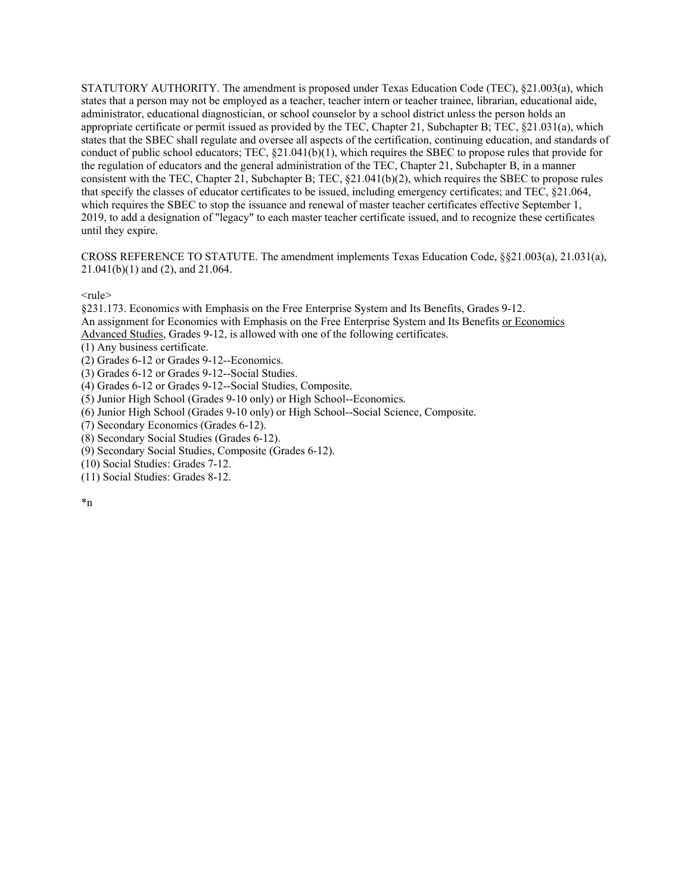STATUTORY AUTHORITY. The amendment is proposed under Texas Education Code (TEC), §21.003(a), which states that a person may not be employed as a teacher, teacher intern or teacher trainee, librarian, educational aide, administrator, educational diagnostician, or school counselor by a school district unless the person holds an appropriate certificate or permit issued as provided by the TEC, Chapter 21, Subchapter B; TEC, §21.031(a), which states that the SBEC shall regulate and oversee all aspects of the certification, continuing education, and standards of conduct of public school educators; TEC, §21.041(b)(1), which requires the SBEC to propose rules that provide for the regulation of educators and the general administration of the TEC, Chapter 21, Subchapter B, in a manner consistent with the TEC, Chapter 21, Subchapter B; TEC, §21.041(b)(2), which requires the SBEC to propose rules that specify the classes of educator certificates to be issued, including emergency certificates; and TEC, §21.064, which requires the SBEC to stop the issuance and renewal of master teacher certificates effective September 1, 2019, to add a designation of "legacy" to each master teacher certificate issued, and to recognize these certificates until they expire.

CROSS REFERENCE TO STATUTE. The amendment implements Texas Education Code, §§21.003(a), 21.031(a), 21.041(b)(1) and (2), and 21.064.

<rule>

§231.173. Economics with Emphasis on the Free Enterprise System and Its Benefits, Grades 9-12.

An assignment for Economics with Emphasis on the Free Enterprise System and Its Benefits <u>or Economics Advanced Studies</u>, Grades 9-12, is allowed with one of the following certificates.

(1) Any business certificate.

(2) Grades 6-12 or Grades 9-12--Economics.

(3) Grades 6-12 or Grades 9-12--Social Studies.

(4) Grades 6-12 or Grades 9-12--Social Studies, Composite.

(5) Junior High School (Grades 9-10 only) or High School--Economics.

(6) Junior High School (Grades 9-10 only) or High School--Social Science, Composite.

(7) Secondary Economics (Grades 6-12).

(8) Secondary Social Studies (Grades 6-12).

(9) Secondary Social Studies, Composite (Grades 6-12).

(10) Social Studies: Grades 7-12.

(11) Social Studies: Grades 8-12.

*n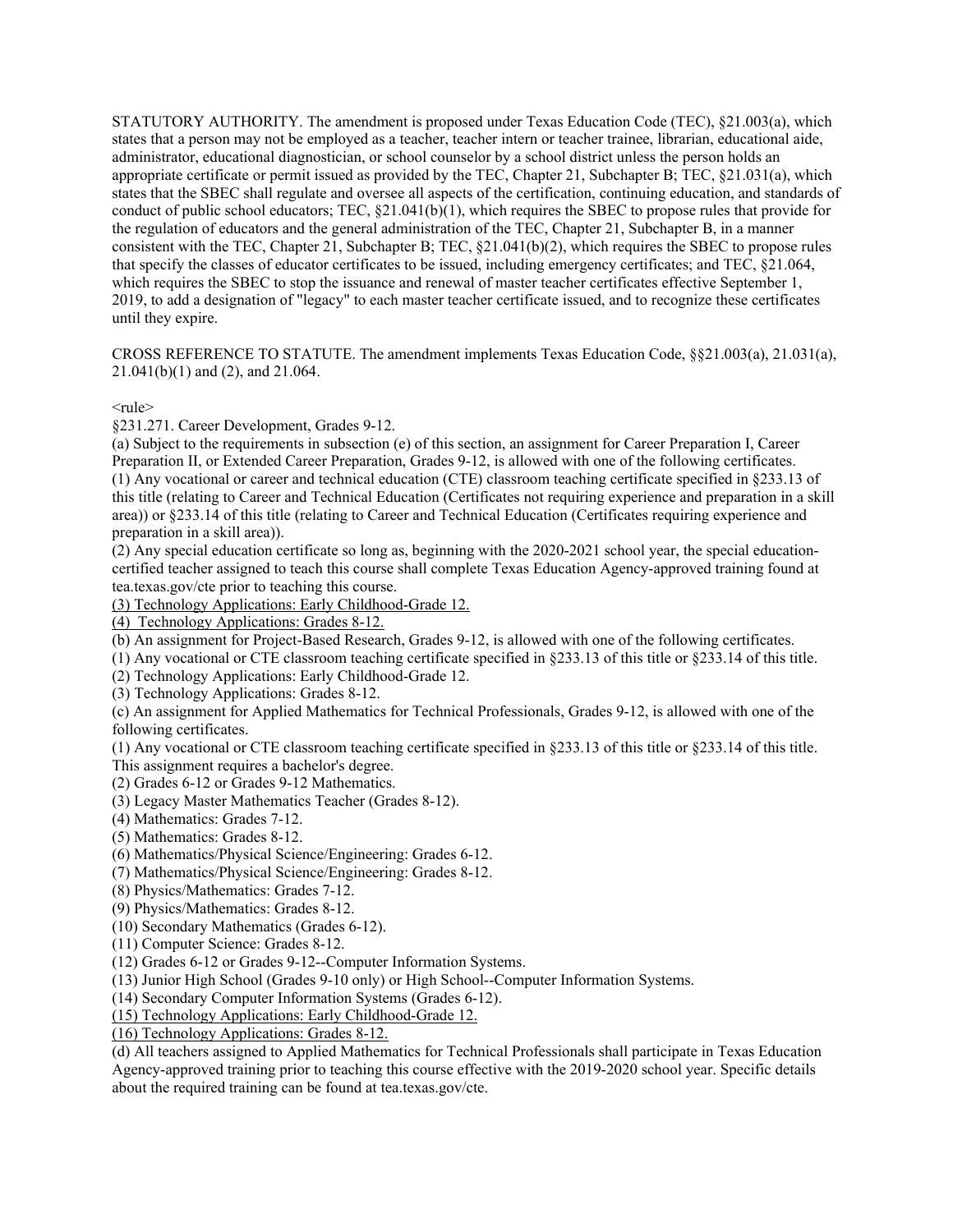STATUTORY AUTHORITY. The amendment is proposed under Texas Education Code (TEC), §21.003(a), which states that a person may not be employed as a teacher, teacher intern or teacher trainee, librarian, educational aide, administrator, educational diagnostician, or school counselor by a school district unless the person holds an appropriate certificate or permit issued as provided by the TEC, Chapter 21, Subchapter B; TEC, §21.031(a), which states that the SBEC shall regulate and oversee all aspects of the certification, continuing education, and standards of conduct of public school educators; TEC, §21.041(b)(1), which requires the SBEC to propose rules that provide for the regulation of educators and the general administration of the TEC, Chapter 21, Subchapter B, in a manner consistent with the TEC, Chapter 21, Subchapter B; TEC, §21.041(b)(2), which requires the SBEC to propose rules that specify the classes of educator certificates to be issued, including emergency certificates; and TEC, §21.064, which requires the SBEC to stop the issuance and renewal of master teacher certificates effective September 1, 2019, to add a designation of "legacy" to each master teacher certificate issued, and to recognize these certificates until they expire.

CROSS REFERENCE TO STATUTE. The amendment implements Texas Education Code, §§21.003(a), 21.031(a), 21.041(b)(1) and (2), and 21.064.

<rule>

§231.271. Career Development, Grades 9-12.

(a) Subject to the requirements in subsection (e) of this section, an assignment for Career Preparation I, Career Preparation II, or Extended Career Preparation, Grades 9-12, is allowed with one of the following certificates.

(1) Any vocational or career and technical education (CTE) classroom teaching certificate specified in §233.13 of this title (relating to Career and Technical Education (Certificates not requiring experience and preparation in a skill area)) or §233.14 of this title (relating to Career and Technical Education (Certificates requiring experience and preparation in a skill area)).

(2) Any special education certificate so long as, beginning with the 2020-2021 school year, the special education-certified teacher assigned to teach this course shall complete Texas Education Agency-approved training found at tea.texas.gov/cte prior to teaching this course.

<u>(3) Technology Applications: Early Childhood-Grade 12.</u>

<u>(4) Technology Applications: Grades 8-12.</u>

(b) An assignment for Project-Based Research, Grades 9-12, is allowed with one of the following certificates.

(1) Any vocational or CTE classroom teaching certificate specified in §233.13 of this title or §233.14 of this title.

(2) Technology Applications: Early Childhood-Grade 12.

(3) Technology Applications: Grades 8-12.

(c) An assignment for Applied Mathematics for Technical Professionals, Grades 9-12, is allowed with one of the following certificates.

(1) Any vocational or CTE classroom teaching certificate specified in §233.13 of this title or §233.14 of this title. This assignment requires a bachelor's degree.

(2) Grades 6-12 or Grades 9-12 Mathematics.

(3) Legacy Master Mathematics Teacher (Grades 8-12).

(4) Mathematics: Grades 7-12.

(5) Mathematics: Grades 8-12.

(6) Mathematics/Physical Science/Engineering: Grades 6-12.

(7) Mathematics/Physical Science/Engineering: Grades 8-12.

(8) Physics/Mathematics: Grades 7-12.

(9) Physics/Mathematics: Grades 8-12.

(10) Secondary Mathematics (Grades 6-12).

(11) Computer Science: Grades 8-12.

(12) Grades 6-12 or Grades 9-12--Computer Information Systems.

(13) Junior High School (Grades 9-10 only) or High School--Computer Information Systems.

(14) Secondary Computer Information Systems (Grades 6-12).

<u>(15) Technology Applications: Early Childhood-Grade 12.</u>

<u>(16) Technology Applications: Grades 8-12.</u>

(d) All teachers assigned to Applied Mathematics for Technical Professionals shall participate in Texas Education Agency-approved training prior to teaching this course effective with the 2019-2020 school year. Specific details about the required training can be found at tea.texas.gov/cte.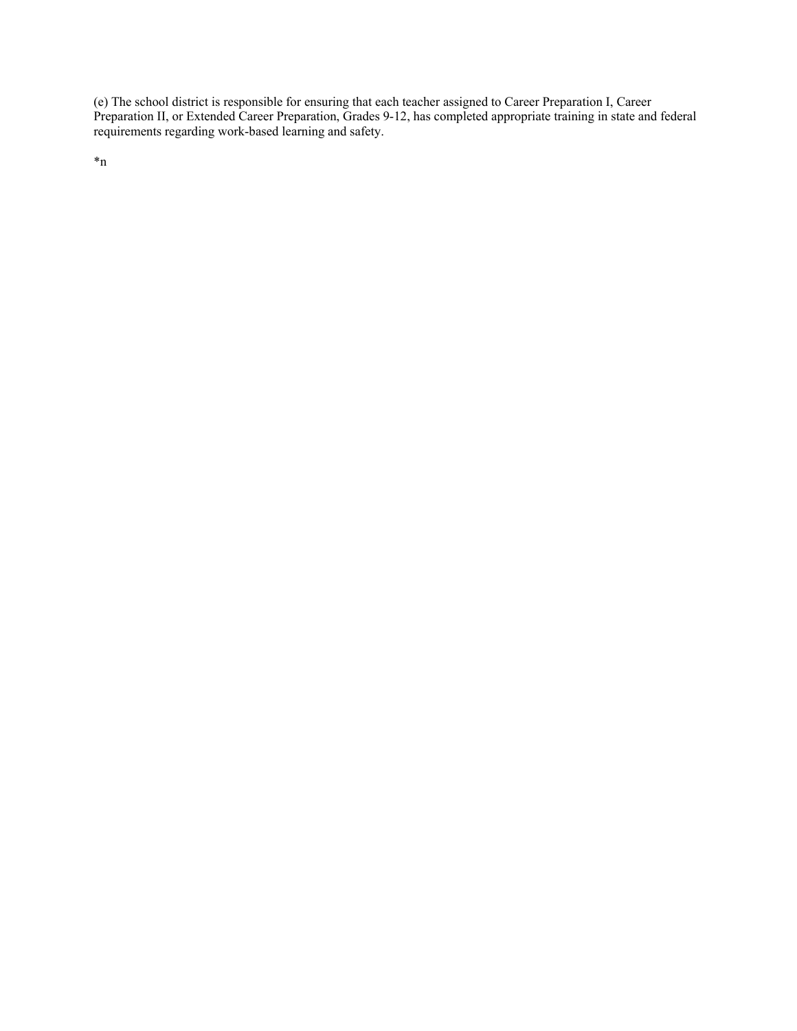(e) The school district is responsible for ensuring that each teacher assigned to Career Preparation I, Career Preparation II, or Extended Career Preparation, Grades 9-12, has completed appropriate training in state and federal requirements regarding work-based learning and safety.

*n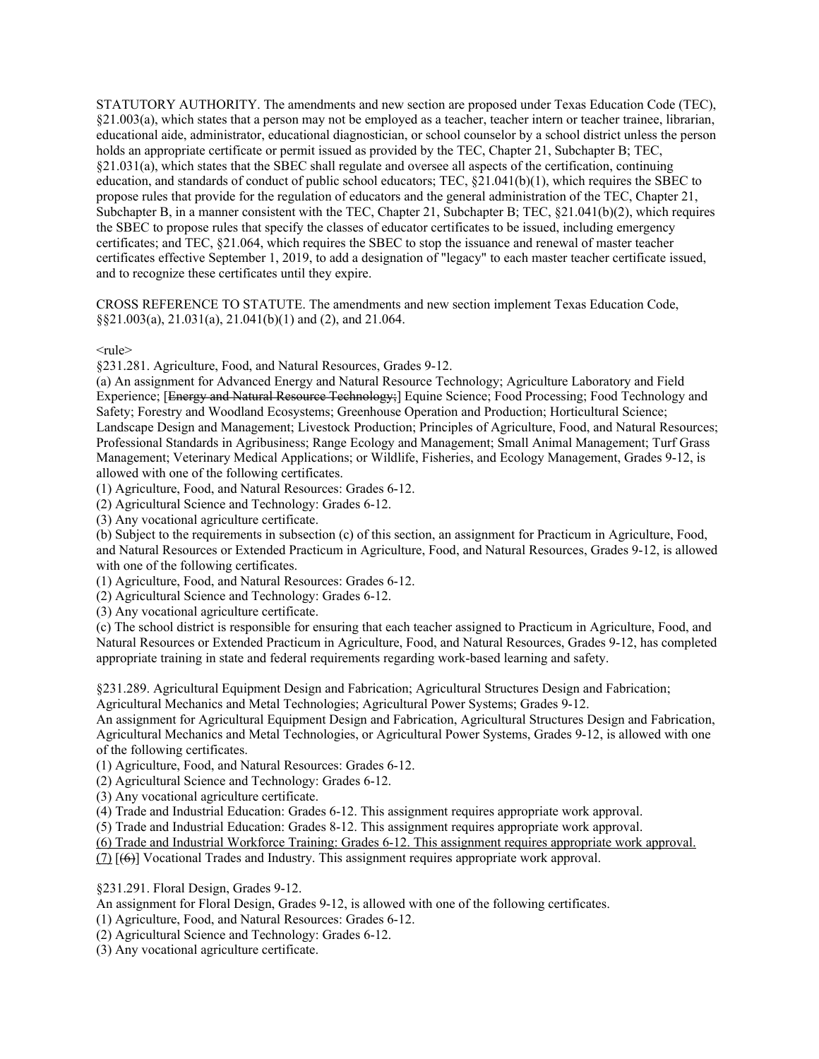STATUTORY AUTHORITY. The amendments and new section are proposed under Texas Education Code (TEC), §21.003(a), which states that a person may not be employed as a teacher, teacher intern or teacher trainee, librarian, educational aide, administrator, educational diagnostician, or school counselor by a school district unless the person holds an appropriate certificate or permit issued as provided by the TEC, Chapter 21, Subchapter B; TEC, §21.031(a), which states that the SBEC shall regulate and oversee all aspects of the certification, continuing education, and standards of conduct of public school educators; TEC, §21.041(b)(1), which requires the SBEC to propose rules that provide for the regulation of educators and the general administration of the TEC, Chapter 21, Subchapter B, in a manner consistent with the TEC, Chapter 21, Subchapter B; TEC, §21.041(b)(2), which requires the SBEC to propose rules that specify the classes of educator certificates to be issued, including emergency certificates; and TEC, §21.064, which requires the SBEC to stop the issuance and renewal of master teacher certificates effective September 1, 2019, to add a designation of "legacy" to each master teacher certificate issued, and to recognize these certificates until they expire.

CROSS REFERENCE TO STATUTE. The amendments and new section implement Texas Education Code, §§21.003(a), 21.031(a), 21.041(b)(1) and (2), and 21.064.

<rule>

§231.281. Agriculture, Food, and Natural Resources, Grades 9-12.

(a) An assignment for Advanced Energy and Natural Resource Technology; Agriculture Laboratory and Field Experience; [~~Energy and Natural Resource Technology;~~] Equine Science; Food Processing; Food Technology and Safety; Forestry and Woodland Ecosystems; Greenhouse Operation and Production; Horticultural Science; Landscape Design and Management; Livestock Production; Principles of Agriculture, Food, and Natural Resources; Professional Standards in Agribusiness; Range Ecology and Management; Small Animal Management; Turf Grass Management; Veterinary Medical Applications; or Wildlife, Fisheries, and Ecology Management, Grades 9-12, is allowed with one of the following certificates.

(1) Agriculture, Food, and Natural Resources: Grades 6-12.

(2) Agricultural Science and Technology: Grades 6-12.

(3) Any vocational agriculture certificate.

(b) Subject to the requirements in subsection (c) of this section, an assignment for Practicum in Agriculture, Food, and Natural Resources or Extended Practicum in Agriculture, Food, and Natural Resources, Grades 9-12, is allowed with one of the following certificates.

(1) Agriculture, Food, and Natural Resources: Grades 6-12.

(2) Agricultural Science and Technology: Grades 6-12.

(3) Any vocational agriculture certificate.

(c) The school district is responsible for ensuring that each teacher assigned to Practicum in Agriculture, Food, and Natural Resources or Extended Practicum in Agriculture, Food, and Natural Resources, Grades 9-12, has completed appropriate training in state and federal requirements regarding work-based learning and safety.

§231.289. Agricultural Equipment Design and Fabrication; Agricultural Structures Design and Fabrication; Agricultural Mechanics and Metal Technologies; Agricultural Power Systems; Grades 9-12.

An assignment for Agricultural Equipment Design and Fabrication, Agricultural Structures Design and Fabrication, Agricultural Mechanics and Metal Technologies, or Agricultural Power Systems, Grades 9-12, is allowed with one of the following certificates.

(1) Agriculture, Food, and Natural Resources: Grades 6-12.

(2) Agricultural Science and Technology: Grades 6-12.

(3) Any vocational agriculture certificate.

(4) Trade and Industrial Education: Grades 6-12. This assignment requires appropriate work approval.

(5) Trade and Industrial Education: Grades 8-12. This assignment requires appropriate work approval.

<u>(6) Trade and Industrial Workforce Training: Grades 6-12. This assignment requires appropriate work approval.</u>

<u>(7)</u> [~~(6)~~] Vocational Trades and Industry. This assignment requires appropriate work approval.

§231.291. Floral Design, Grades 9-12.

An assignment for Floral Design, Grades 9-12, is allowed with one of the following certificates.

(1) Agriculture, Food, and Natural Resources: Grades 6-12.

(2) Agricultural Science and Technology: Grades 6-12.

(3) Any vocational agriculture certificate.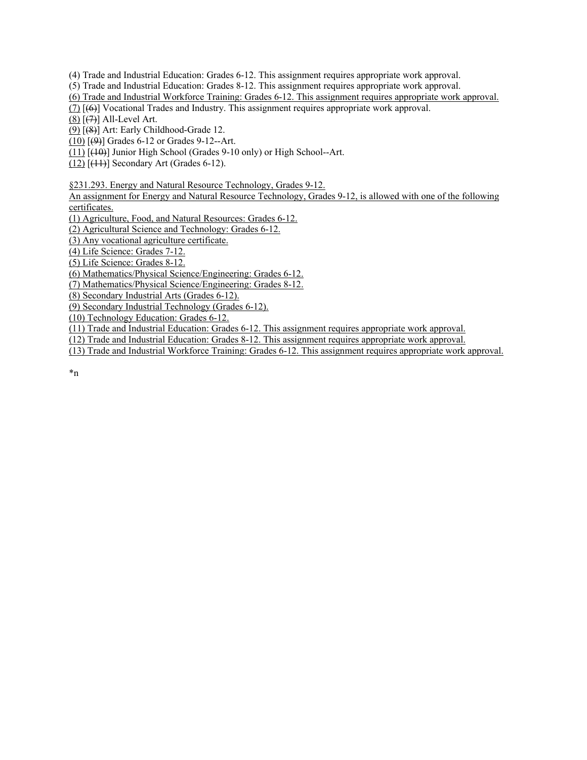(4) Trade and Industrial Education: Grades 6-12. This assignment requires appropriate work approval.

(5) Trade and Industrial Education: Grades 8-12. This assignment requires appropriate work approval.

<u>(6) Trade and Industrial Workforce Training: Grades 6-12. This assignment requires appropriate work approval.</u>

<u>(7)</u> [~~(6)~~] Vocational Trades and Industry. This assignment requires appropriate work approval.

<u>(8)</u> [~~(7)~~] All-Level Art.

<u>(9)</u> [~~(8)~~] Art: Early Childhood-Grade 12.

<u>(10)</u> [~~(9)~~] Grades 6-12 or Grades 9-12--Art.

<u>(11)</u> [~~(10)~~] Junior High School (Grades 9-10 only) or High School--Art.

<u>(12)</u> [~~(11)~~] Secondary Art (Grades 6-12).

<u>§231.293. Energy and Natural Resource Technology, Grades 9-12.</u>

<u>An assignment for Energy and Natural Resource Technology, Grades 9-12, is allowed with one of the following certificates.</u>

<u>(1) Agriculture, Food, and Natural Resources: Grades 6-12.</u>

<u>(2) Agricultural Science and Technology: Grades 6-12.</u>

<u>(3) Any vocational agriculture certificate.</u>

<u>(4) Life Science: Grades 7-12.</u>

<u>(5) Life Science: Grades 8-12.</u>

<u>(6) Mathematics/Physical Science/Engineering: Grades 6-12.</u>

<u>(7) Mathematics/Physical Science/Engineering: Grades 8-12.</u>

<u>(8) Secondary Industrial Arts (Grades 6-12).</u>

<u>(9) Secondary Industrial Technology (Grades 6-12).</u>

<u>(10) Technology Education: Grades 6-12.</u>

<u>(11) Trade and Industrial Education: Grades 6-12. This assignment requires appropriate work approval.</u>

<u>(12) Trade and Industrial Education: Grades 8-12. This assignment requires appropriate work approval.</u>

<u>(13) Trade and Industrial Workforce Training: Grades 6-12. This assignment requires appropriate work approval.</u>

*n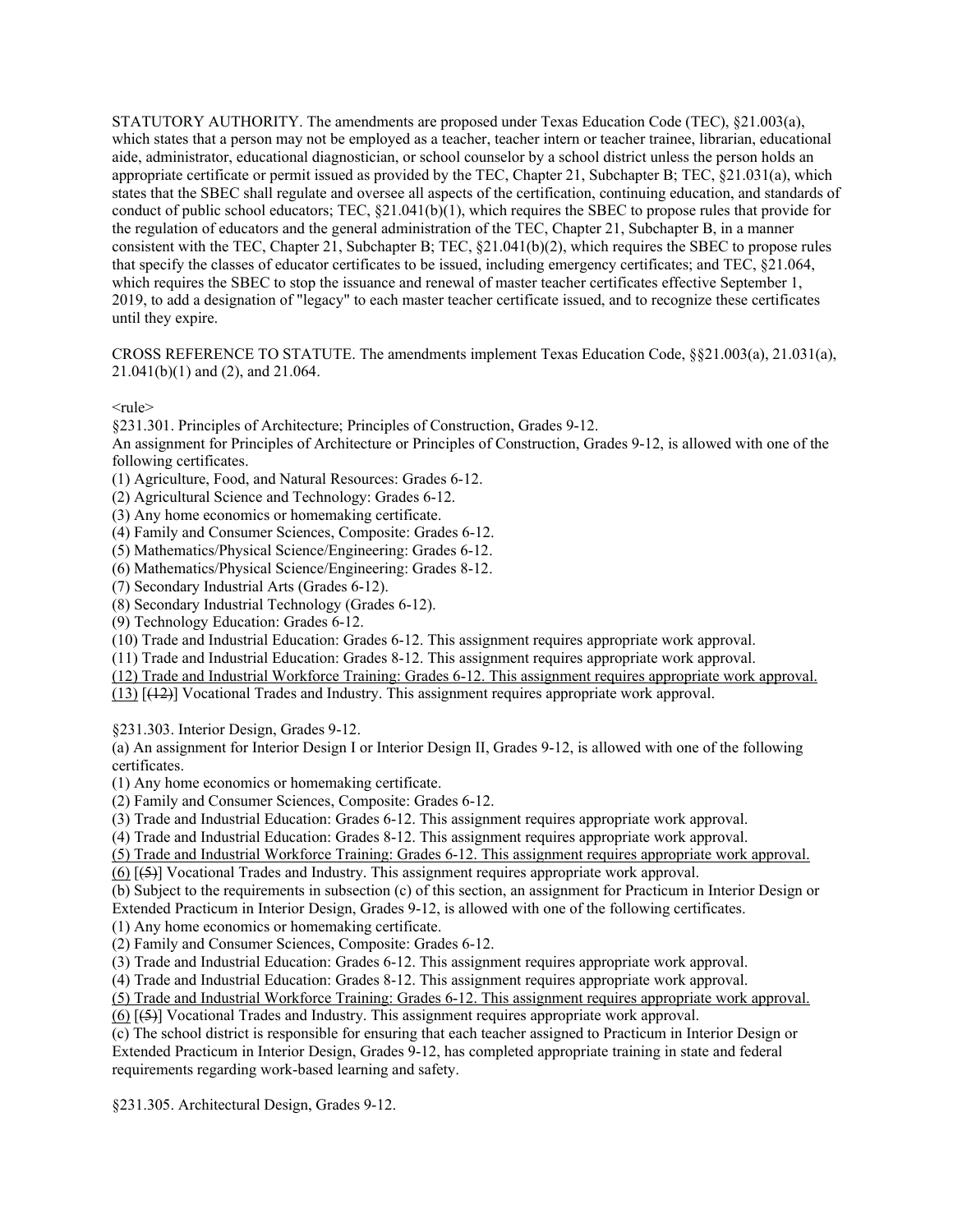STATUTORY AUTHORITY. The amendments are proposed under Texas Education Code (TEC), §21.003(a), which states that a person may not be employed as a teacher, teacher intern or teacher trainee, librarian, educational aide, administrator, educational diagnostician, or school counselor by a school district unless the person holds an appropriate certificate or permit issued as provided by the TEC, Chapter 21, Subchapter B; TEC, §21.031(a), which states that the SBEC shall regulate and oversee all aspects of the certification, continuing education, and standards of conduct of public school educators; TEC, §21.041(b)(1), which requires the SBEC to propose rules that provide for the regulation of educators and the general administration of the TEC, Chapter 21, Subchapter B, in a manner consistent with the TEC, Chapter 21, Subchapter B; TEC, §21.041(b)(2), which requires the SBEC to propose rules that specify the classes of educator certificates to be issued, including emergency certificates; and TEC, §21.064, which requires the SBEC to stop the issuance and renewal of master teacher certificates effective September 1, 2019, to add a designation of "legacy" to each master teacher certificate issued, and to recognize these certificates until they expire.

CROSS REFERENCE TO STATUTE. The amendments implement Texas Education Code, §§21.003(a), 21.031(a), 21.041(b)(1) and (2), and 21.064.

<rule>

§231.301. Principles of Architecture; Principles of Construction, Grades 9-12.

An assignment for Principles of Architecture or Principles of Construction, Grades 9-12, is allowed with one of the following certificates.

(1) Agriculture, Food, and Natural Resources: Grades 6-12.

(2) Agricultural Science and Technology: Grades 6-12.

(3) Any home economics or homemaking certificate.

(4) Family and Consumer Sciences, Composite: Grades 6-12.

(5) Mathematics/Physical Science/Engineering: Grades 6-12.

(6) Mathematics/Physical Science/Engineering: Grades 8-12.

(7) Secondary Industrial Arts (Grades 6-12).

(8) Secondary Industrial Technology (Grades 6-12).

(9) Technology Education: Grades 6-12.

(10) Trade and Industrial Education: Grades 6-12. This assignment requires appropriate work approval.

(11) Trade and Industrial Education: Grades 8-12. This assignment requires appropriate work approval.

<u>(12) Trade and Industrial Workforce Training: Grades 6-12. This assignment requires appropriate work approval.</u>

<u>(13)</u> [~~(12)~~] Vocational Trades and Industry. This assignment requires appropriate work approval.

§231.303. Interior Design, Grades 9-12.

(a) An assignment for Interior Design I or Interior Design II, Grades 9-12, is allowed with one of the following certificates.

(1) Any home economics or homemaking certificate.

(2) Family and Consumer Sciences, Composite: Grades 6-12.

(3) Trade and Industrial Education: Grades 6-12. This assignment requires appropriate work approval.

(4) Trade and Industrial Education: Grades 8-12. This assignment requires appropriate work approval.

<u>(5) Trade and Industrial Workforce Training: Grades 6-12. This assignment requires appropriate work approval.</u>

<u>(6)</u> [~~(5)~~] Vocational Trades and Industry. This assignment requires appropriate work approval.

(b) Subject to the requirements in subsection (c) of this section, an assignment for Practicum in Interior Design or Extended Practicum in Interior Design, Grades 9-12, is allowed with one of the following certificates.

(1) Any home economics or homemaking certificate.

(2) Family and Consumer Sciences, Composite: Grades 6-12.

(3) Trade and Industrial Education: Grades 6-12. This assignment requires appropriate work approval.

(4) Trade and Industrial Education: Grades 8-12. This assignment requires appropriate work approval.

<u>(5) Trade and Industrial Workforce Training: Grades 6-12. This assignment requires appropriate work approval.</u>

<u>(6)</u> [~~(5)~~] Vocational Trades and Industry. This assignment requires appropriate work approval.

(c) The school district is responsible for ensuring that each teacher assigned to Practicum in Interior Design or Extended Practicum in Interior Design, Grades 9-12, has completed appropriate training in state and federal requirements regarding work-based learning and safety.

§231.305. Architectural Design, Grades 9-12.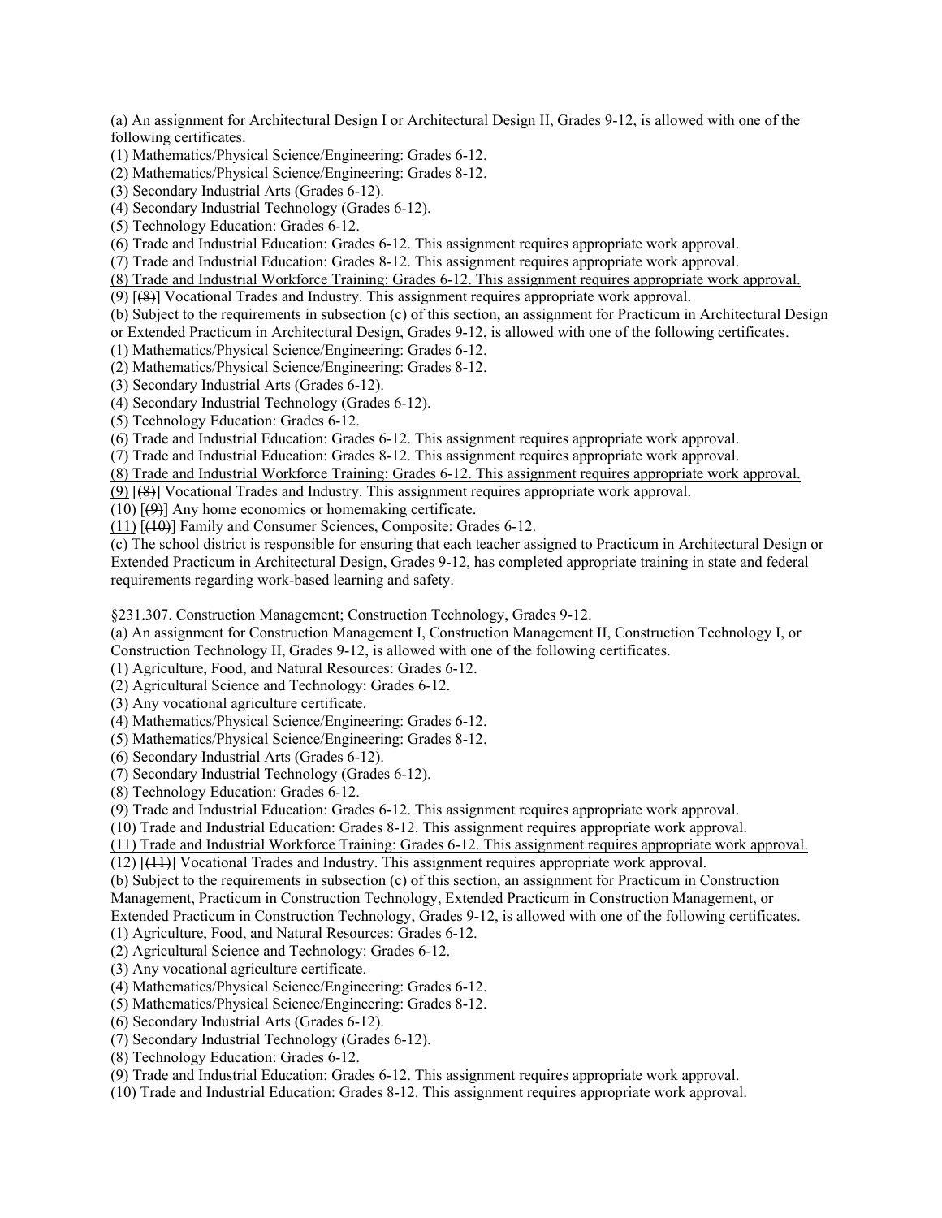(a) An assignment for Architectural Design I or Architectural Design II, Grades 9-12, is allowed with one of the following certificates.

(1) Mathematics/Physical Science/Engineering: Grades 6-12.

(2) Mathematics/Physical Science/Engineering: Grades 8-12.

(3) Secondary Industrial Arts (Grades 6-12).

(4) Secondary Industrial Technology (Grades 6-12).

(5) Technology Education: Grades 6-12.

(6) Trade and Industrial Education: Grades 6-12. This assignment requires appropriate work approval.

(7) Trade and Industrial Education: Grades 8-12. This assignment requires appropriate work approval.

<u>(8) Trade and Industrial Workforce Training: Grades 6-12. This assignment requires appropriate work approval.</u>

<u>(9)</u> [~~(8)~~] Vocational Trades and Industry. This assignment requires appropriate work approval.

(b) Subject to the requirements in subsection (c) of this section, an assignment for Practicum in Architectural Design or Extended Practicum in Architectural Design, Grades 9-12, is allowed with one of the following certificates.

(1) Mathematics/Physical Science/Engineering: Grades 6-12.

(2) Mathematics/Physical Science/Engineering: Grades 8-12.

(3) Secondary Industrial Arts (Grades 6-12).

(4) Secondary Industrial Technology (Grades 6-12).

(5) Technology Education: Grades 6-12.

(6) Trade and Industrial Education: Grades 6-12. This assignment requires appropriate work approval.

(7) Trade and Industrial Education: Grades 8-12. This assignment requires appropriate work approval.

<u>(8) Trade and Industrial Workforce Training: Grades 6-12. This assignment requires appropriate work approval.</u>

<u>(9)</u> [~~(8)~~] Vocational Trades and Industry. This assignment requires appropriate work approval.

<u>(10)</u> [~~(9)~~] Any home economics or homemaking certificate.

<u>(11)</u> [~~(10)~~] Family and Consumer Sciences, Composite: Grades 6-12.

(c) The school district is responsible for ensuring that each teacher assigned to Practicum in Architectural Design or Extended Practicum in Architectural Design, Grades 9-12, has completed appropriate training in state and federal requirements regarding work-based learning and safety.

§231.307. Construction Management; Construction Technology, Grades 9-12.

(a) An assignment for Construction Management I, Construction Management II, Construction Technology I, or Construction Technology II, Grades 9-12, is allowed with one of the following certificates.

(1) Agriculture, Food, and Natural Resources: Grades 6-12.

(2) Agricultural Science and Technology: Grades 6-12.

(3) Any vocational agriculture certificate.

(4) Mathematics/Physical Science/Engineering: Grades 6-12.

(5) Mathematics/Physical Science/Engineering: Grades 8-12.

(6) Secondary Industrial Arts (Grades 6-12).

(7) Secondary Industrial Technology (Grades 6-12).

(8) Technology Education: Grades 6-12.

(9) Trade and Industrial Education: Grades 6-12. This assignment requires appropriate work approval.

(10) Trade and Industrial Education: Grades 8-12. This assignment requires appropriate work approval.

<u>(11) Trade and Industrial Workforce Training: Grades 6-12. This assignment requires appropriate work approval.</u>

<u>(12)</u> [~~(11)~~] Vocational Trades and Industry. This assignment requires appropriate work approval.

(b) Subject to the requirements in subsection (c) of this section, an assignment for Practicum in Construction Management, Practicum in Construction Technology, Extended Practicum in Construction Management, or Extended Practicum in Construction Technology, Grades 9-12, is allowed with one of the following certificates.

(1) Agriculture, Food, and Natural Resources: Grades 6-12.

(2) Agricultural Science and Technology: Grades 6-12.

(3) Any vocational agriculture certificate.

(4) Mathematics/Physical Science/Engineering: Grades 6-12.

(5) Mathematics/Physical Science/Engineering: Grades 8-12.

(6) Secondary Industrial Arts (Grades 6-12).

(7) Secondary Industrial Technology (Grades 6-12).

(8) Technology Education: Grades 6-12.

(9) Trade and Industrial Education: Grades 6-12. This assignment requires appropriate work approval.

(10) Trade and Industrial Education: Grades 8-12. This assignment requires appropriate work approval.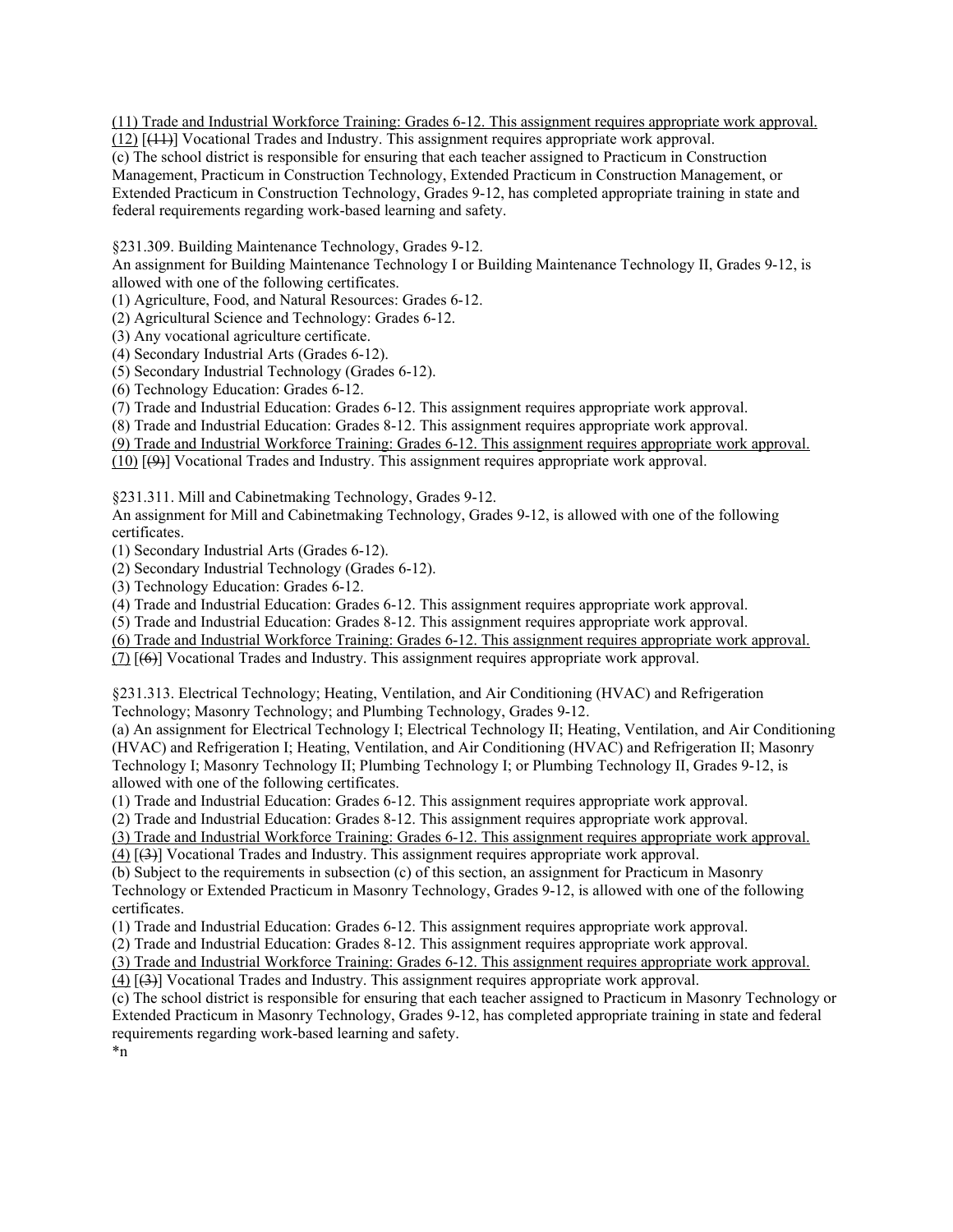<u>(11) Trade and Industrial Workforce Training: Grades 6-12. This assignment requires appropriate work approval.</u>
<u>(12)</u> [~~(11)~~] Vocational Trades and Industry. This assignment requires appropriate work approval.
(c) The school district is responsible for ensuring that each teacher assigned to Practicum in Construction Management, Practicum in Construction Technology, Extended Practicum in Construction Management, or Extended Practicum in Construction Technology, Grades 9-12, has completed appropriate training in state and federal requirements regarding work-based learning and safety.

§231.309. Building Maintenance Technology, Grades 9-12.
An assignment for Building Maintenance Technology I or Building Maintenance Technology II, Grades 9-12, is allowed with one of the following certificates.
(1) Agriculture, Food, and Natural Resources: Grades 6-12.
(2) Agricultural Science and Technology: Grades 6-12.
(3) Any vocational agriculture certificate.
(4) Secondary Industrial Arts (Grades 6-12).
(5) Secondary Industrial Technology (Grades 6-12).
(6) Technology Education: Grades 6-12.
(7) Trade and Industrial Education: Grades 6-12. This assignment requires appropriate work approval.
(8) Trade and Industrial Education: Grades 8-12. This assignment requires appropriate work approval.
<u>(9) Trade and Industrial Workforce Training: Grades 6-12. This assignment requires appropriate work approval.</u>
<u>(10)</u> [~~(9)~~] Vocational Trades and Industry. This assignment requires appropriate work approval.

§231.311. Mill and Cabinetmaking Technology, Grades 9-12.
An assignment for Mill and Cabinetmaking Technology, Grades 9-12, is allowed with one of the following certificates.
(1) Secondary Industrial Arts (Grades 6-12).
(2) Secondary Industrial Technology (Grades 6-12).
(3) Technology Education: Grades 6-12.
(4) Trade and Industrial Education: Grades 6-12. This assignment requires appropriate work approval.
(5) Trade and Industrial Education: Grades 8-12. This assignment requires appropriate work approval.
<u>(6) Trade and Industrial Workforce Training: Grades 6-12. This assignment requires appropriate work approval.</u>
<u>(7)</u> [~~(6)~~] Vocational Trades and Industry. This assignment requires appropriate work approval.

§231.313. Electrical Technology; Heating, Ventilation, and Air Conditioning (HVAC) and Refrigeration Technology; Masonry Technology; and Plumbing Technology, Grades 9-12.
(a) An assignment for Electrical Technology I; Electrical Technology II; Heating, Ventilation, and Air Conditioning (HVAC) and Refrigeration I; Heating, Ventilation, and Air Conditioning (HVAC) and Refrigeration II; Masonry Technology I; Masonry Technology II; Plumbing Technology I; or Plumbing Technology II, Grades 9-12, is allowed with one of the following certificates.
(1) Trade and Industrial Education: Grades 6-12. This assignment requires appropriate work approval.
(2) Trade and Industrial Education: Grades 8-12. This assignment requires appropriate work approval.
<u>(3) Trade and Industrial Workforce Training: Grades 6-12. This assignment requires appropriate work approval.</u>
<u>(4)</u> [~~(3)~~] Vocational Trades and Industry. This assignment requires appropriate work approval.
(b) Subject to the requirements in subsection (c) of this section, an assignment for Practicum in Masonry Technology or Extended Practicum in Masonry Technology, Grades 9-12, is allowed with one of the following certificates.
(1) Trade and Industrial Education: Grades 6-12. This assignment requires appropriate work approval.
(2) Trade and Industrial Education: Grades 8-12. This assignment requires appropriate work approval.
<u>(3) Trade and Industrial Workforce Training: Grades 6-12. This assignment requires appropriate work approval.</u>
<u>(4)</u> [~~(3)~~] Vocational Trades and Industry. This assignment requires appropriate work approval.
(c) The school district is responsible for ensuring that each teacher assigned to Practicum in Masonry Technology or Extended Practicum in Masonry Technology, Grades 9-12, has completed appropriate training in state and federal requirements regarding work-based learning and safety.
*n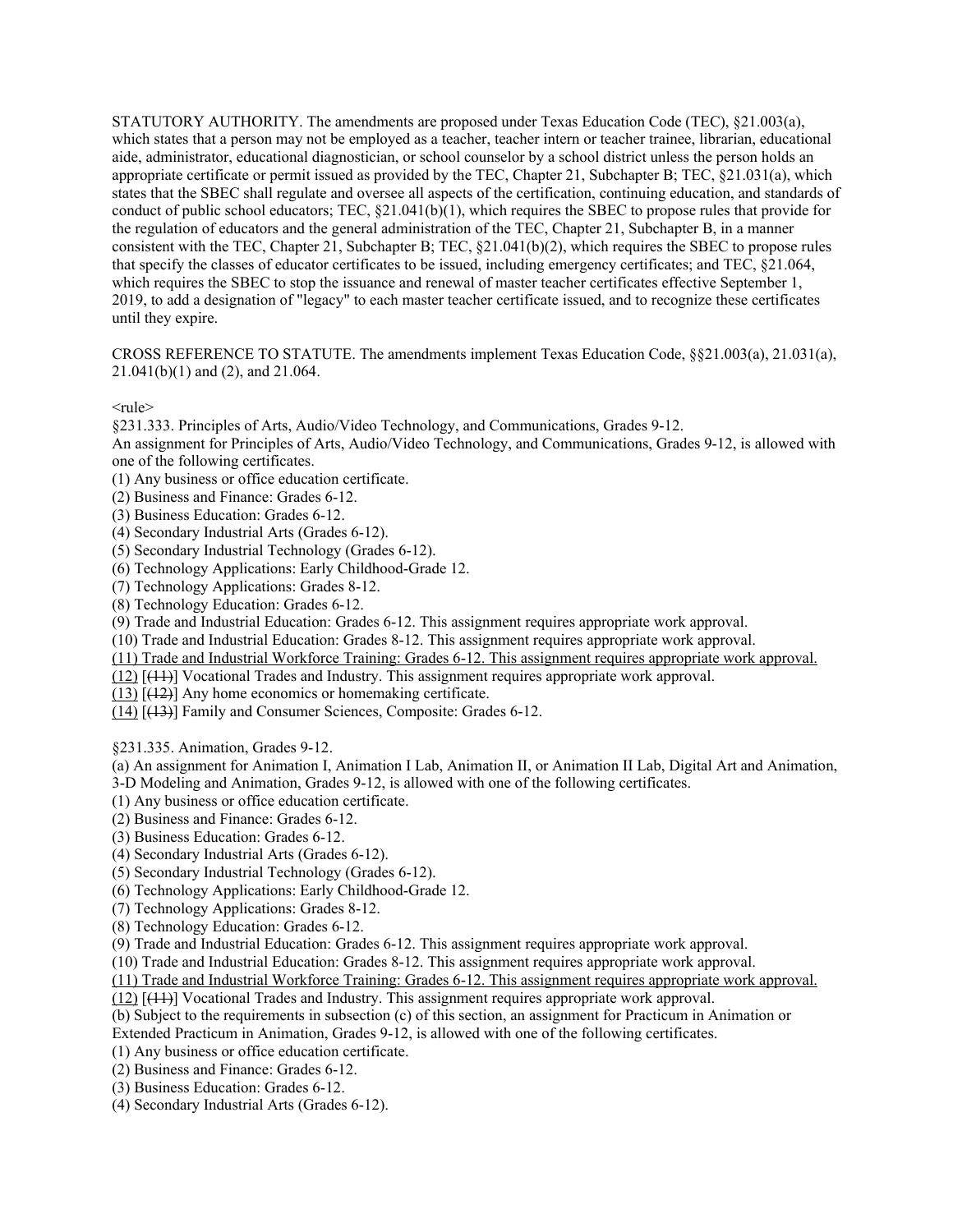STATUTORY AUTHORITY. The amendments are proposed under Texas Education Code (TEC), §21.003(a), which states that a person may not be employed as a teacher, teacher intern or teacher trainee, librarian, educational aide, administrator, educational diagnostician, or school counselor by a school district unless the person holds an appropriate certificate or permit issued as provided by the TEC, Chapter 21, Subchapter B; TEC, §21.031(a), which states that the SBEC shall regulate and oversee all aspects of the certification, continuing education, and standards of conduct of public school educators; TEC, §21.041(b)(1), which requires the SBEC to propose rules that provide for the regulation of educators and the general administration of the TEC, Chapter 21, Subchapter B, in a manner consistent with the TEC, Chapter 21, Subchapter B; TEC, §21.041(b)(2), which requires the SBEC to propose rules that specify the classes of educator certificates to be issued, including emergency certificates; and TEC, §21.064, which requires the SBEC to stop the issuance and renewal of master teacher certificates effective September 1, 2019, to add a designation of "legacy" to each master teacher certificate issued, and to recognize these certificates until they expire.

CROSS REFERENCE TO STATUTE. The amendments implement Texas Education Code, §§21.003(a), 21.031(a), 21.041(b)(1) and (2), and 21.064.

<rule>

§231.333. Principles of Arts, Audio/Video Technology, and Communications, Grades 9-12.

An assignment for Principles of Arts, Audio/Video Technology, and Communications, Grades 9-12, is allowed with one of the following certificates.

(1) Any business or office education certificate.

(2) Business and Finance: Grades 6-12.

(3) Business Education: Grades 6-12.

(4) Secondary Industrial Arts (Grades 6-12).

(5) Secondary Industrial Technology (Grades 6-12).

(6) Technology Applications: Early Childhood-Grade 12.

(7) Technology Applications: Grades 8-12.

(8) Technology Education: Grades 6-12.

(9) Trade and Industrial Education: Grades 6-12. This assignment requires appropriate work approval.

(10) Trade and Industrial Education: Grades 8-12. This assignment requires appropriate work approval.

<u>(11) Trade and Industrial Workforce Training: Grades 6-12. This assignment requires appropriate work approval.</u>

<u>(12)</u> [~~(11)~~] Vocational Trades and Industry. This assignment requires appropriate work approval.

<u>(13)</u> [~~(12)~~] Any home economics or homemaking certificate.

<u>(14)</u> [~~(13)~~] Family and Consumer Sciences, Composite: Grades 6-12.

§231.335. Animation, Grades 9-12.

(a) An assignment for Animation I, Animation I Lab, Animation II, or Animation II Lab, Digital Art and Animation, 3-D Modeling and Animation, Grades 9-12, is allowed with one of the following certificates.

(1) Any business or office education certificate.

(2) Business and Finance: Grades 6-12.

(3) Business Education: Grades 6-12.

(4) Secondary Industrial Arts (Grades 6-12).

(5) Secondary Industrial Technology (Grades 6-12).

(6) Technology Applications: Early Childhood-Grade 12.

(7) Technology Applications: Grades 8-12.

(8) Technology Education: Grades 6-12.

(9) Trade and Industrial Education: Grades 6-12. This assignment requires appropriate work approval.

(10) Trade and Industrial Education: Grades 8-12. This assignment requires appropriate work approval.

<u>(11) Trade and Industrial Workforce Training: Grades 6-12. This assignment requires appropriate work approval.</u>

<u>(12)</u> [~~(11)~~] Vocational Trades and Industry. This assignment requires appropriate work approval.

(b) Subject to the requirements in subsection (c) of this section, an assignment for Practicum in Animation or Extended Practicum in Animation, Grades 9-12, is allowed with one of the following certificates.

(1) Any business or office education certificate.

(2) Business and Finance: Grades 6-12.

(3) Business Education: Grades 6-12.

(4) Secondary Industrial Arts (Grades 6-12).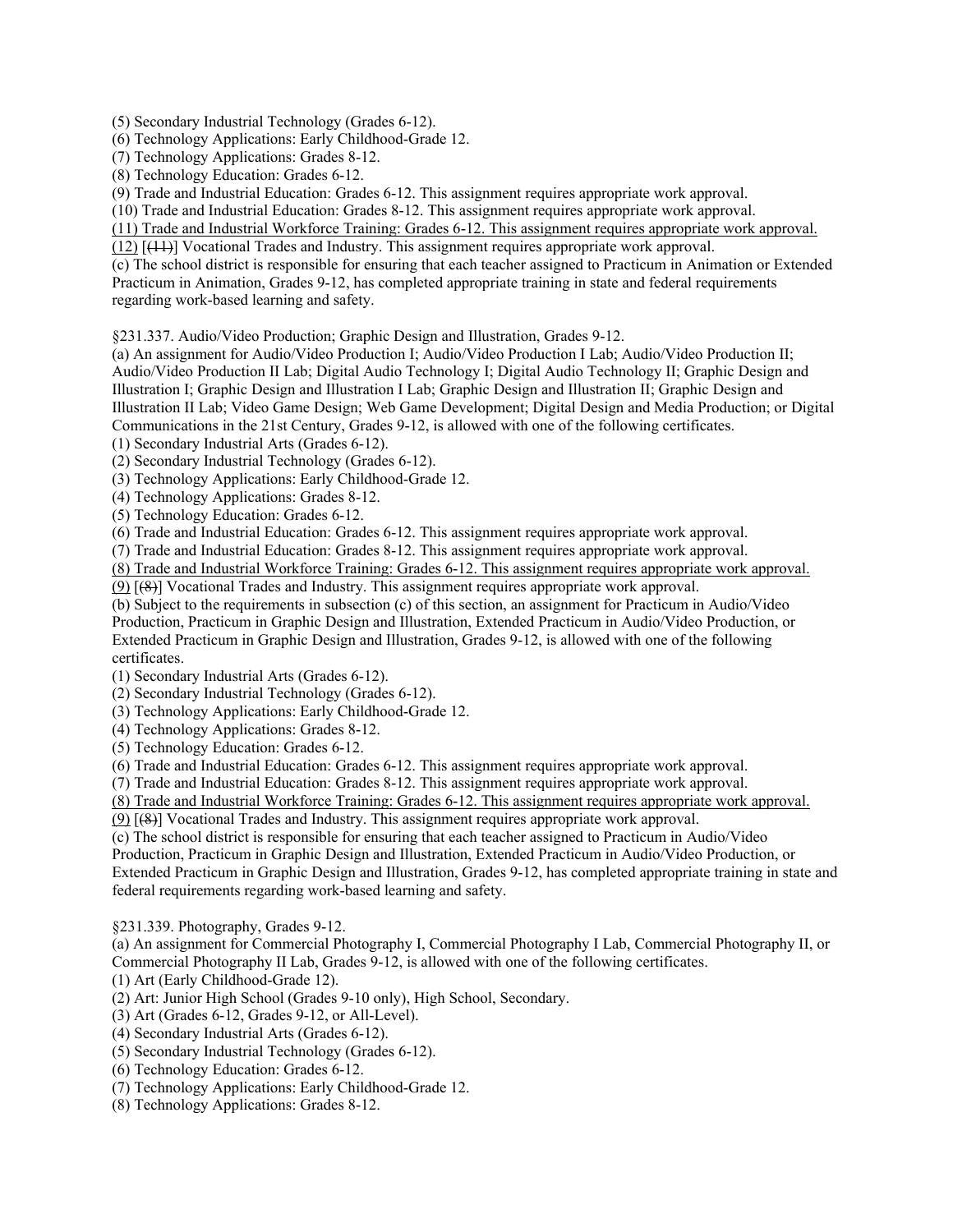(5) Secondary Industrial Technology (Grades 6-12).
(6) Technology Applications: Early Childhood-Grade 12.
(7) Technology Applications: Grades 8-12.
(8) Technology Education: Grades 6-12.
(9) Trade and Industrial Education: Grades 6-12. This assignment requires appropriate work approval.
(10) Trade and Industrial Education: Grades 8-12. This assignment requires appropriate work approval.
<u>(11) Trade and Industrial Workforce Training: Grades 6-12. This assignment requires appropriate work approval.</u>
<u>(12)</u> [~~(11)~~] Vocational Trades and Industry. This assignment requires appropriate work approval.
(c) The school district is responsible for ensuring that each teacher assigned to Practicum in Animation or Extended Practicum in Animation, Grades 9-12, has completed appropriate training in state and federal requirements regarding work-based learning and safety.

§231.337. Audio/Video Production; Graphic Design and Illustration, Grades 9-12.
(a) An assignment for Audio/Video Production I; Audio/Video Production I Lab; Audio/Video Production II; Audio/Video Production II Lab; Digital Audio Technology I; Digital Audio Technology II; Graphic Design and Illustration I; Graphic Design and Illustration I Lab; Graphic Design and Illustration II; Graphic Design and Illustration II Lab; Video Game Design; Web Game Development; Digital Design and Media Production; or Digital Communications in the 21st Century, Grades 9-12, is allowed with one of the following certificates.
(1) Secondary Industrial Arts (Grades 6-12).
(2) Secondary Industrial Technology (Grades 6-12).
(3) Technology Applications: Early Childhood-Grade 12.
(4) Technology Applications: Grades 8-12.
(5) Technology Education: Grades 6-12.
(6) Trade and Industrial Education: Grades 6-12. This assignment requires appropriate work approval.
(7) Trade and Industrial Education: Grades 8-12. This assignment requires appropriate work approval.
<u>(8) Trade and Industrial Workforce Training: Grades 6-12. This assignment requires appropriate work approval.</u>
<u>(9)</u> [~~(8)~~] Vocational Trades and Industry. This assignment requires appropriate work approval.
(b) Subject to the requirements in subsection (c) of this section, an assignment for Practicum in Audio/Video Production, Practicum in Graphic Design and Illustration, Extended Practicum in Audio/Video Production, or Extended Practicum in Graphic Design and Illustration, Grades 9-12, is allowed with one of the following certificates.
(1) Secondary Industrial Arts (Grades 6-12).
(2) Secondary Industrial Technology (Grades 6-12).
(3) Technology Applications: Early Childhood-Grade 12.
(4) Technology Applications: Grades 8-12.
(5) Technology Education: Grades 6-12.
(6) Trade and Industrial Education: Grades 6-12. This assignment requires appropriate work approval.
(7) Trade and Industrial Education: Grades 8-12. This assignment requires appropriate work approval.
<u>(8) Trade and Industrial Workforce Training: Grades 6-12. This assignment requires appropriate work approval.</u>
<u>(9)</u> [~~(8)~~] Vocational Trades and Industry. This assignment requires appropriate work approval.
(c) The school district is responsible for ensuring that each teacher assigned to Practicum in Audio/Video Production, Practicum in Graphic Design and Illustration, Extended Practicum in Audio/Video Production, or Extended Practicum in Graphic Design and Illustration, Grades 9-12, has completed appropriate training in state and federal requirements regarding work-based learning and safety.

§231.339. Photography, Grades 9-12.
(a) An assignment for Commercial Photography I, Commercial Photography I Lab, Commercial Photography II, or Commercial Photography II Lab, Grades 9-12, is allowed with one of the following certificates.
(1) Art (Early Childhood-Grade 12).
(2) Art: Junior High School (Grades 9-10 only), High School, Secondary.
(3) Art (Grades 6-12, Grades 9-12, or All-Level).
(4) Secondary Industrial Arts (Grades 6-12).
(5) Secondary Industrial Technology (Grades 6-12).
(6) Technology Education: Grades 6-12.
(7) Technology Applications: Early Childhood-Grade 12.
(8) Technology Applications: Grades 8-12.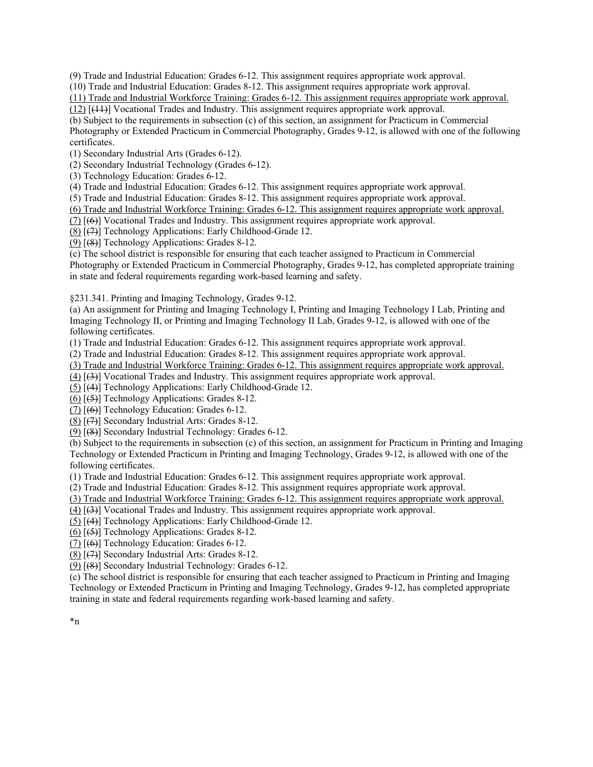(9) Trade and Industrial Education: Grades 6-12. This assignment requires appropriate work approval.

(10) Trade and Industrial Education: Grades 8-12. This assignment requires appropriate work approval.

<u>(11) Trade and Industrial Workforce Training: Grades 6-12. This assignment requires appropriate work approval.</u>

<u>(12)</u> [~~(11)~~] Vocational Trades and Industry. This assignment requires appropriate work approval.

(b) Subject to the requirements in subsection (c) of this section, an assignment for Practicum in Commercial Photography or Extended Practicum in Commercial Photography, Grades 9-12, is allowed with one of the following certificates.

(1) Secondary Industrial Arts (Grades 6-12).

(2) Secondary Industrial Technology (Grades 6-12).

(3) Technology Education: Grades 6-12.

(4) Trade and Industrial Education: Grades 6-12. This assignment requires appropriate work approval.

(5) Trade and Industrial Education: Grades 8-12. This assignment requires appropriate work approval.

<u>(6) Trade and Industrial Workforce Training: Grades 6-12. This assignment requires appropriate work approval.</u>

<u>(7)</u> [~~(6)~~] Vocational Trades and Industry. This assignment requires appropriate work approval.

<u>(8)</u> [~~(7)~~] Technology Applications: Early Childhood-Grade 12.

<u>(9)</u> [~~(8)~~] Technology Applications: Grades 8-12.

(c) The school district is responsible for ensuring that each teacher assigned to Practicum in Commercial Photography or Extended Practicum in Commercial Photography, Grades 9-12, has completed appropriate training in state and federal requirements regarding work-based learning and safety.

§231.341. Printing and Imaging Technology, Grades 9-12.

(a) An assignment for Printing and Imaging Technology I, Printing and Imaging Technology I Lab, Printing and Imaging Technology II, or Printing and Imaging Technology II Lab, Grades 9-12, is allowed with one of the following certificates.

(1) Trade and Industrial Education: Grades 6-12. This assignment requires appropriate work approval.

(2) Trade and Industrial Education: Grades 8-12. This assignment requires appropriate work approval.

<u>(3) Trade and Industrial Workforce Training: Grades 6-12. This assignment requires appropriate work approval.</u>

<u>(4)</u> [~~(3)~~] Vocational Trades and Industry. This assignment requires appropriate work approval.

<u>(5)</u> [~~(4)~~] Technology Applications: Early Childhood-Grade 12.

<u>(6)</u> [~~(5)~~] Technology Applications: Grades 8-12.

<u>(7)</u> [~~(6)~~] Technology Education: Grades 6-12.

<u>(8)</u> [~~(7)~~] Secondary Industrial Arts: Grades 8-12.

<u>(9)</u> [~~(8)~~] Secondary Industrial Technology: Grades 6-12.

(b) Subject to the requirements in subsection (c) of this section, an assignment for Practicum in Printing and Imaging Technology or Extended Practicum in Printing and Imaging Technology, Grades 9-12, is allowed with one of the following certificates.

(1) Trade and Industrial Education: Grades 6-12. This assignment requires appropriate work approval.

(2) Trade and Industrial Education: Grades 8-12. This assignment requires appropriate work approval.

<u>(3) Trade and Industrial Workforce Training: Grades 6-12. This assignment requires appropriate work approval.</u>

<u>(4)</u> [~~(3)~~] Vocational Trades and Industry. This assignment requires appropriate work approval.

<u>(5)</u> [~~(4)~~] Technology Applications: Early Childhood-Grade 12.

<u>(6)</u> [~~(5)~~] Technology Applications: Grades 8-12.

<u>(7)</u> [~~(6)~~] Technology Education: Grades 6-12.

<u>(8)</u> [~~(7)~~] Secondary Industrial Arts: Grades 8-12.

<u>(9)</u> [~~(8)~~] Secondary Industrial Technology: Grades 6-12.

(c) The school district is responsible for ensuring that each teacher assigned to Practicum in Printing and Imaging Technology or Extended Practicum in Printing and Imaging Technology, Grades 9-12, has completed appropriate training in state and federal requirements regarding work-based learning and safety.

*n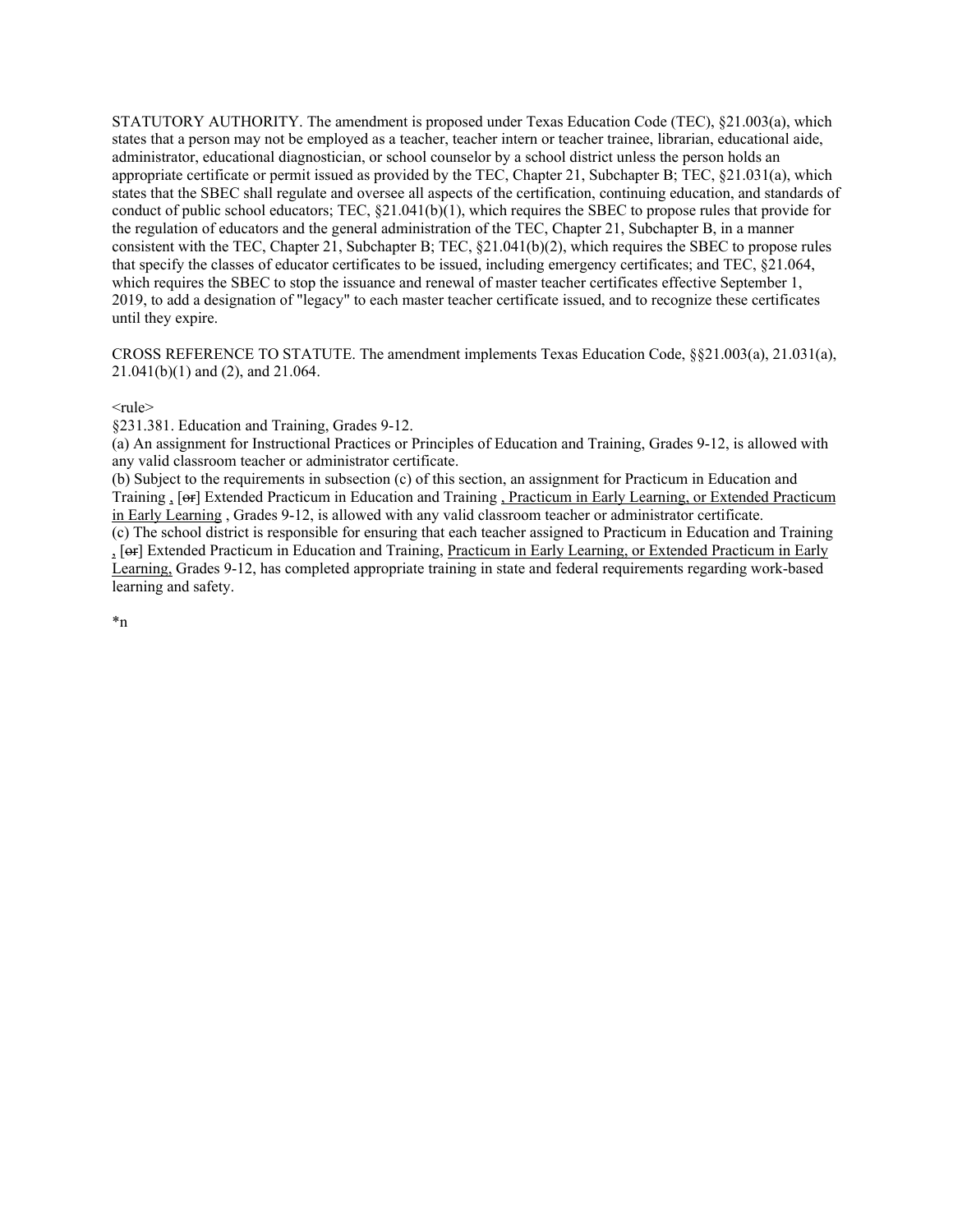STATUTORY AUTHORITY. The amendment is proposed under Texas Education Code (TEC), §21.003(a), which states that a person may not be employed as a teacher, teacher intern or teacher trainee, librarian, educational aide, administrator, educational diagnostician, or school counselor by a school district unless the person holds an appropriate certificate or permit issued as provided by the TEC, Chapter 21, Subchapter B; TEC, §21.031(a), which states that the SBEC shall regulate and oversee all aspects of the certification, continuing education, and standards of conduct of public school educators; TEC, §21.041(b)(1), which requires the SBEC to propose rules that provide for the regulation of educators and the general administration of the TEC, Chapter 21, Subchapter B, in a manner consistent with the TEC, Chapter 21, Subchapter B; TEC, §21.041(b)(2), which requires the SBEC to propose rules that specify the classes of educator certificates to be issued, including emergency certificates; and TEC, §21.064, which requires the SBEC to stop the issuance and renewal of master teacher certificates effective September 1, 2019, to add a designation of "legacy" to each master teacher certificate issued, and to recognize these certificates until they expire.

CROSS REFERENCE TO STATUTE. The amendment implements Texas Education Code, §§21.003(a), 21.031(a), 21.041(b)(1) and (2), and 21.064.

<rule>
§231.381. Education and Training, Grades 9-12.
(a) An assignment for Instructional Practices or Principles of Education and Training, Grades 9-12, is allowed with any valid classroom teacher or administrator certificate.
(b) Subject to the requirements in subsection (c) of this section, an assignment for Practicum in Education and Training <u>,</u> [~~or~~] Extended Practicum in Education and Training <u>, Practicum in Early Learning, or Extended Practicum in Early Learning</u> , Grades 9-12, is allowed with any valid classroom teacher or administrator certificate.
(c) The school district is responsible for ensuring that each teacher assigned to Practicum in Education and Training <u>,</u> [~~or~~] Extended Practicum in Education and Training, <u>Practicum in Early Learning, or Extended Practicum in Early Learning,</u> Grades 9-12, has completed appropriate training in state and federal requirements regarding work-based learning and safety.

*n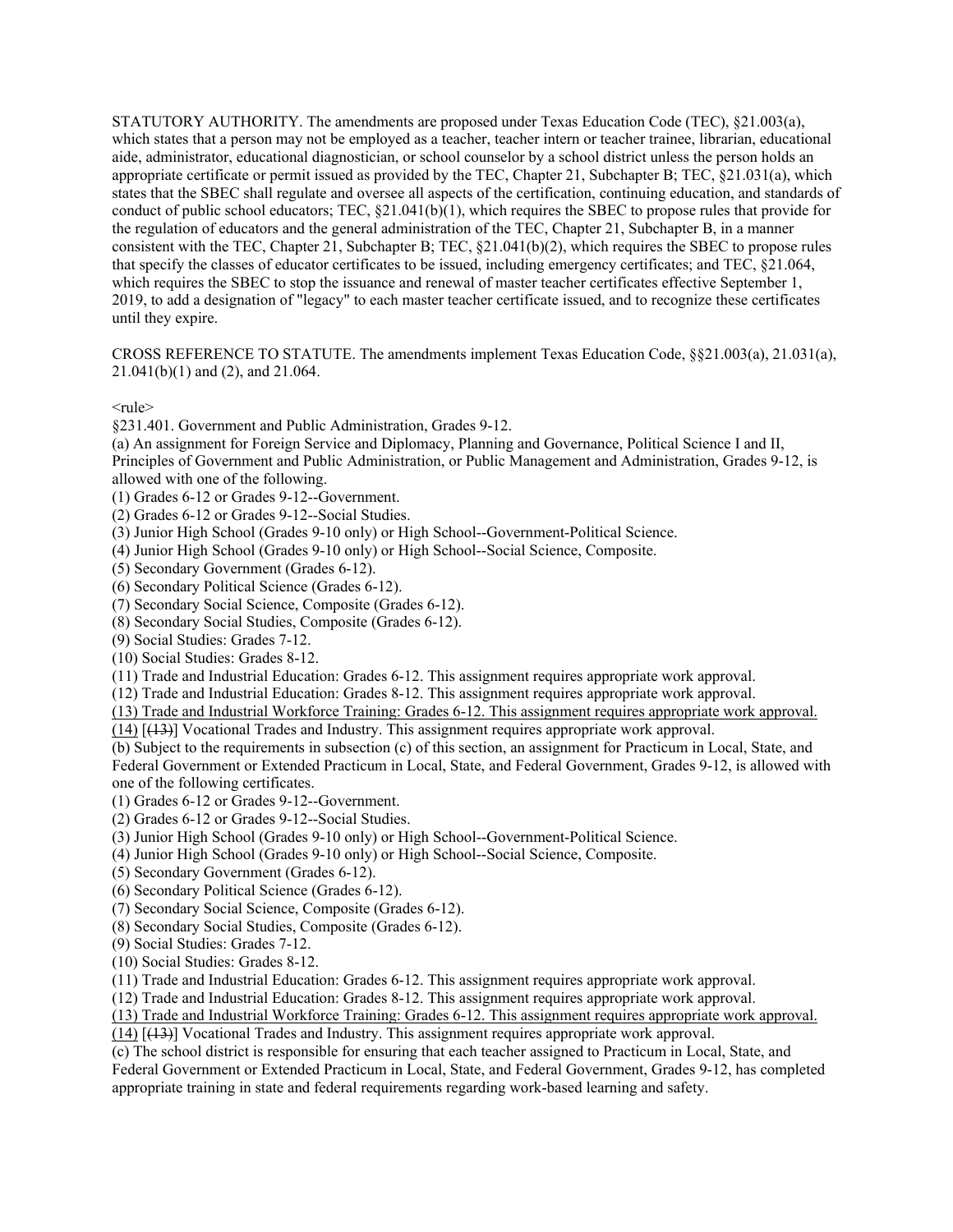STATUTORY AUTHORITY. The amendments are proposed under Texas Education Code (TEC), §21.003(a), which states that a person may not be employed as a teacher, teacher intern or teacher trainee, librarian, educational aide, administrator, educational diagnostician, or school counselor by a school district unless the person holds an appropriate certificate or permit issued as provided by the TEC, Chapter 21, Subchapter B; TEC, §21.031(a), which states that the SBEC shall regulate and oversee all aspects of the certification, continuing education, and standards of conduct of public school educators; TEC, §21.041(b)(1), which requires the SBEC to propose rules that provide for the regulation of educators and the general administration of the TEC, Chapter 21, Subchapter B, in a manner consistent with the TEC, Chapter 21, Subchapter B; TEC, §21.041(b)(2), which requires the SBEC to propose rules that specify the classes of educator certificates to be issued, including emergency certificates; and TEC, §21.064, which requires the SBEC to stop the issuance and renewal of master teacher certificates effective September 1, 2019, to add a designation of "legacy" to each master teacher certificate issued, and to recognize these certificates until they expire.

CROSS REFERENCE TO STATUTE. The amendments implement Texas Education Code, §§21.003(a), 21.031(a), 21.041(b)(1) and (2), and 21.064.

<rule>

§231.401. Government and Public Administration, Grades 9-12.

(a) An assignment for Foreign Service and Diplomacy, Planning and Governance, Political Science I and II, Principles of Government and Public Administration, or Public Management and Administration, Grades 9-12, is allowed with one of the following.

(1) Grades 6-12 or Grades 9-12--Government.

(2) Grades 6-12 or Grades 9-12--Social Studies.

(3) Junior High School (Grades 9-10 only) or High School--Government-Political Science.

(4) Junior High School (Grades 9-10 only) or High School--Social Science, Composite.

(5) Secondary Government (Grades 6-12).

(6) Secondary Political Science (Grades 6-12).

(7) Secondary Social Science, Composite (Grades 6-12).

(8) Secondary Social Studies, Composite (Grades 6-12).

(9) Social Studies: Grades 7-12.

(10) Social Studies: Grades 8-12.

(11) Trade and Industrial Education: Grades 6-12. This assignment requires appropriate work approval.

(12) Trade and Industrial Education: Grades 8-12. This assignment requires appropriate work approval.

(13) Trade and Industrial Workforce Training: Grades 6-12. This assignment requires appropriate work approval.

(14) [~~(13)~~] Vocational Trades and Industry. This assignment requires appropriate work approval.

(b) Subject to the requirements in subsection (c) of this section, an assignment for Practicum in Local, State, and Federal Government or Extended Practicum in Local, State, and Federal Government, Grades 9-12, is allowed with one of the following certificates.

(1) Grades 6-12 or Grades 9-12--Government.

(2) Grades 6-12 or Grades 9-12--Social Studies.

(3) Junior High School (Grades 9-10 only) or High School--Government-Political Science.

(4) Junior High School (Grades 9-10 only) or High School--Social Science, Composite.

(5) Secondary Government (Grades 6-12).

(6) Secondary Political Science (Grades 6-12).

(7) Secondary Social Science, Composite (Grades 6-12).

(8) Secondary Social Studies, Composite (Grades 6-12).

(9) Social Studies: Grades 7-12.

(10) Social Studies: Grades 8-12.

(11) Trade and Industrial Education: Grades 6-12. This assignment requires appropriate work approval.

(12) Trade and Industrial Education: Grades 8-12. This assignment requires appropriate work approval.

(13) Trade and Industrial Workforce Training: Grades 6-12. This assignment requires appropriate work approval.

(14) [~~(13)~~] Vocational Trades and Industry. This assignment requires appropriate work approval.

(c) The school district is responsible for ensuring that each teacher assigned to Practicum in Local, State, and Federal Government or Extended Practicum in Local, State, and Federal Government, Grades 9-12, has completed appropriate training in state and federal requirements regarding work-based learning and safety.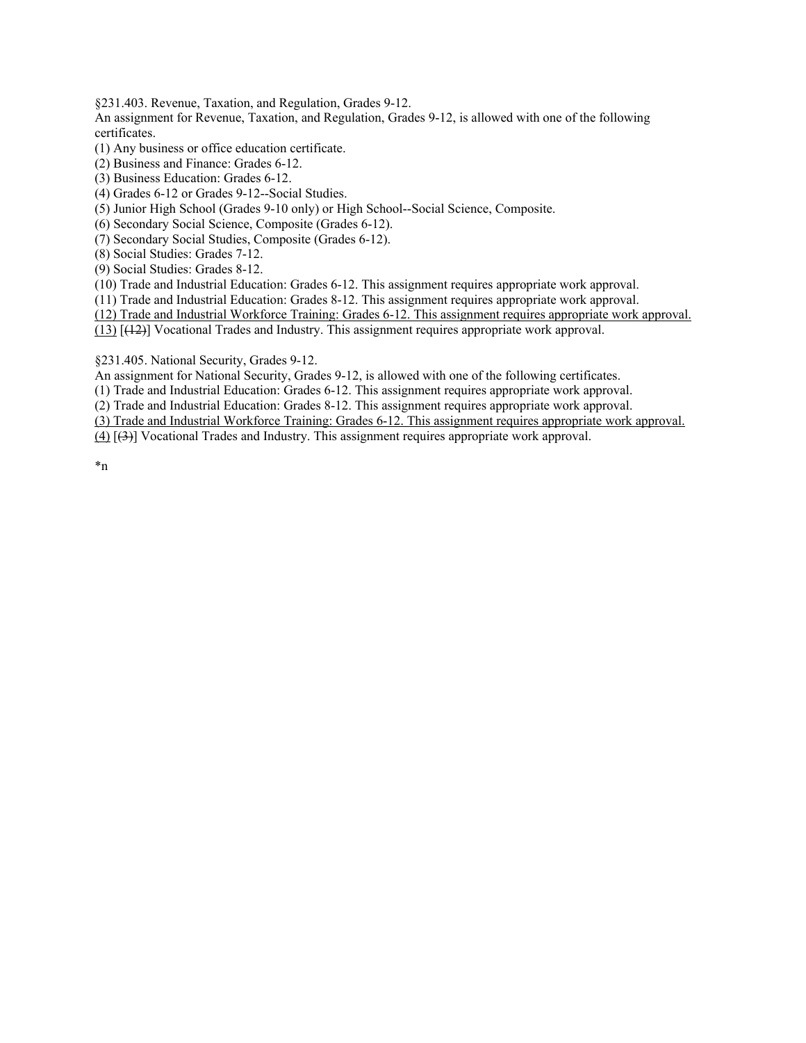§231.403. Revenue, Taxation, and Regulation, Grades 9-12.

An assignment for Revenue, Taxation, and Regulation, Grades 9-12, is allowed with one of the following certificates.

(1) Any business or office education certificate.

(2) Business and Finance: Grades 6-12.

(3) Business Education: Grades 6-12.

(4) Grades 6-12 or Grades 9-12--Social Studies.

(5) Junior High School (Grades 9-10 only) or High School--Social Science, Composite.

(6) Secondary Social Science, Composite (Grades 6-12).

(7) Secondary Social Studies, Composite (Grades 6-12).

(8) Social Studies: Grades 7-12.

(9) Social Studies: Grades 8-12.

(10) Trade and Industrial Education: Grades 6-12. This assignment requires appropriate work approval.

(11) Trade and Industrial Education: Grades 8-12. This assignment requires appropriate work approval.

<u>(12) Trade and Industrial Workforce Training: Grades 6-12. This assignment requires appropriate work approval.</u>

<u>(13)</u> [~~(12)~~] Vocational Trades and Industry. This assignment requires appropriate work approval.

§231.405. National Security, Grades 9-12.

An assignment for National Security, Grades 9-12, is allowed with one of the following certificates.

(1) Trade and Industrial Education: Grades 6-12. This assignment requires appropriate work approval.

(2) Trade and Industrial Education: Grades 8-12. This assignment requires appropriate work approval.

<u>(3) Trade and Industrial Workforce Training: Grades 6-12. This assignment requires appropriate work approval.</u>

<u>(4)</u> [~~(3)~~] Vocational Trades and Industry. This assignment requires appropriate work approval.

*n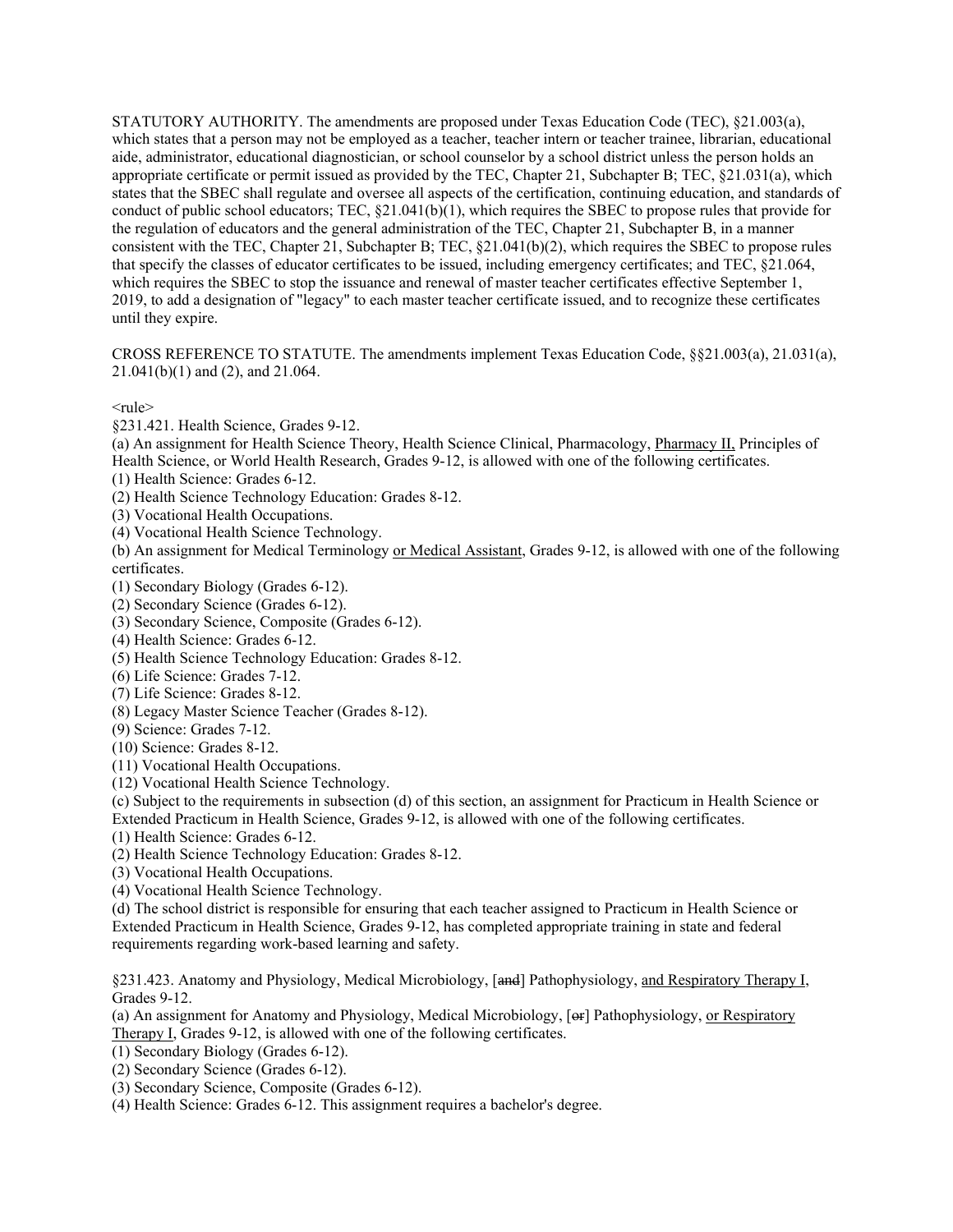STATUTORY AUTHORITY. The amendments are proposed under Texas Education Code (TEC), §21.003(a), which states that a person may not be employed as a teacher, teacher intern or teacher trainee, librarian, educational aide, administrator, educational diagnostician, or school counselor by a school district unless the person holds an appropriate certificate or permit issued as provided by the TEC, Chapter 21, Subchapter B; TEC, §21.031(a), which states that the SBEC shall regulate and oversee all aspects of the certification, continuing education, and standards of conduct of public school educators; TEC, §21.041(b)(1), which requires the SBEC to propose rules that provide for the regulation of educators and the general administration of the TEC, Chapter 21, Subchapter B, in a manner consistent with the TEC, Chapter 21, Subchapter B; TEC, §21.041(b)(2), which requires the SBEC to propose rules that specify the classes of educator certificates to be issued, including emergency certificates; and TEC, §21.064, which requires the SBEC to stop the issuance and renewal of master teacher certificates effective September 1, 2019, to add a designation of "legacy" to each master teacher certificate issued, and to recognize these certificates until they expire.

CROSS REFERENCE TO STATUTE. The amendments implement Texas Education Code, §§21.003(a), 21.031(a), 21.041(b)(1) and (2), and 21.064.

<rule>

§231.421. Health Science, Grades 9-12.

(a) An assignment for Health Science Theory, Health Science Clinical, Pharmacology, <u>Pharmacy II,</u> Principles of Health Science, or World Health Research, Grades 9-12, is allowed with one of the following certificates.

(1) Health Science: Grades 6-12.

(2) Health Science Technology Education: Grades 8-12.

(3) Vocational Health Occupations.

(4) Vocational Health Science Technology.

(b) An assignment for Medical Terminology <u>or Medical Assistant</u>, Grades 9-12, is allowed with one of the following certificates.

(1) Secondary Biology (Grades 6-12).

(2) Secondary Science (Grades 6-12).

(3) Secondary Science, Composite (Grades 6-12).

(4) Health Science: Grades 6-12.

(5) Health Science Technology Education: Grades 8-12.

(6) Life Science: Grades 7-12.

(7) Life Science: Grades 8-12.

(8) Legacy Master Science Teacher (Grades 8-12).

(9) Science: Grades 7-12.

(10) Science: Grades 8-12.

(11) Vocational Health Occupations.

(12) Vocational Health Science Technology.

(c) Subject to the requirements in subsection (d) of this section, an assignment for Practicum in Health Science or Extended Practicum in Health Science, Grades 9-12, is allowed with one of the following certificates.

(1) Health Science: Grades 6-12.

(2) Health Science Technology Education: Grades 8-12.

(3) Vocational Health Occupations.

(4) Vocational Health Science Technology.

(d) The school district is responsible for ensuring that each teacher assigned to Practicum in Health Science or Extended Practicum in Health Science, Grades 9-12, has completed appropriate training in state and federal requirements regarding work-based learning and safety.

§231.423. Anatomy and Physiology, Medical Microbiology, [~~and~~] Pathophysiology, <u>and Respiratory Therapy I</u>, Grades 9-12.

(a) An assignment for Anatomy and Physiology, Medical Microbiology, [~~or~~] Pathophysiology, <u>or Respiratory Therapy I</u>, Grades 9-12, is allowed with one of the following certificates.

(1) Secondary Biology (Grades 6-12).

(2) Secondary Science (Grades 6-12).

(3) Secondary Science, Composite (Grades 6-12).

(4) Health Science: Grades 6-12. This assignment requires a bachelor's degree.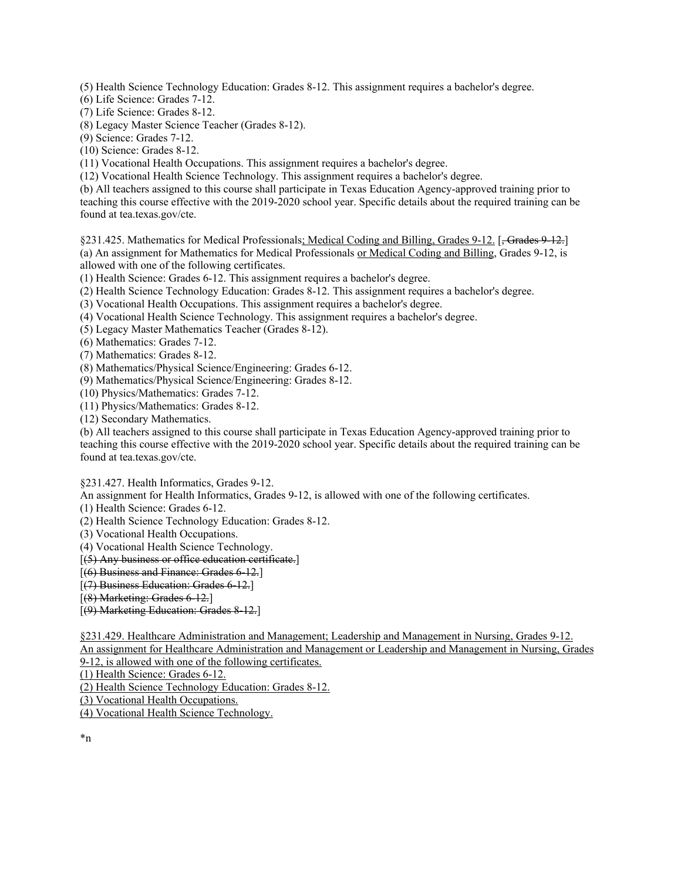(5) Health Science Technology Education: Grades 8-12. This assignment requires a bachelor's degree.
(6) Life Science: Grades 7-12.
(7) Life Science: Grades 8-12.
(8) Legacy Master Science Teacher (Grades 8-12).
(9) Science: Grades 7-12.
(10) Science: Grades 8-12.
(11) Vocational Health Occupations. This assignment requires a bachelor's degree.
(12) Vocational Health Science Technology. This assignment requires a bachelor's degree.
(b) All teachers assigned to this course shall participate in Texas Education Agency-approved training prior to teaching this course effective with the 2019-2020 school year. Specific details about the required training can be found at tea.texas.gov/cte.

§231.425. Mathematics for Medical Professionals<u>; Medical Coding and Billing, Grades 9-12.</u> [~~, Grades 9-12.~~]
(a) An assignment for Mathematics for Medical Professionals <u>or Medical Coding and Billing</u>, Grades 9-12, is allowed with one of the following certificates.
(1) Health Science: Grades 6-12. This assignment requires a bachelor's degree.
(2) Health Science Technology Education: Grades 8-12. This assignment requires a bachelor's degree.
(3) Vocational Health Occupations. This assignment requires a bachelor's degree.
(4) Vocational Health Science Technology. This assignment requires a bachelor's degree.
(5) Legacy Master Mathematics Teacher (Grades 8-12).
(6) Mathematics: Grades 7-12.
(7) Mathematics: Grades 8-12.
(8) Mathematics/Physical Science/Engineering: Grades 6-12.
(9) Mathematics/Physical Science/Engineering: Grades 8-12.
(10) Physics/Mathematics: Grades 7-12.
(11) Physics/Mathematics: Grades 8-12.
(12) Secondary Mathematics.
(b) All teachers assigned to this course shall participate in Texas Education Agency-approved training prior to teaching this course effective with the 2019-2020 school year. Specific details about the required training can be found at tea.texas.gov/cte.

§231.427. Health Informatics, Grades 9-12.
An assignment for Health Informatics, Grades 9-12, is allowed with one of the following certificates.
(1) Health Science: Grades 6-12.
(2) Health Science Technology Education: Grades 8-12.
(3) Vocational Health Occupations.
(4) Vocational Health Science Technology.
[~~(5) Any business or office education certificate.~~]
[~~(6) Business and Finance: Grades 6-12.~~]
[~~(7) Business Education: Grades 6-12.~~]
[~~(8) Marketing: Grades 6-12.~~]
[~~(9) Marketing Education: Grades 8-12.~~]

<u>§231.429. Healthcare Administration and Management; Leadership and Management in Nursing, Grades 9-12.</u>
<u>An assignment for Healthcare Administration and Management or Leadership and Management in Nursing, Grades 9-12, is allowed with one of the following certificates.</u>
<u>(1) Health Science: Grades 6-12.</u>
<u>(2) Health Science Technology Education: Grades 8-12.</u>
<u>(3) Vocational Health Occupations.</u>
<u>(4) Vocational Health Science Technology.</u>

*n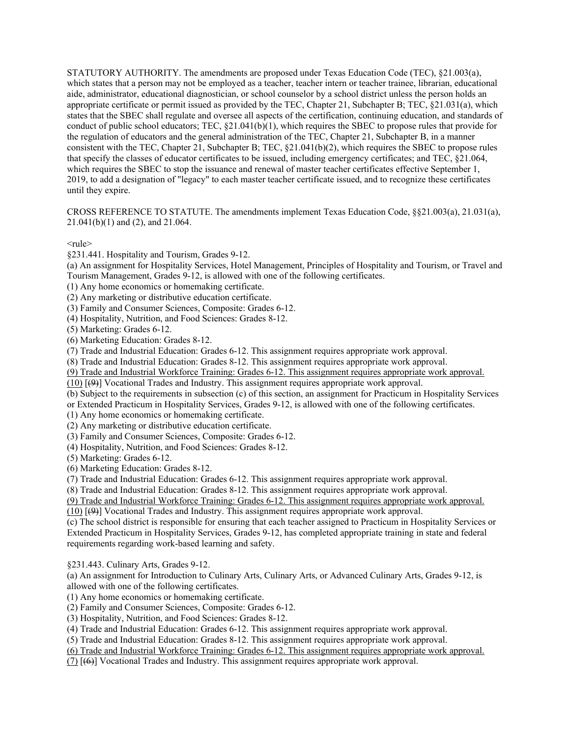STATUTORY AUTHORITY. The amendments are proposed under Texas Education Code (TEC), §21.003(a), which states that a person may not be employed as a teacher, teacher intern or teacher trainee, librarian, educational aide, administrator, educational diagnostician, or school counselor by a school district unless the person holds an appropriate certificate or permit issued as provided by the TEC, Chapter 21, Subchapter B; TEC, §21.031(a), which states that the SBEC shall regulate and oversee all aspects of the certification, continuing education, and standards of conduct of public school educators; TEC, §21.041(b)(1), which requires the SBEC to propose rules that provide for the regulation of educators and the general administration of the TEC, Chapter 21, Subchapter B, in a manner consistent with the TEC, Chapter 21, Subchapter B; TEC, §21.041(b)(2), which requires the SBEC to propose rules that specify the classes of educator certificates to be issued, including emergency certificates; and TEC, §21.064, which requires the SBEC to stop the issuance and renewal of master teacher certificates effective September 1, 2019, to add a designation of "legacy" to each master teacher certificate issued, and to recognize these certificates until they expire.

CROSS REFERENCE TO STATUTE. The amendments implement Texas Education Code, §§21.003(a), 21.031(a), 21.041(b)(1) and (2), and 21.064.

<rule>

§231.441. Hospitality and Tourism, Grades 9-12.

(a) An assignment for Hospitality Services, Hotel Management, Principles of Hospitality and Tourism, or Travel and Tourism Management, Grades 9-12, is allowed with one of the following certificates.

(1) Any home economics or homemaking certificate.

(2) Any marketing or distributive education certificate.

(3) Family and Consumer Sciences, Composite: Grades 6-12.

(4) Hospitality, Nutrition, and Food Sciences: Grades 8-12.

(5) Marketing: Grades 6-12.

(6) Marketing Education: Grades 8-12.

(7) Trade and Industrial Education: Grades 6-12. This assignment requires appropriate work approval.

(8) Trade and Industrial Education: Grades 8-12. This assignment requires appropriate work approval.

<u>(9) Trade and Industrial Workforce Training: Grades 6-12. This assignment requires appropriate work approval.</u>

<u>(10)</u> [~~(9)~~] Vocational Trades and Industry. This assignment requires appropriate work approval.

(b) Subject to the requirements in subsection (c) of this section, an assignment for Practicum in Hospitality Services or Extended Practicum in Hospitality Services, Grades 9-12, is allowed with one of the following certificates.

(1) Any home economics or homemaking certificate.

(2) Any marketing or distributive education certificate.

(3) Family and Consumer Sciences, Composite: Grades 6-12.

(4) Hospitality, Nutrition, and Food Sciences: Grades 8-12.

(5) Marketing: Grades 6-12.

(6) Marketing Education: Grades 8-12.

(7) Trade and Industrial Education: Grades 6-12. This assignment requires appropriate work approval.

(8) Trade and Industrial Education: Grades 8-12. This assignment requires appropriate work approval.

<u>(9) Trade and Industrial Workforce Training: Grades 6-12. This assignment requires appropriate work approval.</u>

<u>(10)</u> [~~(9)~~] Vocational Trades and Industry. This assignment requires appropriate work approval.

(c) The school district is responsible for ensuring that each teacher assigned to Practicum in Hospitality Services or Extended Practicum in Hospitality Services, Grades 9-12, has completed appropriate training in state and federal requirements regarding work-based learning and safety.

§231.443. Culinary Arts, Grades 9-12.

(a) An assignment for Introduction to Culinary Arts, Culinary Arts, or Advanced Culinary Arts, Grades 9-12, is allowed with one of the following certificates.

(1) Any home economics or homemaking certificate.

(2) Family and Consumer Sciences, Composite: Grades 6-12.

(3) Hospitality, Nutrition, and Food Sciences: Grades 8-12.

(4) Trade and Industrial Education: Grades 6-12. This assignment requires appropriate work approval.

(5) Trade and Industrial Education: Grades 8-12. This assignment requires appropriate work approval.

<u>(6) Trade and Industrial Workforce Training: Grades 6-12. This assignment requires appropriate work approval.</u>

<u>(7)</u> [~~(6)~~] Vocational Trades and Industry. This assignment requires appropriate work approval.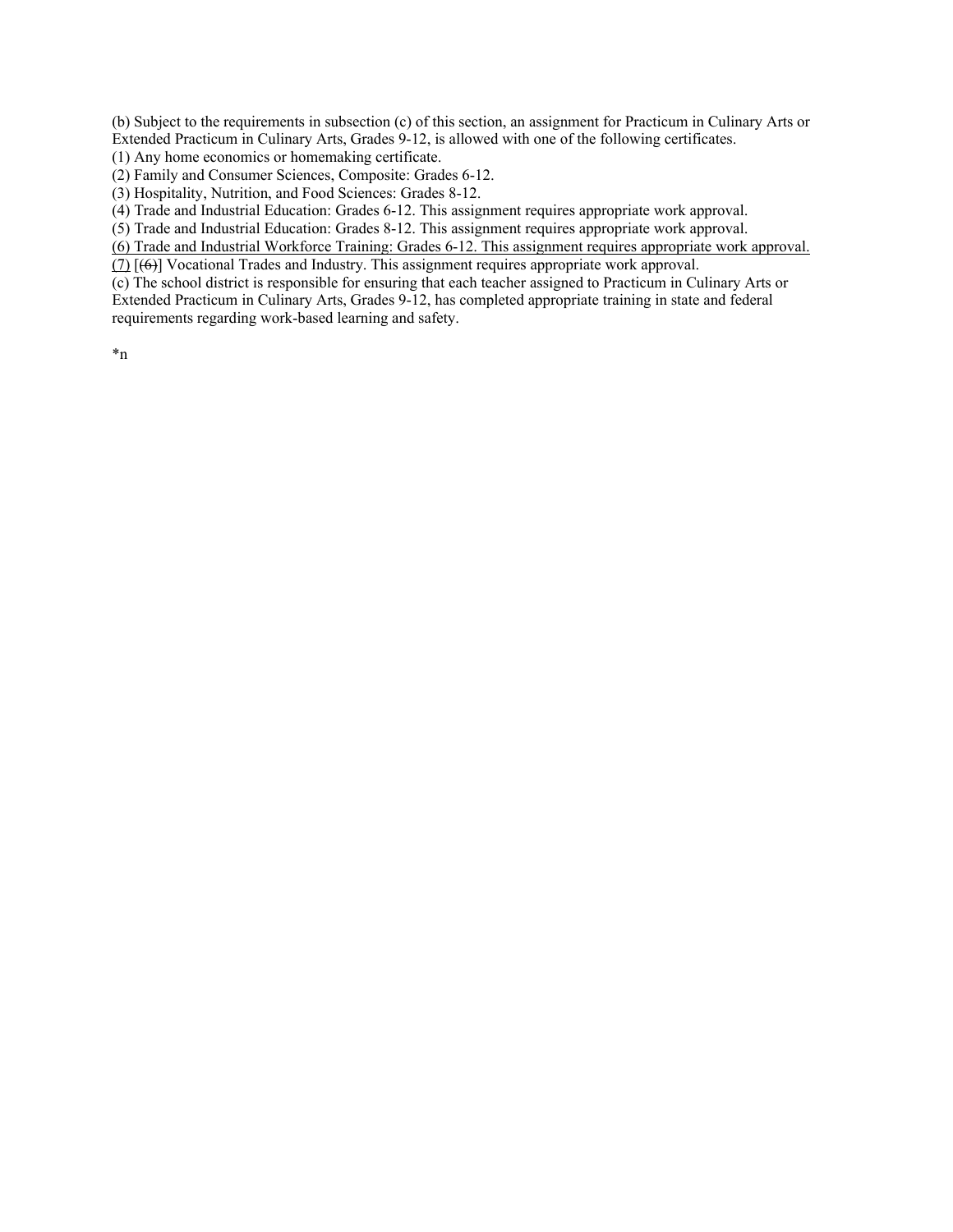(b) Subject to the requirements in subsection (c) of this section, an assignment for Practicum in Culinary Arts or Extended Practicum in Culinary Arts, Grades 9-12, is allowed with one of the following certificates.

(1) Any home economics or homemaking certificate.

(2) Family and Consumer Sciences, Composite: Grades 6-12.

(3) Hospitality, Nutrition, and Food Sciences: Grades 8-12.

(4) Trade and Industrial Education: Grades 6-12. This assignment requires appropriate work approval.

(5) Trade and Industrial Education: Grades 8-12. This assignment requires appropriate work approval.

<u>(6) Trade and Industrial Workforce Training: Grades 6-12. This assignment requires appropriate work approval.</u>

<u>(7)</u> [~~(6)~~] Vocational Trades and Industry. This assignment requires appropriate work approval.

(c) The school district is responsible for ensuring that each teacher assigned to Practicum in Culinary Arts or Extended Practicum in Culinary Arts, Grades 9-12, has completed appropriate training in state and federal requirements regarding work-based learning and safety.

*n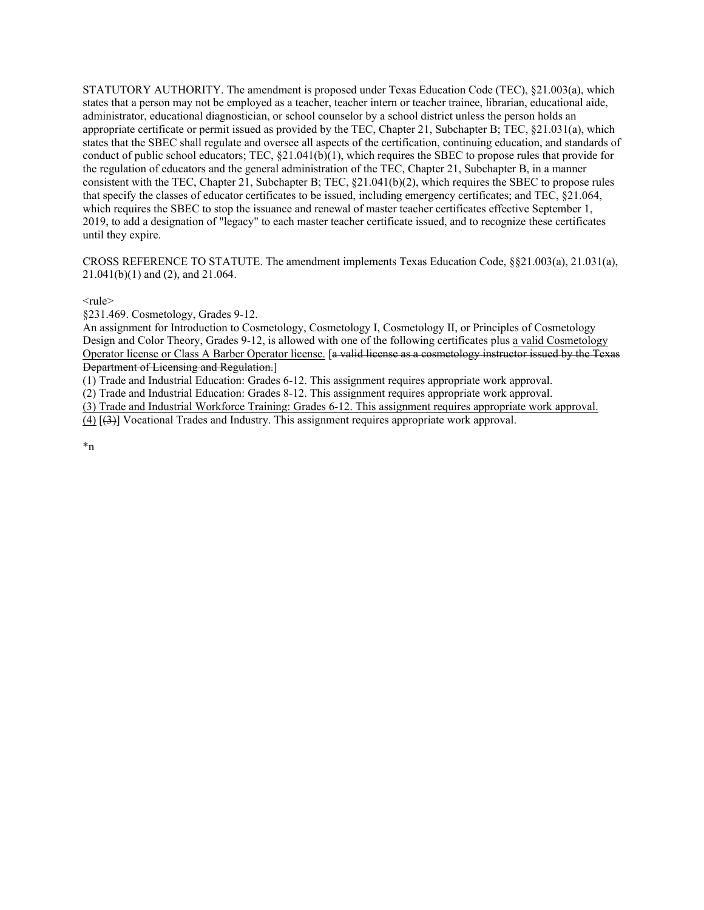STATUTORY AUTHORITY. The amendment is proposed under Texas Education Code (TEC), §21.003(a), which states that a person may not be employed as a teacher, teacher intern or teacher trainee, librarian, educational aide, administrator, educational diagnostician, or school counselor by a school district unless the person holds an appropriate certificate or permit issued as provided by the TEC, Chapter 21, Subchapter B; TEC, §21.031(a), which states that the SBEC shall regulate and oversee all aspects of the certification, continuing education, and standards of conduct of public school educators; TEC, §21.041(b)(1), which requires the SBEC to propose rules that provide for the regulation of educators and the general administration of the TEC, Chapter 21, Subchapter B, in a manner consistent with the TEC, Chapter 21, Subchapter B; TEC, §21.041(b)(2), which requires the SBEC to propose rules that specify the classes of educator certificates to be issued, including emergency certificates; and TEC, §21.064, which requires the SBEC to stop the issuance and renewal of master teacher certificates effective September 1, 2019, to add a designation of "legacy" to each master teacher certificate issued, and to recognize these certificates until they expire.

CROSS REFERENCE TO STATUTE. The amendment implements Texas Education Code, §§21.003(a), 21.031(a), 21.041(b)(1) and (2), and 21.064.

<rule>

§231.469. Cosmetology, Grades 9-12.

An assignment for Introduction to Cosmetology, Cosmetology I, Cosmetology II, or Principles of Cosmetology Design and Color Theory, Grades 9-12, is allowed with one of the following certificates plus <u>a valid Cosmetology Operator license or Class A Barber Operator license.</u> [~~a valid license as a cosmetology instructor issued by the Texas Department of Licensing and Regulation.~~]

(1) Trade and Industrial Education: Grades 6-12. This assignment requires appropriate work approval.

(2) Trade and Industrial Education: Grades 8-12. This assignment requires appropriate work approval.

<u>(3) Trade and Industrial Workforce Training: Grades 6-12. This assignment requires appropriate work approval.</u>

<u>(4)</u> [~~(3)~~] Vocational Trades and Industry. This assignment requires appropriate work approval.

*n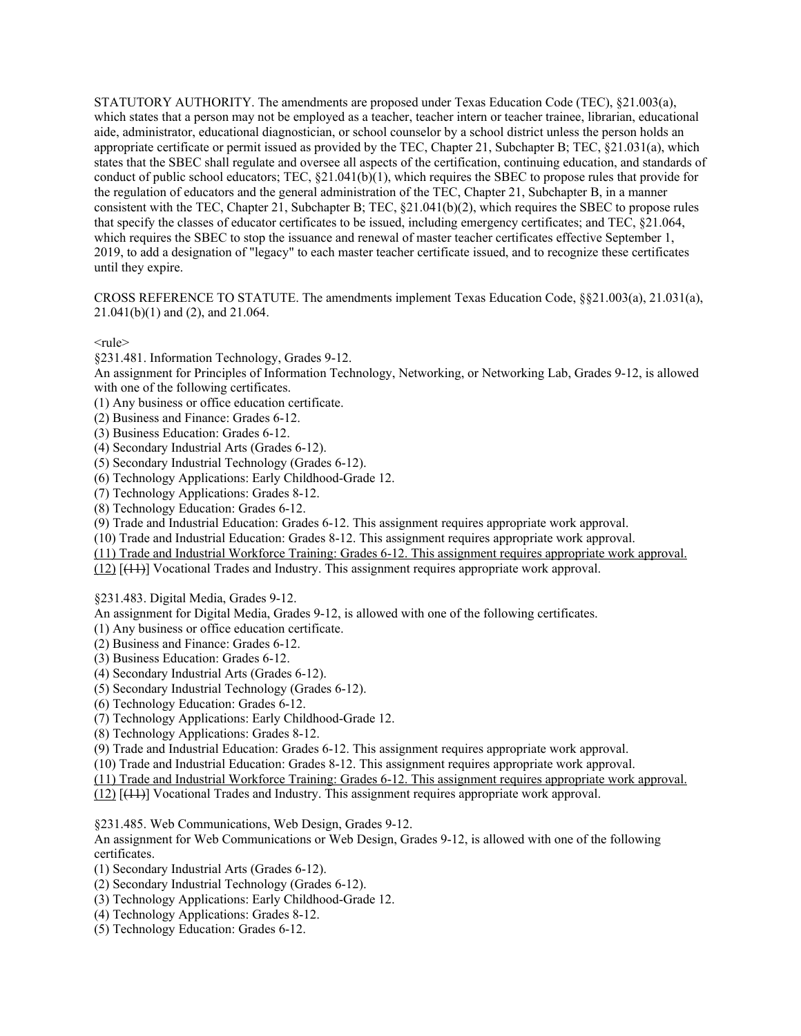STATUTORY AUTHORITY. The amendments are proposed under Texas Education Code (TEC), §21.003(a), which states that a person may not be employed as a teacher, teacher intern or teacher trainee, librarian, educational aide, administrator, educational diagnostician, or school counselor by a school district unless the person holds an appropriate certificate or permit issued as provided by the TEC, Chapter 21, Subchapter B; TEC, §21.031(a), which states that the SBEC shall regulate and oversee all aspects of the certification, continuing education, and standards of conduct of public school educators; TEC, §21.041(b)(1), which requires the SBEC to propose rules that provide for the regulation of educators and the general administration of the TEC, Chapter 21, Subchapter B, in a manner consistent with the TEC, Chapter 21, Subchapter B; TEC, §21.041(b)(2), which requires the SBEC to propose rules that specify the classes of educator certificates to be issued, including emergency certificates; and TEC, §21.064, which requires the SBEC to stop the issuance and renewal of master teacher certificates effective September 1, 2019, to add a designation of "legacy" to each master teacher certificate issued, and to recognize these certificates until they expire.

CROSS REFERENCE TO STATUTE. The amendments implement Texas Education Code, §§21.003(a), 21.031(a), 21.041(b)(1) and (2), and 21.064.

<rule>

§231.481. Information Technology, Grades 9-12.

An assignment for Principles of Information Technology, Networking, or Networking Lab, Grades 9-12, is allowed with one of the following certificates.

(1) Any business or office education certificate.
(2) Business and Finance: Grades 6-12.
(3) Business Education: Grades 6-12.
(4) Secondary Industrial Arts (Grades 6-12).
(5) Secondary Industrial Technology (Grades 6-12).
(6) Technology Applications: Early Childhood-Grade 12.
(7) Technology Applications: Grades 8-12.
(8) Technology Education: Grades 6-12.
(9) Trade and Industrial Education: Grades 6-12. This assignment requires appropriate work approval.
(10) Trade and Industrial Education: Grades 8-12. This assignment requires appropriate work approval.
<u>(11) Trade and Industrial Workforce Training: Grades 6-12. This assignment requires appropriate work approval.</u>
<u>(12)</u> [~~(11)~~] Vocational Trades and Industry. This assignment requires appropriate work approval.

§231.483. Digital Media, Grades 9-12.

An assignment for Digital Media, Grades 9-12, is allowed with one of the following certificates.

(1) Any business or office education certificate.
(2) Business and Finance: Grades 6-12.
(3) Business Education: Grades 6-12.
(4) Secondary Industrial Arts (Grades 6-12).
(5) Secondary Industrial Technology (Grades 6-12).
(6) Technology Education: Grades 6-12.
(7) Technology Applications: Early Childhood-Grade 12.
(8) Technology Applications: Grades 8-12.
(9) Trade and Industrial Education: Grades 6-12. This assignment requires appropriate work approval.
(10) Trade and Industrial Education: Grades 8-12. This assignment requires appropriate work approval.
<u>(11) Trade and Industrial Workforce Training: Grades 6-12. This assignment requires appropriate work approval.</u>
<u>(12)</u> [~~(11)~~] Vocational Trades and Industry. This assignment requires appropriate work approval.

§231.485. Web Communications, Web Design, Grades 9-12.

An assignment for Web Communications or Web Design, Grades 9-12, is allowed with one of the following certificates.

(1) Secondary Industrial Arts (Grades 6-12).
(2) Secondary Industrial Technology (Grades 6-12).
(3) Technology Applications: Early Childhood-Grade 12.
(4) Technology Applications: Grades 8-12.
(5) Technology Education: Grades 6-12.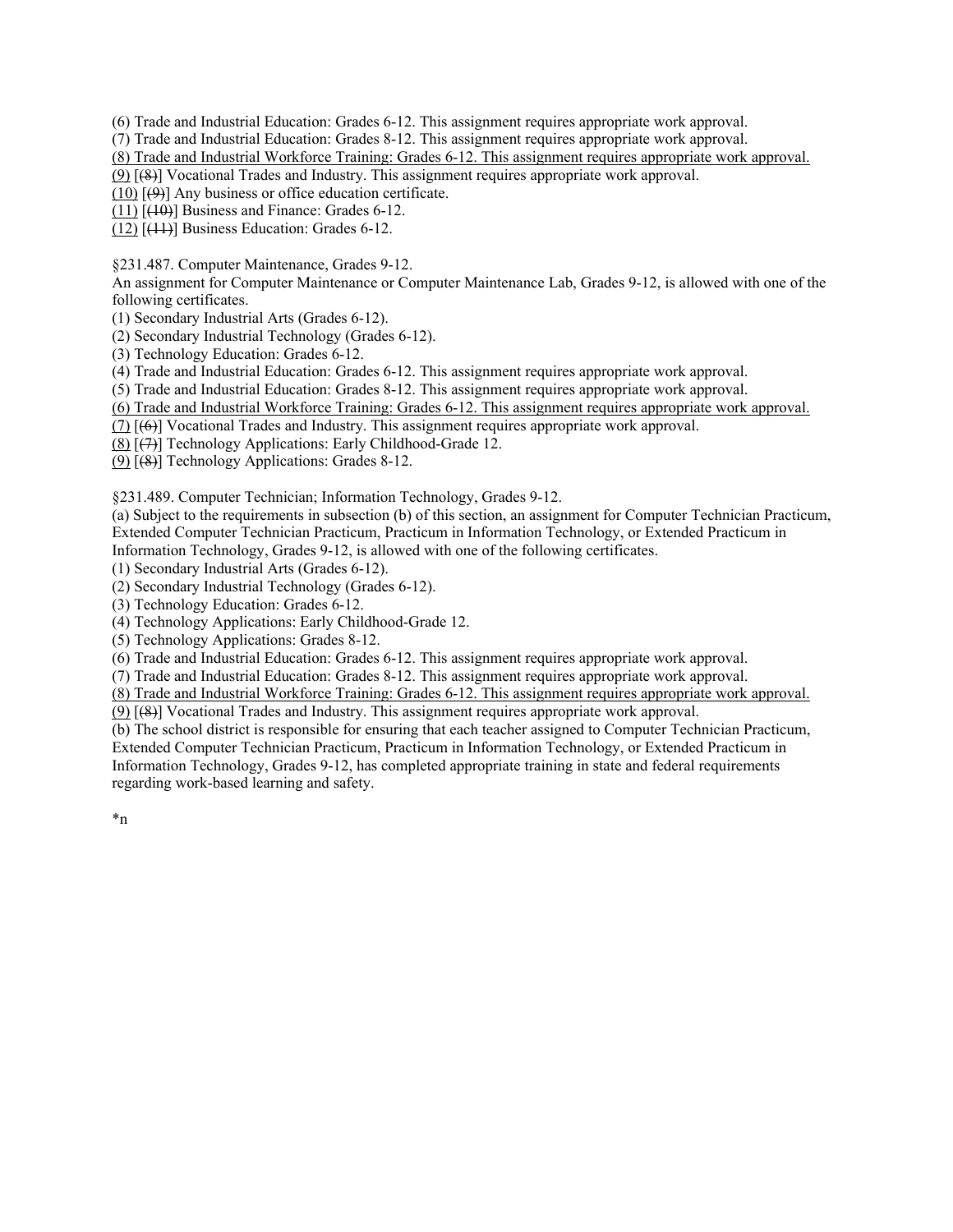(6) Trade and Industrial Education: Grades 6-12. This assignment requires appropriate work approval.
(7) Trade and Industrial Education: Grades 8-12. This assignment requires appropriate work approval.
<u>(8) Trade and Industrial Workforce Training: Grades 6-12. This assignment requires appropriate work approval.</u>
<u>(9)</u> [~~(8)~~] Vocational Trades and Industry. This assignment requires appropriate work approval.
<u>(10)</u> [~~(9)~~] Any business or office education certificate.
<u>(11)</u> [~~(10)~~] Business and Finance: Grades 6-12.
<u>(12)</u> [~~(11)~~] Business Education: Grades 6-12.

§231.487. Computer Maintenance, Grades 9-12.
An assignment for Computer Maintenance or Computer Maintenance Lab, Grades 9-12, is allowed with one of the following certificates.
(1) Secondary Industrial Arts (Grades 6-12).
(2) Secondary Industrial Technology (Grades 6-12).
(3) Technology Education: Grades 6-12.
(4) Trade and Industrial Education: Grades 6-12. This assignment requires appropriate work approval.
(5) Trade and Industrial Education: Grades 8-12. This assignment requires appropriate work approval.
<u>(6) Trade and Industrial Workforce Training: Grades 6-12. This assignment requires appropriate work approval.</u>
<u>(7)</u> [~~(6)~~] Vocational Trades and Industry. This assignment requires appropriate work approval.
<u>(8)</u> [~~(7)~~] Technology Applications: Early Childhood-Grade 12.
<u>(9)</u> [~~(8)~~] Technology Applications: Grades 8-12.

§231.489. Computer Technician; Information Technology, Grades 9-12.
(a) Subject to the requirements in subsection (b) of this section, an assignment for Computer Technician Practicum, Extended Computer Technician Practicum, Practicum in Information Technology, or Extended Practicum in Information Technology, Grades 9-12, is allowed with one of the following certificates.
(1) Secondary Industrial Arts (Grades 6-12).
(2) Secondary Industrial Technology (Grades 6-12).
(3) Technology Education: Grades 6-12.
(4) Technology Applications: Early Childhood-Grade 12.
(5) Technology Applications: Grades 8-12.
(6) Trade and Industrial Education: Grades 6-12. This assignment requires appropriate work approval.
(7) Trade and Industrial Education: Grades 8-12. This assignment requires appropriate work approval.
<u>(8) Trade and Industrial Workforce Training: Grades 6-12. This assignment requires appropriate work approval.</u>
<u>(9)</u> [~~(8)~~] Vocational Trades and Industry. This assignment requires appropriate work approval.
(b) The school district is responsible for ensuring that each teacher assigned to Computer Technician Practicum, Extended Computer Technician Practicum, Practicum in Information Technology, or Extended Practicum in Information Technology, Grades 9-12, has completed appropriate training in state and federal requirements regarding work-based learning and safety.

*n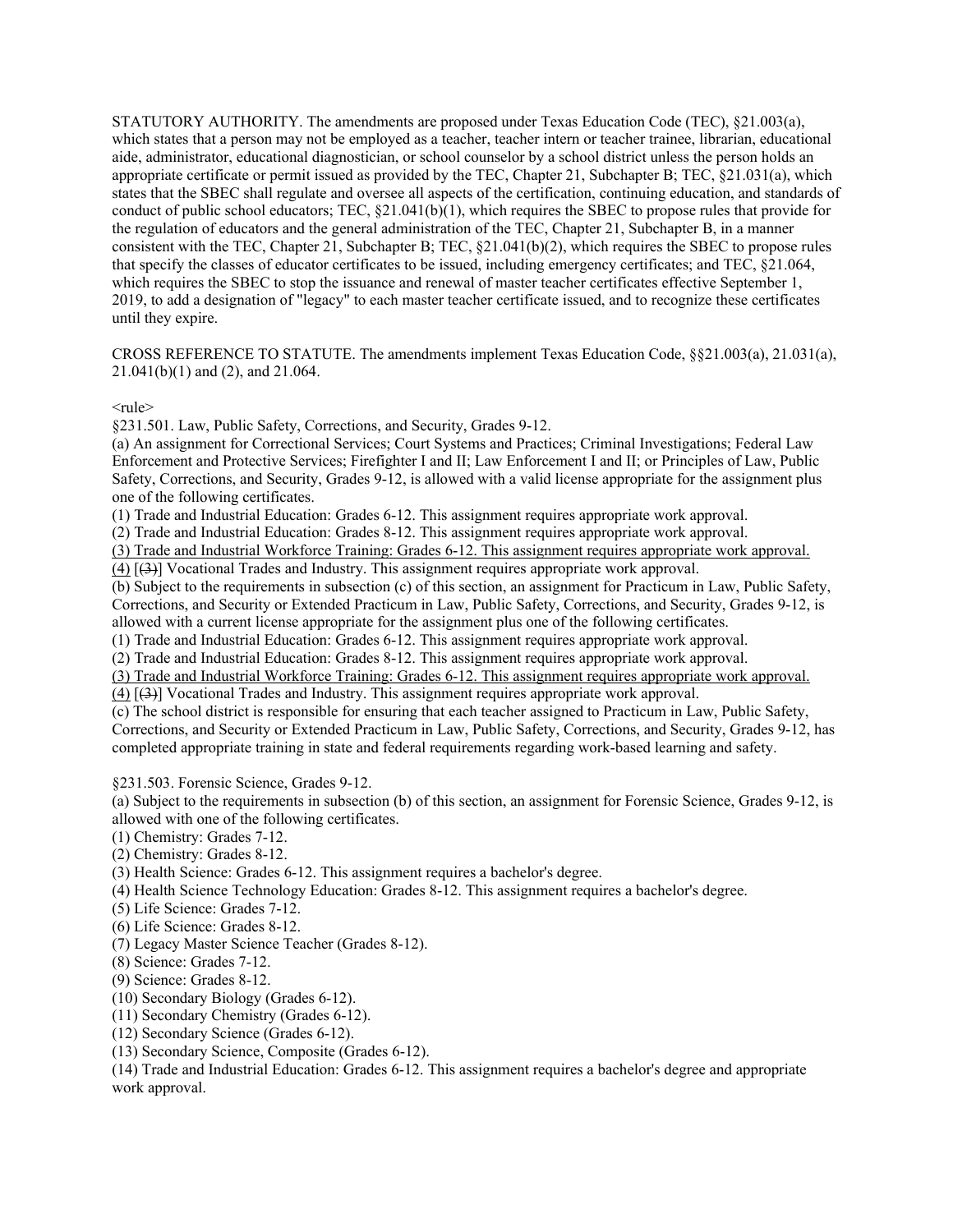STATUTORY AUTHORITY. The amendments are proposed under Texas Education Code (TEC), §21.003(a), which states that a person may not be employed as a teacher, teacher intern or teacher trainee, librarian, educational aide, administrator, educational diagnostician, or school counselor by a school district unless the person holds an appropriate certificate or permit issued as provided by the TEC, Chapter 21, Subchapter B; TEC, §21.031(a), which states that the SBEC shall regulate and oversee all aspects of the certification, continuing education, and standards of conduct of public school educators; TEC, §21.041(b)(1), which requires the SBEC to propose rules that provide for the regulation of educators and the general administration of the TEC, Chapter 21, Subchapter B, in a manner consistent with the TEC, Chapter 21, Subchapter B; TEC, §21.041(b)(2), which requires the SBEC to propose rules that specify the classes of educator certificates to be issued, including emergency certificates; and TEC, §21.064, which requires the SBEC to stop the issuance and renewal of master teacher certificates effective September 1, 2019, to add a designation of "legacy" to each master teacher certificate issued, and to recognize these certificates until they expire.

CROSS REFERENCE TO STATUTE. The amendments implement Texas Education Code, §§21.003(a), 21.031(a), 21.041(b)(1) and (2), and 21.064.

<rule>

§231.501. Law, Public Safety, Corrections, and Security, Grades 9-12.

(a) An assignment for Correctional Services; Court Systems and Practices; Criminal Investigations; Federal Law Enforcement and Protective Services; Firefighter I and II; Law Enforcement I and II; or Principles of Law, Public Safety, Corrections, and Security, Grades 9-12, is allowed with a valid license appropriate for the assignment plus one of the following certificates.

(1) Trade and Industrial Education: Grades 6-12. This assignment requires appropriate work approval.

(2) Trade and Industrial Education: Grades 8-12. This assignment requires appropriate work approval.

<u>(3) Trade and Industrial Workforce Training: Grades 6-12. This assignment requires appropriate work approval.</u>

<u>(4)</u> [~~(3)~~] Vocational Trades and Industry. This assignment requires appropriate work approval.

(b) Subject to the requirements in subsection (c) of this section, an assignment for Practicum in Law, Public Safety, Corrections, and Security or Extended Practicum in Law, Public Safety, Corrections, and Security, Grades 9-12, is allowed with a current license appropriate for the assignment plus one of the following certificates.

(1) Trade and Industrial Education: Grades 6-12. This assignment requires appropriate work approval.

(2) Trade and Industrial Education: Grades 8-12. This assignment requires appropriate work approval.

<u>(3) Trade and Industrial Workforce Training: Grades 6-12. This assignment requires appropriate work approval.</u>

<u>(4)</u> [~~(3)~~] Vocational Trades and Industry. This assignment requires appropriate work approval.

(c) The school district is responsible for ensuring that each teacher assigned to Practicum in Law, Public Safety, Corrections, and Security or Extended Practicum in Law, Public Safety, Corrections, and Security, Grades 9-12, has completed appropriate training in state and federal requirements regarding work-based learning and safety.

§231.503. Forensic Science, Grades 9-12.

(a) Subject to the requirements in subsection (b) of this section, an assignment for Forensic Science, Grades 9-12, is allowed with one of the following certificates.

(1) Chemistry: Grades 7-12.

(2) Chemistry: Grades 8-12.

(3) Health Science: Grades 6-12. This assignment requires a bachelor's degree.

(4) Health Science Technology Education: Grades 8-12. This assignment requires a bachelor's degree.

(5) Life Science: Grades 7-12.

(6) Life Science: Grades 8-12.

(7) Legacy Master Science Teacher (Grades 8-12).

(8) Science: Grades 7-12.

(9) Science: Grades 8-12.

(10) Secondary Biology (Grades 6-12).

(11) Secondary Chemistry (Grades 6-12).

(12) Secondary Science (Grades 6-12).

(13) Secondary Science, Composite (Grades 6-12).

(14) Trade and Industrial Education: Grades 6-12. This assignment requires a bachelor's degree and appropriate work approval.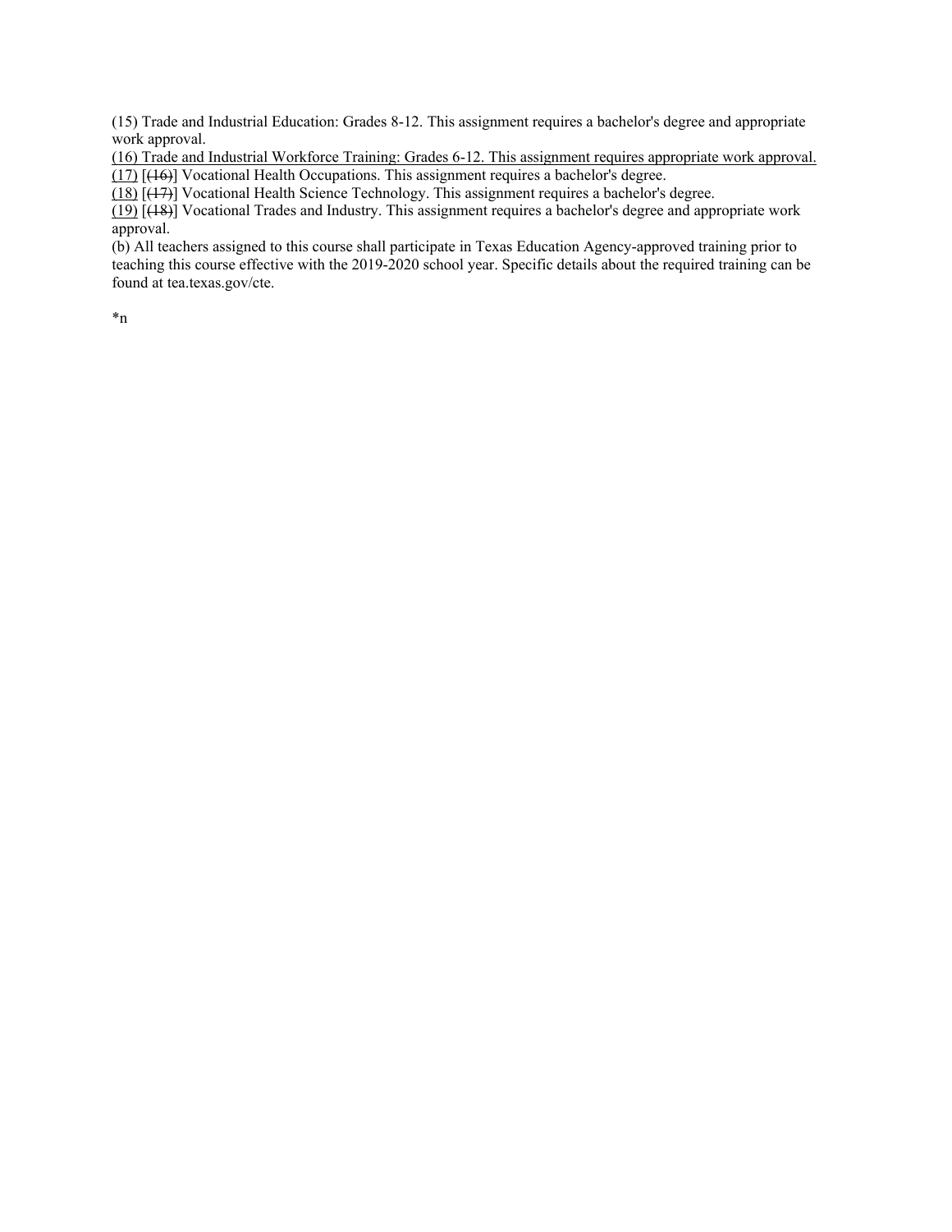(15) Trade and Industrial Education: Grades 8-12. This assignment requires a bachelor's degree and appropriate work approval.

<u>(16) Trade and Industrial Workforce Training: Grades 6-12. This assignment requires appropriate work approval.</u>

<u>(17)</u> [~~(16)~~] Vocational Health Occupations. This assignment requires a bachelor's degree.

<u>(18)</u> [~~(17)~~] Vocational Health Science Technology. This assignment requires a bachelor's degree.

<u>(19)</u> [~~(18)~~] Vocational Trades and Industry. This assignment requires a bachelor's degree and appropriate work approval.

(b) All teachers assigned to this course shall participate in Texas Education Agency-approved training prior to teaching this course effective with the 2019-2020 school year. Specific details about the required training can be found at tea.texas.gov/cte.

*n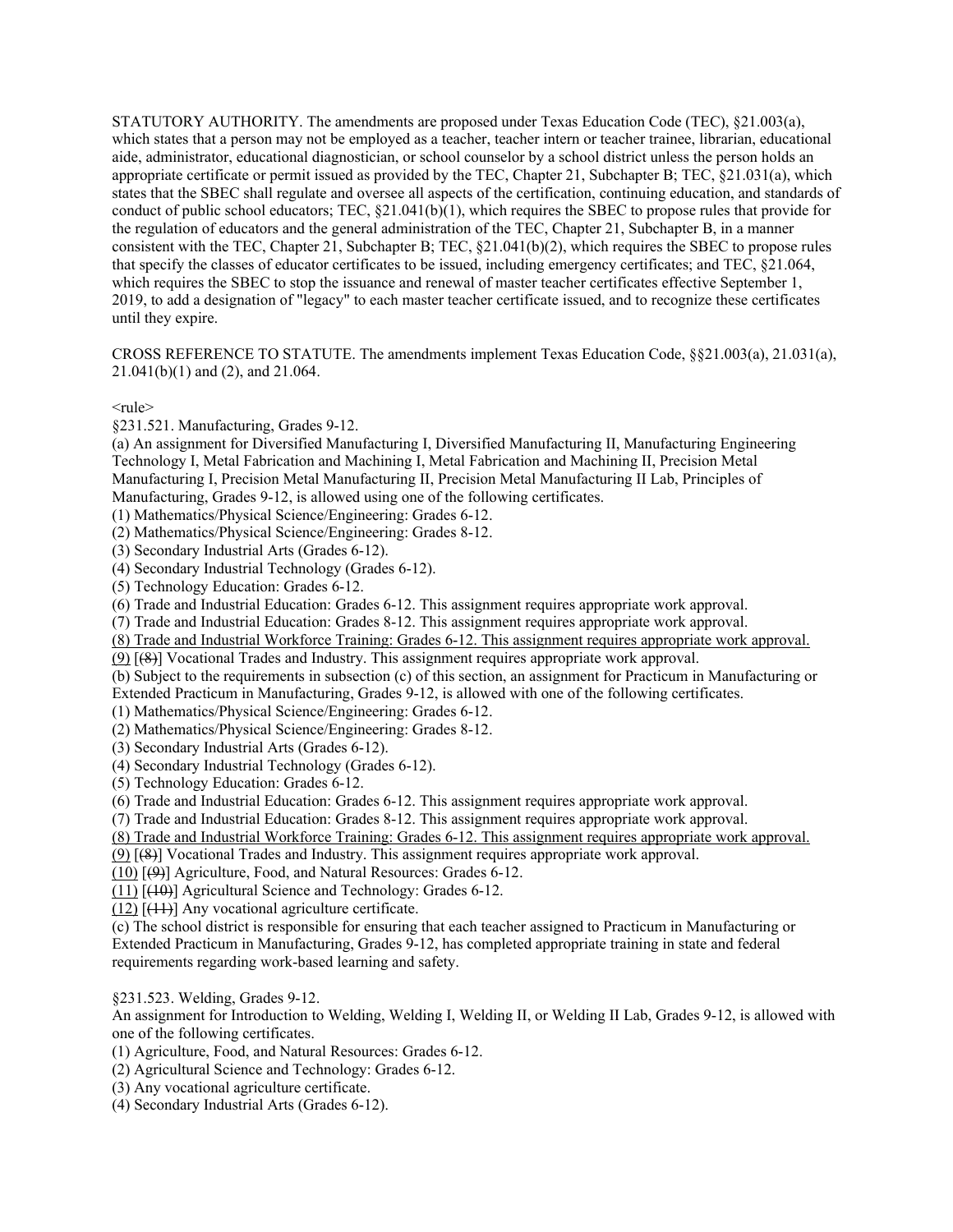STATUTORY AUTHORITY. The amendments are proposed under Texas Education Code (TEC), §21.003(a), which states that a person may not be employed as a teacher, teacher intern or teacher trainee, librarian, educational aide, administrator, educational diagnostician, or school counselor by a school district unless the person holds an appropriate certificate or permit issued as provided by the TEC, Chapter 21, Subchapter B; TEC, §21.031(a), which states that the SBEC shall regulate and oversee all aspects of the certification, continuing education, and standards of conduct of public school educators; TEC, §21.041(b)(1), which requires the SBEC to propose rules that provide for the regulation of educators and the general administration of the TEC, Chapter 21, Subchapter B, in a manner consistent with the TEC, Chapter 21, Subchapter B; TEC, §21.041(b)(2), which requires the SBEC to propose rules that specify the classes of educator certificates to be issued, including emergency certificates; and TEC, §21.064, which requires the SBEC to stop the issuance and renewal of master teacher certificates effective September 1, 2019, to add a designation of "legacy" to each master teacher certificate issued, and to recognize these certificates until they expire.

CROSS REFERENCE TO STATUTE. The amendments implement Texas Education Code, §§21.003(a), 21.031(a), 21.041(b)(1) and (2), and 21.064.

<rule>

§231.521. Manufacturing, Grades 9-12.

(a) An assignment for Diversified Manufacturing I, Diversified Manufacturing II, Manufacturing Engineering Technology I, Metal Fabrication and Machining I, Metal Fabrication and Machining II, Precision Metal Manufacturing I, Precision Metal Manufacturing II, Precision Metal Manufacturing II Lab, Principles of Manufacturing, Grades 9-12, is allowed using one of the following certificates.

(1) Mathematics/Physical Science/Engineering: Grades 6-12.

(2) Mathematics/Physical Science/Engineering: Grades 8-12.

(3) Secondary Industrial Arts (Grades 6-12).

(4) Secondary Industrial Technology (Grades 6-12).

(5) Technology Education: Grades 6-12.

(6) Trade and Industrial Education: Grades 6-12. This assignment requires appropriate work approval.

(7) Trade and Industrial Education: Grades 8-12. This assignment requires appropriate work approval.

<u>(8) Trade and Industrial Workforce Training: Grades 6-12. This assignment requires appropriate work approval.</u>

<u>(9)</u> [~~(8)~~] Vocational Trades and Industry. This assignment requires appropriate work approval.

(b) Subject to the requirements in subsection (c) of this section, an assignment for Practicum in Manufacturing or Extended Practicum in Manufacturing, Grades 9-12, is allowed with one of the following certificates.

(1) Mathematics/Physical Science/Engineering: Grades 6-12.

(2) Mathematics/Physical Science/Engineering: Grades 8-12.

(3) Secondary Industrial Arts (Grades 6-12).

(4) Secondary Industrial Technology (Grades 6-12).

(5) Technology Education: Grades 6-12.

(6) Trade and Industrial Education: Grades 6-12. This assignment requires appropriate work approval.

(7) Trade and Industrial Education: Grades 8-12. This assignment requires appropriate work approval.

<u>(8) Trade and Industrial Workforce Training: Grades 6-12. This assignment requires appropriate work approval.</u>

<u>(9)</u> [~~(8)~~] Vocational Trades and Industry. This assignment requires appropriate work approval.

<u>(10)</u> [~~(9)~~] Agriculture, Food, and Natural Resources: Grades 6-12.

<u>(11)</u> [~~(10)~~] Agricultural Science and Technology: Grades 6-12.

<u>(12)</u> [~~(11)~~] Any vocational agriculture certificate.

(c) The school district is responsible for ensuring that each teacher assigned to Practicum in Manufacturing or Extended Practicum in Manufacturing, Grades 9-12, has completed appropriate training in state and federal requirements regarding work-based learning and safety.

§231.523. Welding, Grades 9-12.

An assignment for Introduction to Welding, Welding I, Welding II, or Welding II Lab, Grades 9-12, is allowed with one of the following certificates.

(1) Agriculture, Food, and Natural Resources: Grades 6-12.

(2) Agricultural Science and Technology: Grades 6-12.

(3) Any vocational agriculture certificate.

(4) Secondary Industrial Arts (Grades 6-12).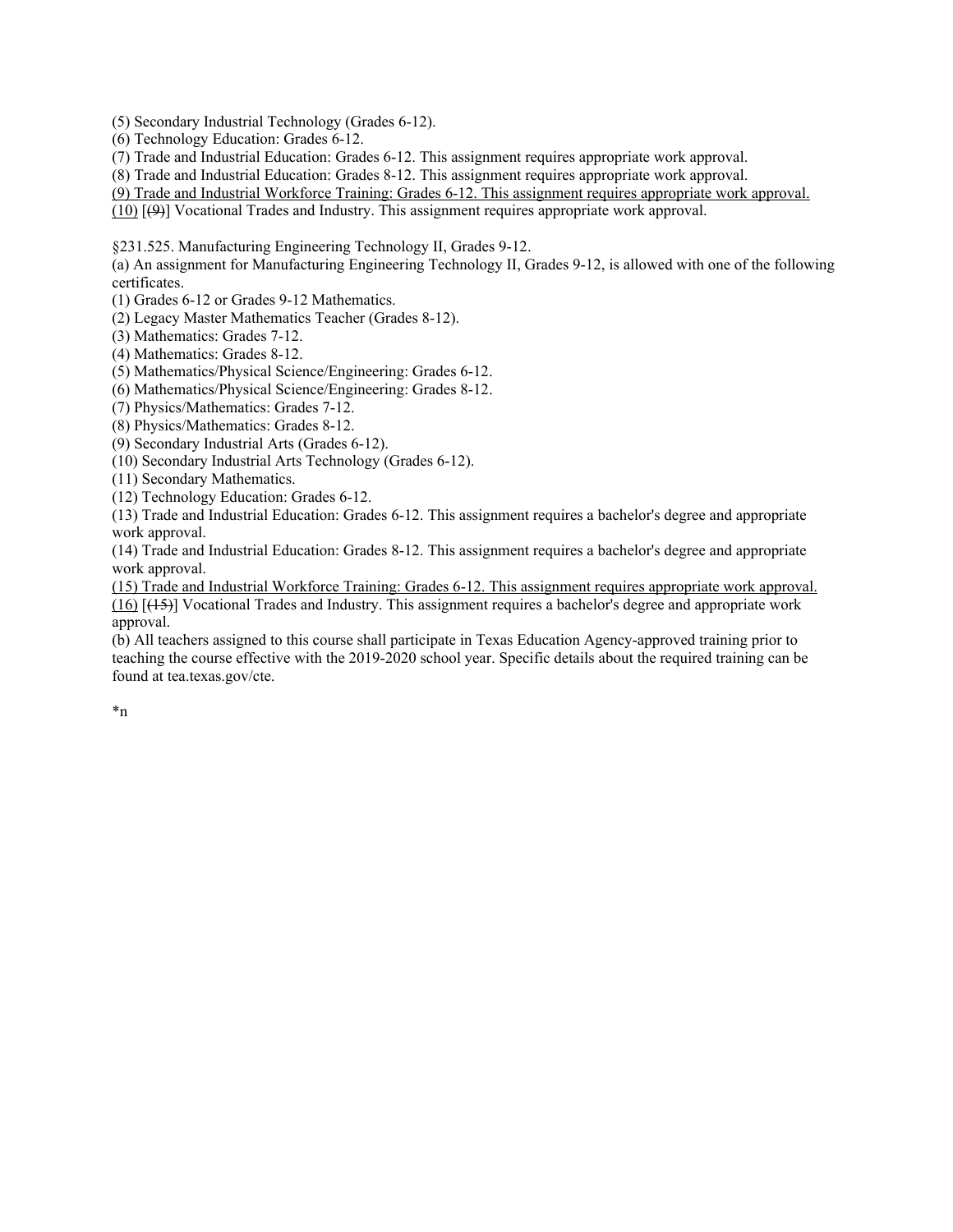(5) Secondary Industrial Technology (Grades 6-12).
(6) Technology Education: Grades 6-12.
(7) Trade and Industrial Education: Grades 6-12. This assignment requires appropriate work approval.
(8) Trade and Industrial Education: Grades 8-12. This assignment requires appropriate work approval.
<u>(9) Trade and Industrial Workforce Training: Grades 6-12. This assignment requires appropriate work approval.</u>
<u>(10)</u> [~~(9)~~] Vocational Trades and Industry. This assignment requires appropriate work approval.

§231.525. Manufacturing Engineering Technology II, Grades 9-12.
(a) An assignment for Manufacturing Engineering Technology II, Grades 9-12, is allowed with one of the following certificates.
(1) Grades 6-12 or Grades 9-12 Mathematics.
(2) Legacy Master Mathematics Teacher (Grades 8-12).
(3) Mathematics: Grades 7-12.
(4) Mathematics: Grades 8-12.
(5) Mathematics/Physical Science/Engineering: Grades 6-12.
(6) Mathematics/Physical Science/Engineering: Grades 8-12.
(7) Physics/Mathematics: Grades 7-12.
(8) Physics/Mathematics: Grades 8-12.
(9) Secondary Industrial Arts (Grades 6-12).
(10) Secondary Industrial Arts Technology (Grades 6-12).
(11) Secondary Mathematics.
(12) Technology Education: Grades 6-12.
(13) Trade and Industrial Education: Grades 6-12. This assignment requires a bachelor's degree and appropriate work approval.
(14) Trade and Industrial Education: Grades 8-12. This assignment requires a bachelor's degree and appropriate work approval.
<u>(15) Trade and Industrial Workforce Training: Grades 6-12. This assignment requires appropriate work approval.</u>
<u>(16)</u> [~~(15)~~] Vocational Trades and Industry. This assignment requires a bachelor's degree and appropriate work approval.
(b) All teachers assigned to this course shall participate in Texas Education Agency-approved training prior to teaching the course effective with the 2019-2020 school year. Specific details about the required training can be found at tea.texas.gov/cte.

*n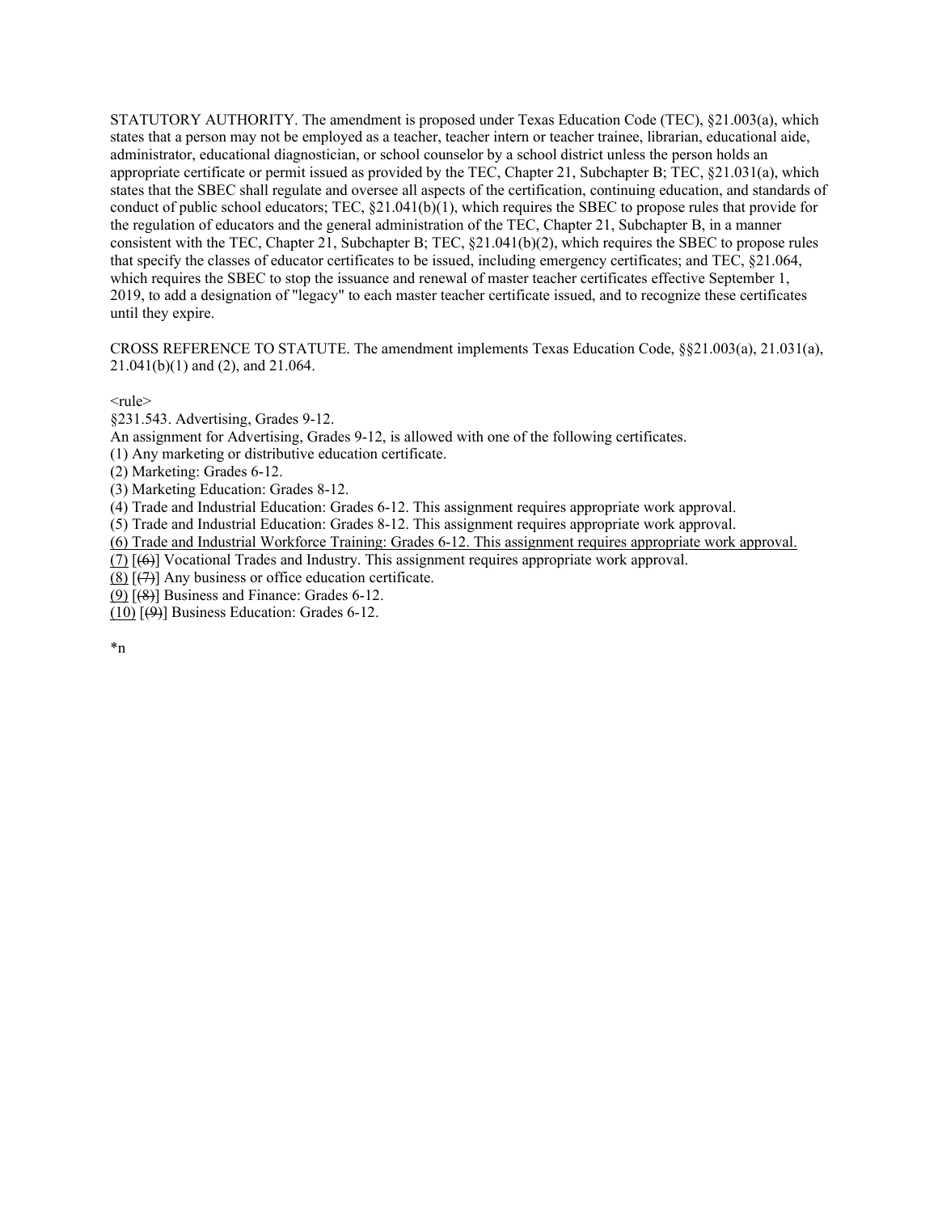STATUTORY AUTHORITY. The amendment is proposed under Texas Education Code (TEC), §21.003(a), which states that a person may not be employed as a teacher, teacher intern or teacher trainee, librarian, educational aide, administrator, educational diagnostician, or school counselor by a school district unless the person holds an appropriate certificate or permit issued as provided by the TEC, Chapter 21, Subchapter B; TEC, §21.031(a), which states that the SBEC shall regulate and oversee all aspects of the certification, continuing education, and standards of conduct of public school educators; TEC, §21.041(b)(1), which requires the SBEC to propose rules that provide for the regulation of educators and the general administration of the TEC, Chapter 21, Subchapter B, in a manner consistent with the TEC, Chapter 21, Subchapter B; TEC, §21.041(b)(2), which requires the SBEC to propose rules that specify the classes of educator certificates to be issued, including emergency certificates; and TEC, §21.064, which requires the SBEC to stop the issuance and renewal of master teacher certificates effective September 1, 2019, to add a designation of "legacy" to each master teacher certificate issued, and to recognize these certificates until they expire.

CROSS REFERENCE TO STATUTE. The amendment implements Texas Education Code, §§21.003(a), 21.031(a), 21.041(b)(1) and (2), and 21.064.

<rule>

§231.543. Advertising, Grades 9-12.

An assignment for Advertising, Grades 9-12, is allowed with one of the following certificates.

(1) Any marketing or distributive education certificate.

(2) Marketing: Grades 6-12.

(3) Marketing Education: Grades 8-12.

(4) Trade and Industrial Education: Grades 6-12. This assignment requires appropriate work approval.

(5) Trade and Industrial Education: Grades 8-12. This assignment requires appropriate work approval.

<u>(6) Trade and Industrial Workforce Training: Grades 6-12. This assignment requires appropriate work approval.</u>

<u>(7)</u> [~~(6)~~] Vocational Trades and Industry. This assignment requires appropriate work approval.

<u>(8)</u> [~~(7)~~] Any business or office education certificate.

<u>(9)</u> [~~(8)~~] Business and Finance: Grades 6-12.

<u>(10)</u> [~~(9)~~] Business Education: Grades 6-12.

*n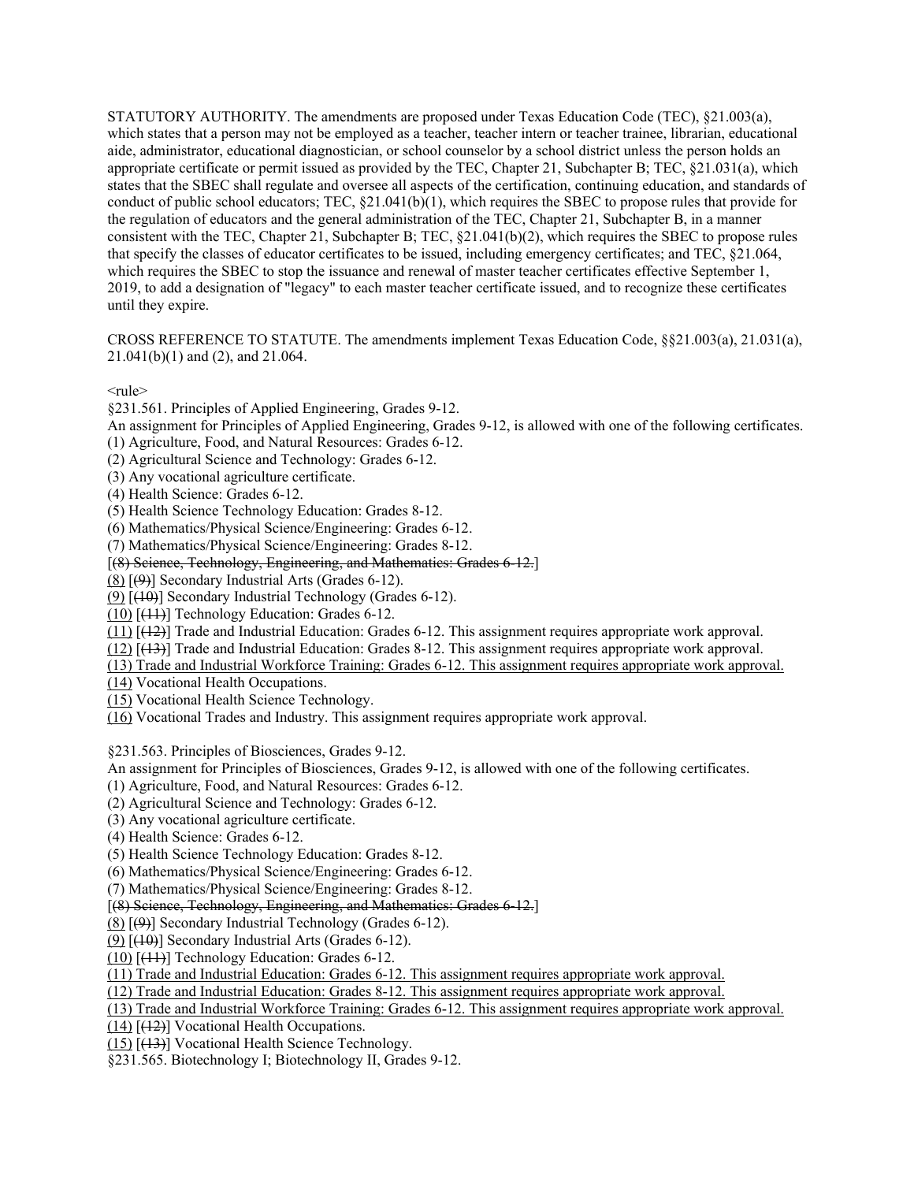STATUTORY AUTHORITY. The amendments are proposed under Texas Education Code (TEC), §21.003(a), which states that a person may not be employed as a teacher, teacher intern or teacher trainee, librarian, educational aide, administrator, educational diagnostician, or school counselor by a school district unless the person holds an appropriate certificate or permit issued as provided by the TEC, Chapter 21, Subchapter B; TEC, §21.031(a), which states that the SBEC shall regulate and oversee all aspects of the certification, continuing education, and standards of conduct of public school educators; TEC, §21.041(b)(1), which requires the SBEC to propose rules that provide for the regulation of educators and the general administration of the TEC, Chapter 21, Subchapter B, in a manner consistent with the TEC, Chapter 21, Subchapter B; TEC, §21.041(b)(2), which requires the SBEC to propose rules that specify the classes of educator certificates to be issued, including emergency certificates; and TEC, §21.064, which requires the SBEC to stop the issuance and renewal of master teacher certificates effective September 1, 2019, to add a designation of "legacy" to each master teacher certificate issued, and to recognize these certificates until they expire.

CROSS REFERENCE TO STATUTE. The amendments implement Texas Education Code, §§21.003(a), 21.031(a), 21.041(b)(1) and (2), and 21.064.

<rule>

§231.561. Principles of Applied Engineering, Grades 9-12.

An assignment for Principles of Applied Engineering, Grades 9-12, is allowed with one of the following certificates.

(1) Agriculture, Food, and Natural Resources: Grades 6-12.

(2) Agricultural Science and Technology: Grades 6-12.

(3) Any vocational agriculture certificate.

(4) Health Science: Grades 6-12.

(5) Health Science Technology Education: Grades 8-12.

(6) Mathematics/Physical Science/Engineering: Grades 6-12.

(7) Mathematics/Physical Science/Engineering: Grades 8-12.

[~~(8) Science, Technology, Engineering, and Mathematics: Grades 6-12.~~]

<u>(8)</u> [~~(9)~~] Secondary Industrial Arts (Grades 6-12).

<u>(9)</u> [~~(10)~~] Secondary Industrial Technology (Grades 6-12).

<u>(10)</u> [~~(11)~~] Technology Education: Grades 6-12.

<u>(11)</u> [~~(12)~~] Trade and Industrial Education: Grades 6-12. This assignment requires appropriate work approval.

<u>(12)</u> [~~(13)~~] Trade and Industrial Education: Grades 8-12. This assignment requires appropriate work approval.

<u>(13) Trade and Industrial Workforce Training: Grades 6-12. This assignment requires appropriate work approval.</u>

<u>(14)</u> Vocational Health Occupations.

<u>(15)</u> Vocational Health Science Technology.

<u>(16)</u> Vocational Trades and Industry. This assignment requires appropriate work approval.

§231.563. Principles of Biosciences, Grades 9-12.

An assignment for Principles of Biosciences, Grades 9-12, is allowed with one of the following certificates.

(1) Agriculture, Food, and Natural Resources: Grades 6-12.

(2) Agricultural Science and Technology: Grades 6-12.

(3) Any vocational agriculture certificate.

(4) Health Science: Grades 6-12.

(5) Health Science Technology Education: Grades 8-12.

(6) Mathematics/Physical Science/Engineering: Grades 6-12.

(7) Mathematics/Physical Science/Engineering: Grades 8-12.

[~~(8) Science, Technology, Engineering, and Mathematics: Grades 6-12.~~]

<u>(8)</u> [~~(9)~~] Secondary Industrial Technology (Grades 6-12).

<u>(9)</u> [~~(10)~~] Secondary Industrial Arts (Grades 6-12).

<u>(10)</u> [~~(11)~~] Technology Education: Grades 6-12.

<u>(11) Trade and Industrial Education: Grades 6-12. This assignment requires appropriate work approval.</u>

<u>(12) Trade and Industrial Education: Grades 8-12. This assignment requires appropriate work approval.</u>

<u>(13) Trade and Industrial Workforce Training: Grades 6-12. This assignment requires appropriate work approval.</u>

<u>(14)</u> [~~(12)~~] Vocational Health Occupations.

<u>(15)</u> [~~(13)~~] Vocational Health Science Technology.

§231.565. Biotechnology I; Biotechnology II, Grades 9-12.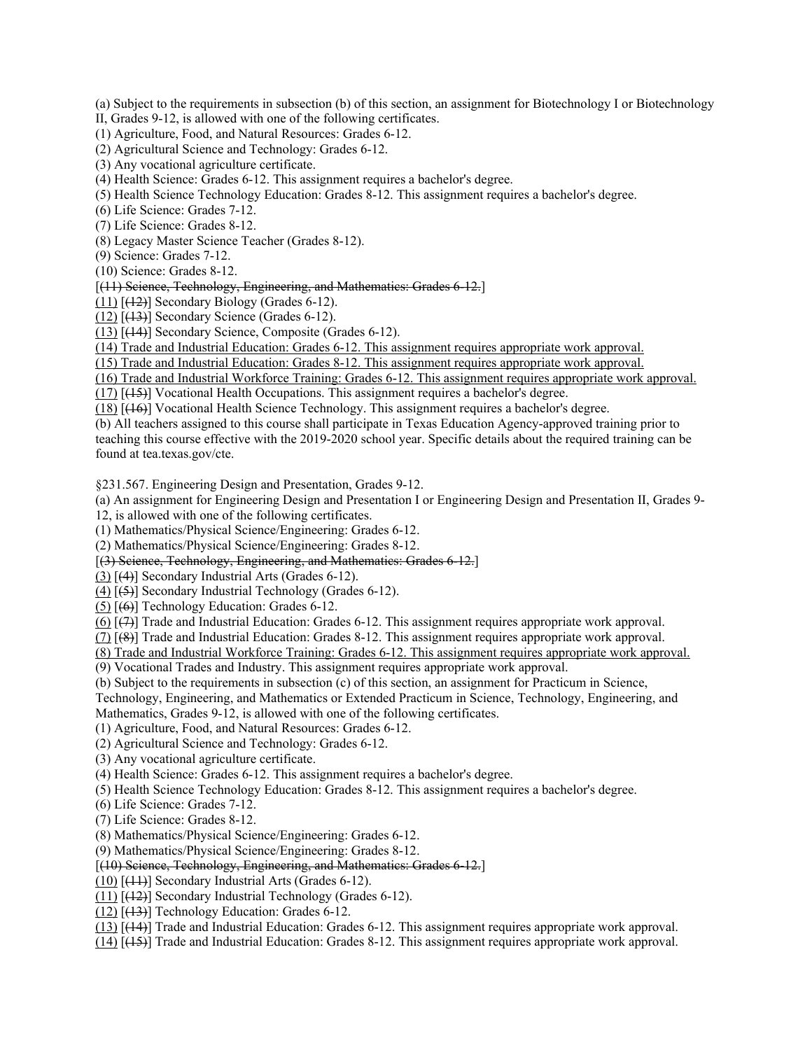(a) Subject to the requirements in subsection (b) of this section, an assignment for Biotechnology I or Biotechnology II, Grades 9-12, is allowed with one of the following certificates.

(1) Agriculture, Food, and Natural Resources: Grades 6-12.

(2) Agricultural Science and Technology: Grades 6-12.

(3) Any vocational agriculture certificate.

(4) Health Science: Grades 6-12. This assignment requires a bachelor's degree.

(5) Health Science Technology Education: Grades 8-12. This assignment requires a bachelor's degree.

(6) Life Science: Grades 7-12.

(7) Life Science: Grades 8-12.

(8) Legacy Master Science Teacher (Grades 8-12).

(9) Science: Grades 7-12.

(10) Science: Grades 8-12.

[~~(11) Science, Technology, Engineering, and Mathematics: Grades 6-12.~~]

<u>(11)</u> [~~(12)~~] Secondary Biology (Grades 6-12).

<u>(12)</u> [~~(13)~~] Secondary Science (Grades 6-12).

<u>(13)</u> [~~(14)~~] Secondary Science, Composite (Grades 6-12).

<u>(14) Trade and Industrial Education: Grades 6-12. This assignment requires appropriate work approval.</u>

<u>(15) Trade and Industrial Education: Grades 8-12. This assignment requires appropriate work approval.</u>

<u>(16) Trade and Industrial Workforce Training: Grades 6-12. This assignment requires appropriate work approval.</u>

<u>(17)</u> [~~(15)~~] Vocational Health Occupations. This assignment requires a bachelor's degree.

<u>(18)</u> [~~(16)~~] Vocational Health Science Technology. This assignment requires a bachelor's degree.

(b) All teachers assigned to this course shall participate in Texas Education Agency-approved training prior to teaching this course effective with the 2019-2020 school year. Specific details about the required training can be found at tea.texas.gov/cte.

§231.567. Engineering Design and Presentation, Grades 9-12.

(a) An assignment for Engineering Design and Presentation I or Engineering Design and Presentation II, Grades 9-12, is allowed with one of the following certificates.

(1) Mathematics/Physical Science/Engineering: Grades 6-12.

(2) Mathematics/Physical Science/Engineering: Grades 8-12.

[~~(3) Science, Technology, Engineering, and Mathematics: Grades 6-12.~~]

<u>(3)</u> [~~(4)~~] Secondary Industrial Arts (Grades 6-12).

<u>(4)</u> [~~(5)~~] Secondary Industrial Technology (Grades 6-12).

<u>(5)</u> [~~(6)~~] Technology Education: Grades 6-12.

<u>(6)</u> [~~(7)~~] Trade and Industrial Education: Grades 6-12. This assignment requires appropriate work approval.

<u>(7)</u> [~~(8)~~] Trade and Industrial Education: Grades 8-12. This assignment requires appropriate work approval.

<u>(8) Trade and Industrial Workforce Training: Grades 6-12. This assignment requires appropriate work approval.</u>

(9) Vocational Trades and Industry. This assignment requires appropriate work approval.

(b) Subject to the requirements in subsection (c) of this section, an assignment for Practicum in Science, Technology, Engineering, and Mathematics or Extended Practicum in Science, Technology, Engineering, and Mathematics, Grades 9-12, is allowed with one of the following certificates.

(1) Agriculture, Food, and Natural Resources: Grades 6-12.

(2) Agricultural Science and Technology: Grades 6-12.

(3) Any vocational agriculture certificate.

(4) Health Science: Grades 6-12. This assignment requires a bachelor's degree.

(5) Health Science Technology Education: Grades 8-12. This assignment requires a bachelor's degree.

(6) Life Science: Grades 7-12.

(7) Life Science: Grades 8-12.

(8) Mathematics/Physical Science/Engineering: Grades 6-12.

(9) Mathematics/Physical Science/Engineering: Grades 8-12.

[~~(10) Science, Technology, Engineering, and Mathematics: Grades 6-12.~~]

<u>(10)</u> [~~(11)~~] Secondary Industrial Arts (Grades 6-12).

<u>(11)</u> [~~(12)~~] Secondary Industrial Technology (Grades 6-12).

<u>(12)</u> [~~(13)~~] Technology Education: Grades 6-12.

<u>(13)</u> [~~(14)~~] Trade and Industrial Education: Grades 6-12. This assignment requires appropriate work approval.

<u>(14)</u> [~~(15)~~] Trade and Industrial Education: Grades 8-12. This assignment requires appropriate work approval.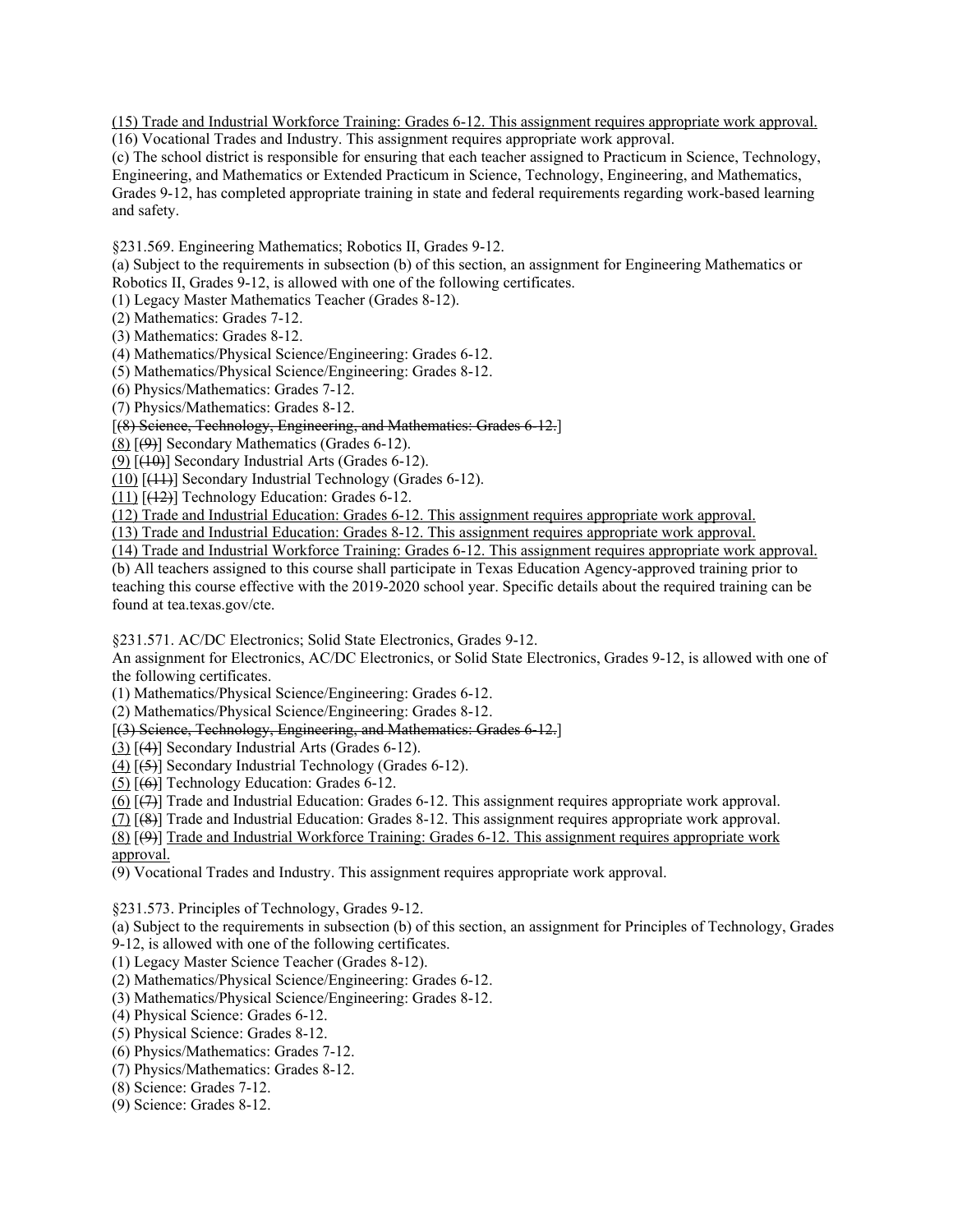(15) Trade and Industrial Workforce Training: Grades 6-12. This assignment requires appropriate work approval.
(16) Vocational Trades and Industry. This assignment requires appropriate work approval.
(c) The school district is responsible for ensuring that each teacher assigned to Practicum in Science, Technology, Engineering, and Mathematics or Extended Practicum in Science, Technology, Engineering, and Mathematics, Grades 9-12, has completed appropriate training in state and federal requirements regarding work-based learning and safety.

§231.569. Engineering Mathematics; Robotics II, Grades 9-12.
(a) Subject to the requirements in subsection (b) of this section, an assignment for Engineering Mathematics or Robotics II, Grades 9-12, is allowed with one of the following certificates.
(1) Legacy Master Mathematics Teacher (Grades 8-12).
(2) Mathematics: Grades 7-12.
(3) Mathematics: Grades 8-12.
(4) Mathematics/Physical Science/Engineering: Grades 6-12.
(5) Mathematics/Physical Science/Engineering: Grades 8-12.
(6) Physics/Mathematics: Grades 7-12.
(7) Physics/Mathematics: Grades 8-12.
[~~(8) Science, Technology, Engineering, and Mathematics: Grades 6-12.~~]
(8) [~~(9)~~] Secondary Mathematics (Grades 6-12).
(9) [~~(10)~~] Secondary Industrial Arts (Grades 6-12).
(10) [~~(11)~~] Secondary Industrial Technology (Grades 6-12).
(11) [~~(12)~~] Technology Education: Grades 6-12.
(12) Trade and Industrial Education: Grades 6-12. This assignment requires appropriate work approval.
(13) Trade and Industrial Education: Grades 8-12. This assignment requires appropriate work approval.
(14) Trade and Industrial Workforce Training: Grades 6-12. This assignment requires appropriate work approval.
(b) All teachers assigned to this course shall participate in Texas Education Agency-approved training prior to teaching this course effective with the 2019-2020 school year. Specific details about the required training can be found at tea.texas.gov/cte.

§231.571. AC/DC Electronics; Solid State Electronics, Grades 9-12.
An assignment for Electronics, AC/DC Electronics, or Solid State Electronics, Grades 9-12, is allowed with one of the following certificates.
(1) Mathematics/Physical Science/Engineering: Grades 6-12.
(2) Mathematics/Physical Science/Engineering: Grades 8-12.
[~~(3) Science, Technology, Engineering, and Mathematics: Grades 6-12.~~]
(3) [~~(4)~~] Secondary Industrial Arts (Grades 6-12).
(4) [~~(5)~~] Secondary Industrial Technology (Grades 6-12).
(5) [~~(6)~~] Technology Education: Grades 6-12.
(6) [~~(7)~~] Trade and Industrial Education: Grades 6-12. This assignment requires appropriate work approval.
(7) [~~(8)~~] Trade and Industrial Education: Grades 8-12. This assignment requires appropriate work approval.
(8) [~~(9)~~] Trade and Industrial Workforce Training: Grades 6-12. This assignment requires appropriate work approval.
(9) Vocational Trades and Industry. This assignment requires appropriate work approval.

§231.573. Principles of Technology, Grades 9-12.
(a) Subject to the requirements in subsection (b) of this section, an assignment for Principles of Technology, Grades 9-12, is allowed with one of the following certificates.
(1) Legacy Master Science Teacher (Grades 8-12).
(2) Mathematics/Physical Science/Engineering: Grades 6-12.
(3) Mathematics/Physical Science/Engineering: Grades 8-12.
(4) Physical Science: Grades 6-12.
(5) Physical Science: Grades 8-12.
(6) Physics/Mathematics: Grades 7-12.
(7) Physics/Mathematics: Grades 8-12.
(8) Science: Grades 7-12.
(9) Science: Grades 8-12.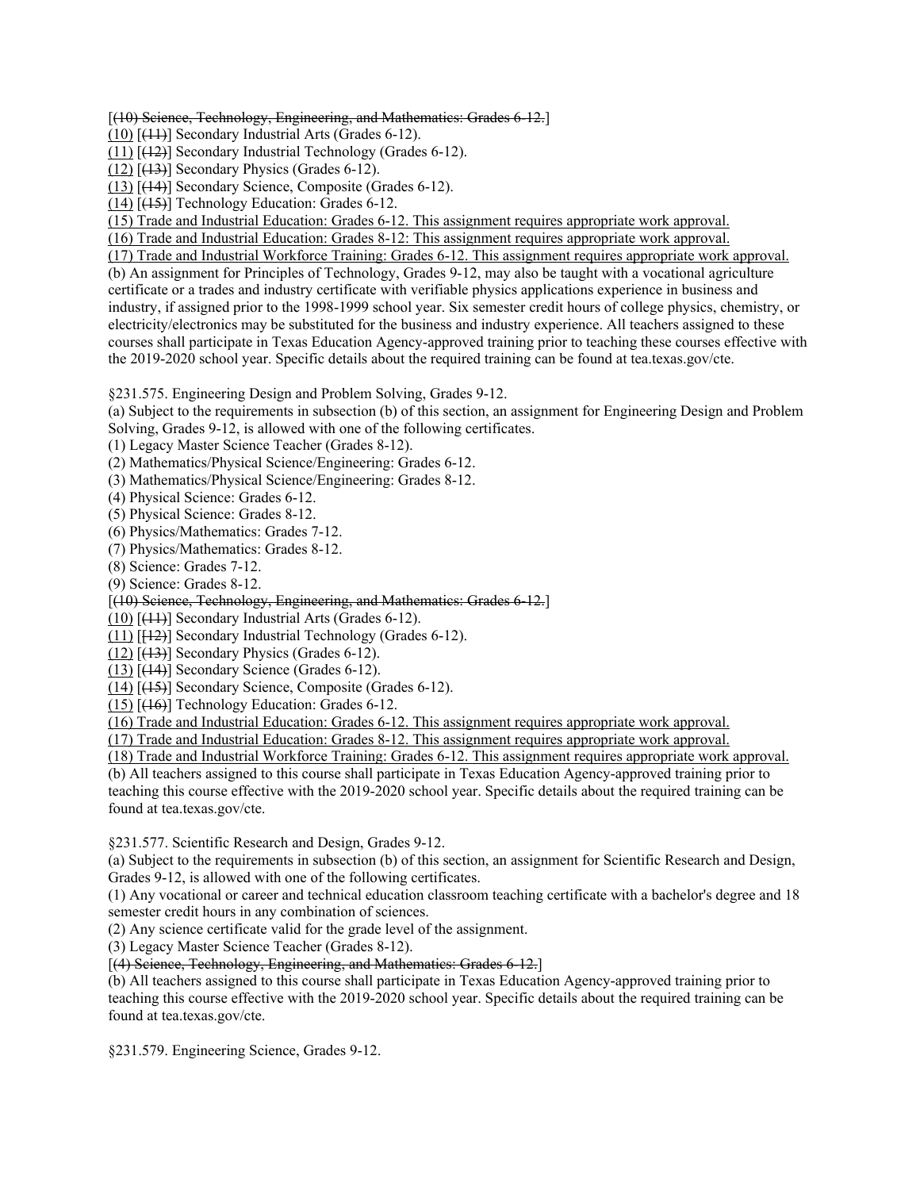[~~(10) Science, Technology, Engineering, and Mathematics: Grades 6-12.~~]

<u>(10)</u> [~~(11)~~] Secondary Industrial Arts (Grades 6-12).

<u>(11)</u> [~~(12)~~] Secondary Industrial Technology (Grades 6-12).

<u>(12)</u> [~~(13)~~] Secondary Physics (Grades 6-12).

<u>(13)</u> [~~(14)~~] Secondary Science, Composite (Grades 6-12).

<u>(14)</u> [~~(15)~~] Technology Education: Grades 6-12.

<u>(15) Trade and Industrial Education: Grades 6-12. This assignment requires appropriate work approval.</u>

<u>(16) Trade and Industrial Education: Grades 8-12: This assignment requires appropriate work approval.</u>

<u>(17) Trade and Industrial Workforce Training: Grades 6-12. This assignment requires appropriate work approval.</u>

(b) An assignment for Principles of Technology, Grades 9-12, may also be taught with a vocational agriculture certificate or a trades and industry certificate with verifiable physics applications experience in business and industry, if assigned prior to the 1998-1999 school year. Six semester credit hours of college physics, chemistry, or electricity/electronics may be substituted for the business and industry experience. All teachers assigned to these courses shall participate in Texas Education Agency-approved training prior to teaching these courses effective with the 2019-2020 school year. Specific details about the required training can be found at tea.texas.gov/cte.

§231.575. Engineering Design and Problem Solving, Grades 9-12.

(a) Subject to the requirements in subsection (b) of this section, an assignment for Engineering Design and Problem Solving, Grades 9-12, is allowed with one of the following certificates.

(1) Legacy Master Science Teacher (Grades 8-12).

(2) Mathematics/Physical Science/Engineering: Grades 6-12.

(3) Mathematics/Physical Science/Engineering: Grades 8-12.

(4) Physical Science: Grades 6-12.

(5) Physical Science: Grades 8-12.

(6) Physics/Mathematics: Grades 7-12.

(7) Physics/Mathematics: Grades 8-12.

(8) Science: Grades 7-12.

(9) Science: Grades 8-12.

[~~(10) Science, Technology, Engineering, and Mathematics: Grades 6-12.~~]

<u>(10)</u> [~~(11)~~] Secondary Industrial Arts (Grades 6-12).

<u>(11)</u> [~~[12]~~] Secondary Industrial Technology (Grades 6-12).

<u>(12)</u> [~~(13)~~] Secondary Physics (Grades 6-12).

<u>(13)</u> [~~(14)~~] Secondary Science (Grades 6-12).

<u>(14)</u> [~~(15)~~] Secondary Science, Composite (Grades 6-12).

<u>(15)</u> [~~(16)~~] Technology Education: Grades 6-12.

<u>(16) Trade and Industrial Education: Grades 6-12. This assignment requires appropriate work approval.</u>

<u>(17) Trade and Industrial Education: Grades 8-12. This assignment requires appropriate work approval.</u>

<u>(18) Trade and Industrial Workforce Training: Grades 6-12. This assignment requires appropriate work approval.</u>

(b) All teachers assigned to this course shall participate in Texas Education Agency-approved training prior to teaching this course effective with the 2019-2020 school year. Specific details about the required training can be found at tea.texas.gov/cte.

§231.577. Scientific Research and Design, Grades 9-12.

(a) Subject to the requirements in subsection (b) of this section, an assignment for Scientific Research and Design, Grades 9-12, is allowed with one of the following certificates.

(1) Any vocational or career and technical education classroom teaching certificate with a bachelor's degree and 18 semester credit hours in any combination of sciences.

(2) Any science certificate valid for the grade level of the assignment.

(3) Legacy Master Science Teacher (Grades 8-12).

[~~(4) Science, Technology, Engineering, and Mathematics: Grades 6-12.~~]

(b) All teachers assigned to this course shall participate in Texas Education Agency-approved training prior to teaching this course effective with the 2019-2020 school year. Specific details about the required training can be found at tea.texas.gov/cte.

§231.579. Engineering Science, Grades 9-12.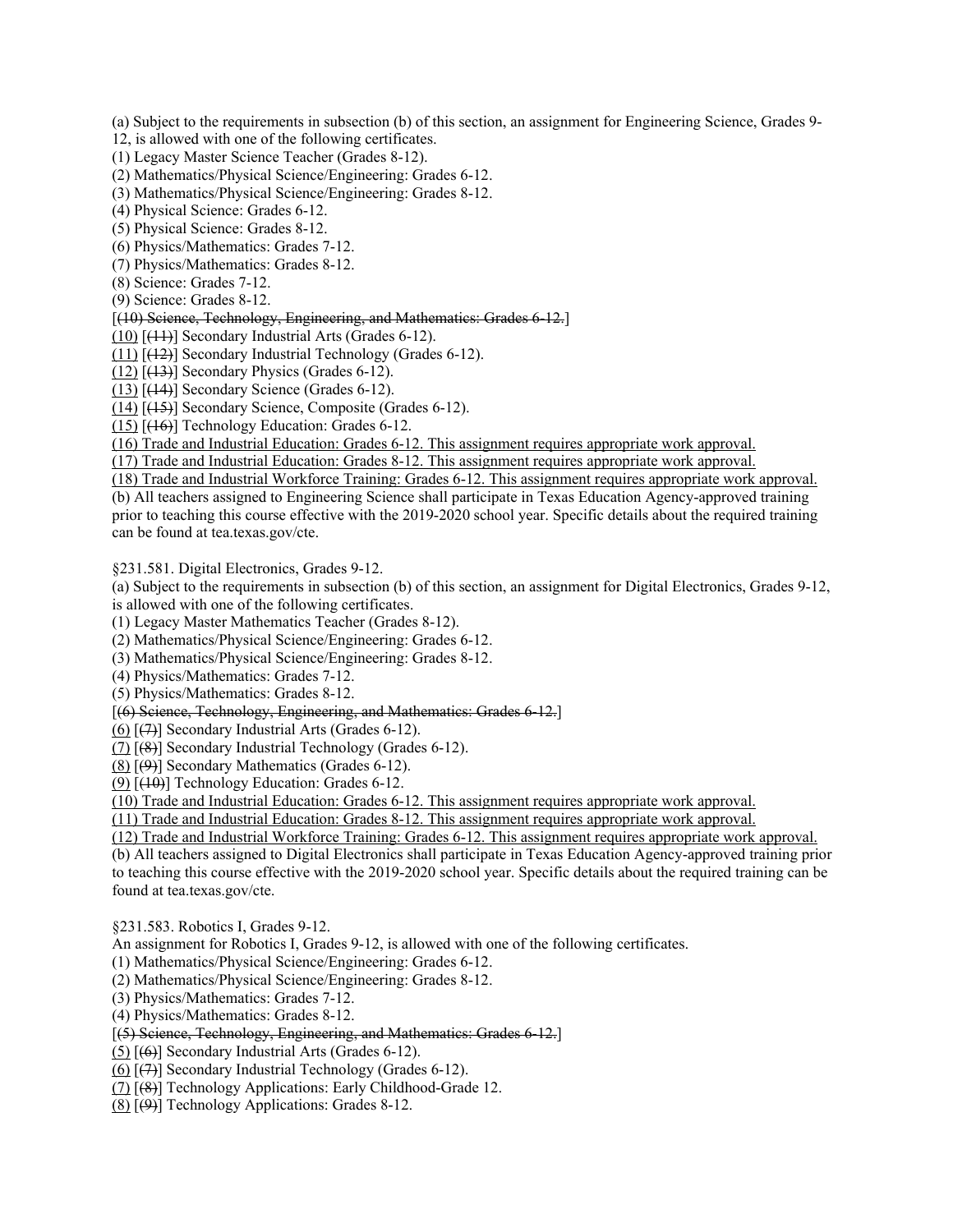(a) Subject to the requirements in subsection (b) of this section, an assignment for Engineering Science, Grades 9-12, is allowed with one of the following certificates.

(1) Legacy Master Science Teacher (Grades 8-12).

(2) Mathematics/Physical Science/Engineering: Grades 6-12.

(3) Mathematics/Physical Science/Engineering: Grades 8-12.

(4) Physical Science: Grades 6-12.

(5) Physical Science: Grades 8-12.

(6) Physics/Mathematics: Grades 7-12.

(7) Physics/Mathematics: Grades 8-12.

(8) Science: Grades 7-12.

(9) Science: Grades 8-12.

[~~(10) Science, Technology, Engineering, and Mathematics: Grades 6-12.~~]

<u>(10)</u> [~~(11)~~] Secondary Industrial Arts (Grades 6-12).

<u>(11)</u> [~~(12)~~] Secondary Industrial Technology (Grades 6-12).

<u>(12)</u> [~~(13)~~] Secondary Physics (Grades 6-12).

<u>(13)</u> [~~(14)~~] Secondary Science (Grades 6-12).

<u>(14)</u> [~~(15)~~] Secondary Science, Composite (Grades 6-12).

<u>(15)</u> [~~(16)~~] Technology Education: Grades 6-12.

<u>(16) Trade and Industrial Education: Grades 6-12. This assignment requires appropriate work approval.</u>

<u>(17) Trade and Industrial Education: Grades 8-12. This assignment requires appropriate work approval.</u>

<u>(18) Trade and Industrial Workforce Training: Grades 6-12. This assignment requires appropriate work approval.</u>

(b) All teachers assigned to Engineering Science shall participate in Texas Education Agency-approved training prior to teaching this course effective with the 2019-2020 school year. Specific details about the required training can be found at tea.texas.gov/cte.

§231.581. Digital Electronics, Grades 9-12.

(a) Subject to the requirements in subsection (b) of this section, an assignment for Digital Electronics, Grades 9-12, is allowed with one of the following certificates.

(1) Legacy Master Mathematics Teacher (Grades 8-12).

(2) Mathematics/Physical Science/Engineering: Grades 6-12.

(3) Mathematics/Physical Science/Engineering: Grades 8-12.

(4) Physics/Mathematics: Grades 7-12.

(5) Physics/Mathematics: Grades 8-12.

[~~(6) Science, Technology, Engineering, and Mathematics: Grades 6-12.~~]

<u>(6)</u> [~~(7)~~] Secondary Industrial Arts (Grades 6-12).

<u>(7)</u> [~~(8)~~] Secondary Industrial Technology (Grades 6-12).

<u>(8)</u> [~~(9)~~] Secondary Mathematics (Grades 6-12).

<u>(9)</u> [~~(10)~~] Technology Education: Grades 6-12.

<u>(10) Trade and Industrial Education: Grades 6-12. This assignment requires appropriate work approval.</u>

<u>(11) Trade and Industrial Education: Grades 8-12. This assignment requires appropriate work approval.</u>

<u>(12) Trade and Industrial Workforce Training: Grades 6-12. This assignment requires appropriate work approval.</u>

(b) All teachers assigned to Digital Electronics shall participate in Texas Education Agency-approved training prior to teaching this course effective with the 2019-2020 school year. Specific details about the required training can be found at tea.texas.gov/cte.

§231.583. Robotics I, Grades 9-12.

An assignment for Robotics I, Grades 9-12, is allowed with one of the following certificates.

(1) Mathematics/Physical Science/Engineering: Grades 6-12.

(2) Mathematics/Physical Science/Engineering: Grades 8-12.

(3) Physics/Mathematics: Grades 7-12.

(4) Physics/Mathematics: Grades 8-12.

[~~(5) Science, Technology, Engineering, and Mathematics: Grades 6-12.~~]

<u>(5)</u> [~~(6)~~] Secondary Industrial Arts (Grades 6-12).

<u>(6)</u> [~~(7)~~] Secondary Industrial Technology (Grades 6-12).

<u>(7)</u> [~~(8)~~] Technology Applications: Early Childhood-Grade 12.

<u>(8)</u> [~~(9)~~] Technology Applications: Grades 8-12.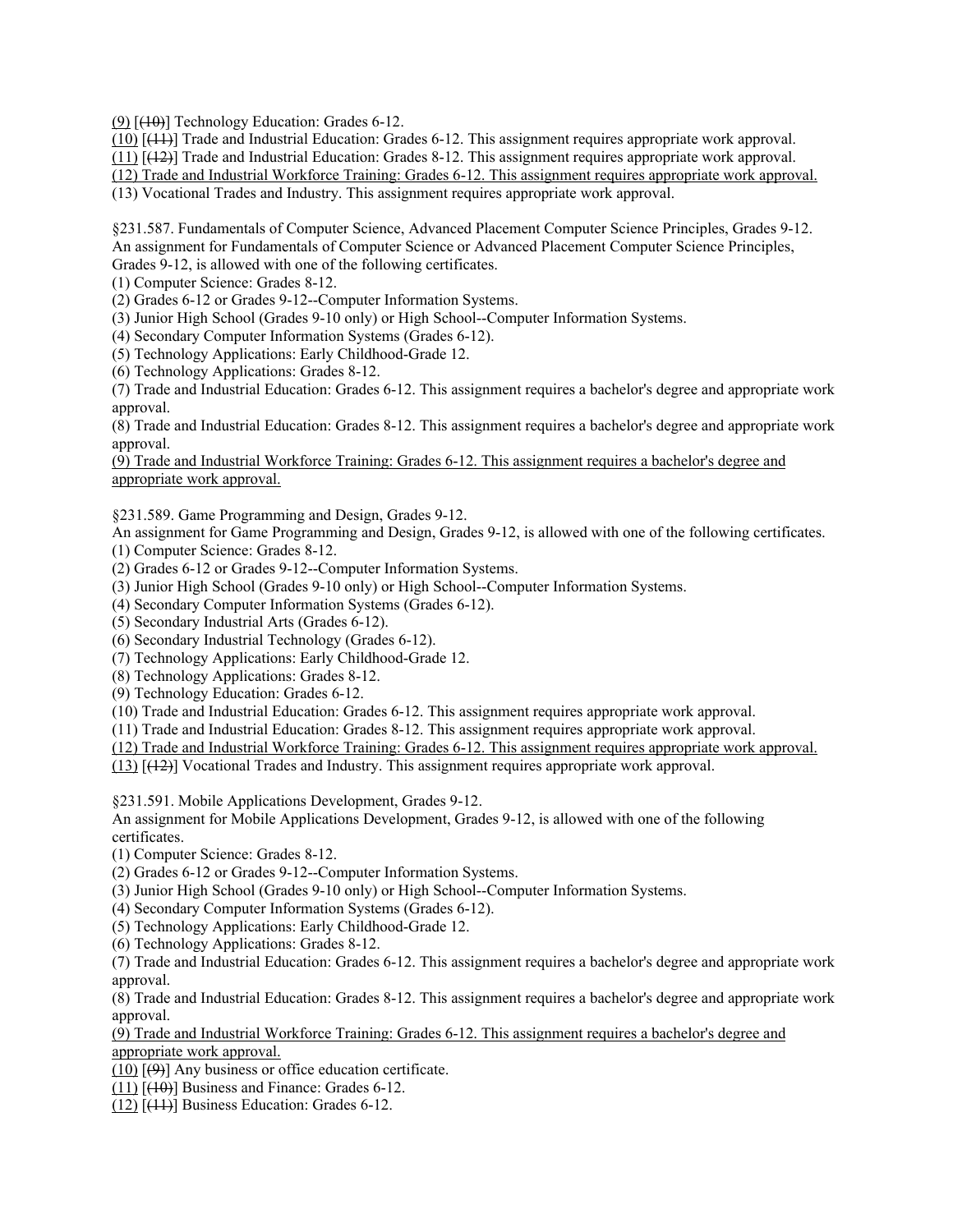(9) [(10)] Technology Education: Grades 6-12.
(10) [(11)] Trade and Industrial Education: Grades 6-12. This assignment requires appropriate work approval.
(11) [(12)] Trade and Industrial Education: Grades 8-12. This assignment requires appropriate work approval.
(12) Trade and Industrial Workforce Training: Grades 6-12. This assignment requires appropriate work approval.
(13) Vocational Trades and Industry. This assignment requires appropriate work approval.

§231.587. Fundamentals of Computer Science, Advanced Placement Computer Science Principles, Grades 9-12.
An assignment for Fundamentals of Computer Science or Advanced Placement Computer Science Principles, Grades 9-12, is allowed with one of the following certificates.
(1) Computer Science: Grades 8-12.
(2) Grades 6-12 or Grades 9-12--Computer Information Systems.
(3) Junior High School (Grades 9-10 only) or High School--Computer Information Systems.
(4) Secondary Computer Information Systems (Grades 6-12).
(5) Technology Applications: Early Childhood-Grade 12.
(6) Technology Applications: Grades 8-12.
(7) Trade and Industrial Education: Grades 6-12. This assignment requires a bachelor's degree and appropriate work approval.
(8) Trade and Industrial Education: Grades 8-12. This assignment requires a bachelor's degree and appropriate work approval.
(9) Trade and Industrial Workforce Training: Grades 6-12. This assignment requires a bachelor's degree and appropriate work approval.

§231.589. Game Programming and Design, Grades 9-12.
An assignment for Game Programming and Design, Grades 9-12, is allowed with one of the following certificates.
(1) Computer Science: Grades 8-12.
(2) Grades 6-12 or Grades 9-12--Computer Information Systems.
(3) Junior High School (Grades 9-10 only) or High School--Computer Information Systems.
(4) Secondary Computer Information Systems (Grades 6-12).
(5) Secondary Industrial Arts (Grades 6-12).
(6) Secondary Industrial Technology (Grades 6-12).
(7) Technology Applications: Early Childhood-Grade 12.
(8) Technology Applications: Grades 8-12.
(9) Technology Education: Grades 6-12.
(10) Trade and Industrial Education: Grades 6-12. This assignment requires appropriate work approval.
(11) Trade and Industrial Education: Grades 8-12. This assignment requires appropriate work approval.
(12) Trade and Industrial Workforce Training: Grades 6-12. This assignment requires appropriate work approval.
(13) [(12)] Vocational Trades and Industry. This assignment requires appropriate work approval.

§231.591. Mobile Applications Development, Grades 9-12.
An assignment for Mobile Applications Development, Grades 9-12, is allowed with one of the following certificates.
(1) Computer Science: Grades 8-12.
(2) Grades 6-12 or Grades 9-12--Computer Information Systems.
(3) Junior High School (Grades 9-10 only) or High School--Computer Information Systems.
(4) Secondary Computer Information Systems (Grades 6-12).
(5) Technology Applications: Early Childhood-Grade 12.
(6) Technology Applications: Grades 8-12.
(7) Trade and Industrial Education: Grades 6-12. This assignment requires a bachelor's degree and appropriate work approval.
(8) Trade and Industrial Education: Grades 8-12. This assignment requires a bachelor's degree and appropriate work approval.
(9) Trade and Industrial Workforce Training: Grades 6-12. This assignment requires a bachelor's degree and appropriate work approval.
(10) [(9)] Any business or office education certificate.
(11) [(10)] Business and Finance: Grades 6-12.
(12) [(11)] Business Education: Grades 6-12.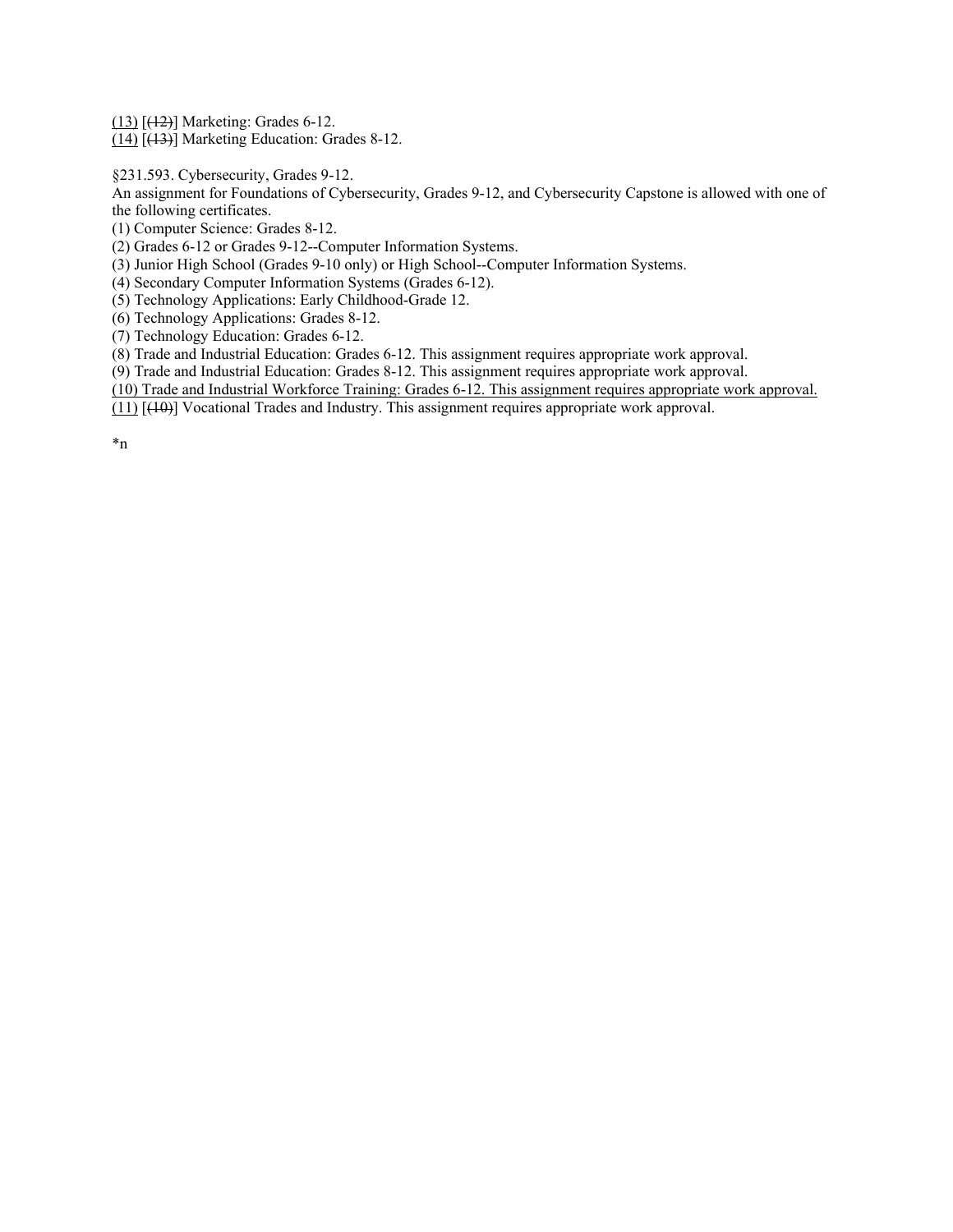(13) [(12)] Marketing: Grades 6-12.
(14) [(13)] Marketing Education: Grades 8-12.

§231.593. Cybersecurity, Grades 9-12.
An assignment for Foundations of Cybersecurity, Grades 9-12, and Cybersecurity Capstone is allowed with one of the following certificates.
(1) Computer Science: Grades 8-12.
(2) Grades 6-12 or Grades 9-12--Computer Information Systems.
(3) Junior High School (Grades 9-10 only) or High School--Computer Information Systems.
(4) Secondary Computer Information Systems (Grades 6-12).
(5) Technology Applications: Early Childhood-Grade 12.
(6) Technology Applications: Grades 8-12.
(7) Technology Education: Grades 6-12.
(8) Trade and Industrial Education: Grades 6-12. This assignment requires appropriate work approval.
(9) Trade and Industrial Education: Grades 8-12. This assignment requires appropriate work approval.
(10) Trade and Industrial Workforce Training: Grades 6-12. This assignment requires appropriate work approval.
(11) [(10)] Vocational Trades and Industry. This assignment requires appropriate work approval.

*n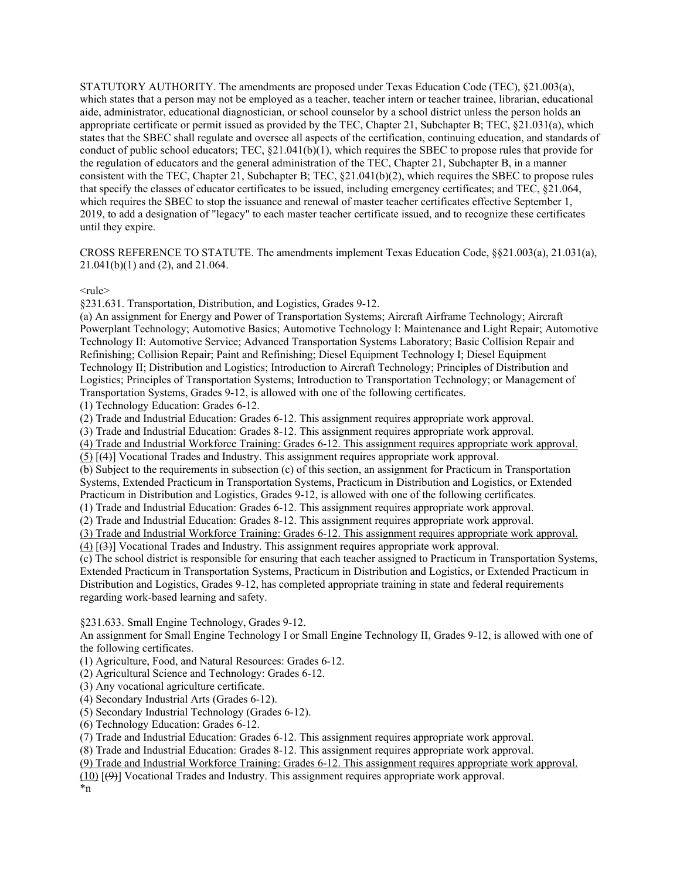STATUTORY AUTHORITY. The amendments are proposed under Texas Education Code (TEC), §21.003(a), which states that a person may not be employed as a teacher, teacher intern or teacher trainee, librarian, educational aide, administrator, educational diagnostician, or school counselor by a school district unless the person holds an appropriate certificate or permit issued as provided by the TEC, Chapter 21, Subchapter B; TEC, §21.031(a), which states that the SBEC shall regulate and oversee all aspects of the certification, continuing education, and standards of conduct of public school educators; TEC, §21.041(b)(1), which requires the SBEC to propose rules that provide for the regulation of educators and the general administration of the TEC, Chapter 21, Subchapter B, in a manner consistent with the TEC, Chapter 21, Subchapter B; TEC, §21.041(b)(2), which requires the SBEC to propose rules that specify the classes of educator certificates to be issued, including emergency certificates; and TEC, §21.064, which requires the SBEC to stop the issuance and renewal of master teacher certificates effective September 1, 2019, to add a designation of "legacy" to each master teacher certificate issued, and to recognize these certificates until they expire.

CROSS REFERENCE TO STATUTE. The amendments implement Texas Education Code, §§21.003(a), 21.031(a), 21.041(b)(1) and (2), and 21.064.

<rule>
§231.631. Transportation, Distribution, and Logistics, Grades 9-12.
(a) An assignment for Energy and Power of Transportation Systems; Aircraft Airframe Technology; Aircraft Powerplant Technology; Automotive Basics; Automotive Technology I: Maintenance and Light Repair; Automotive Technology II: Automotive Service; Advanced Transportation Systems Laboratory; Basic Collision Repair and Refinishing; Collision Repair; Paint and Refinishing; Diesel Equipment Technology I; Diesel Equipment Technology II; Distribution and Logistics; Introduction to Aircraft Technology; Principles of Distribution and Logistics; Principles of Transportation Systems; Introduction to Transportation Technology; or Management of Transportation Systems, Grades 9-12, is allowed with one of the following certificates.
(1) Technology Education: Grades 6-12.
(2) Trade and Industrial Education: Grades 6-12. This assignment requires appropriate work approval.
(3) Trade and Industrial Education: Grades 8-12. This assignment requires appropriate work approval.
<u>(4) Trade and Industrial Workforce Training: Grades 6-12. This assignment requires appropriate work approval.</u>
<u>(5)</u> [~~(4)~~] Vocational Trades and Industry. This assignment requires appropriate work approval.
(b) Subject to the requirements in subsection (c) of this section, an assignment for Practicum in Transportation Systems, Extended Practicum in Transportation Systems, Practicum in Distribution and Logistics, or Extended Practicum in Distribution and Logistics, Grades 9-12, is allowed with one of the following certificates.
(1) Trade and Industrial Education: Grades 6-12. This assignment requires appropriate work approval.
(2) Trade and Industrial Education: Grades 8-12. This assignment requires appropriate work approval.
<u>(3) Trade and Industrial Workforce Training: Grades 6-12. This assignment requires appropriate work approval.</u>
<u>(4)</u> [~~(3)~~] Vocational Trades and Industry. This assignment requires appropriate work approval.
(c) The school district is responsible for ensuring that each teacher assigned to Practicum in Transportation Systems, Extended Practicum in Transportation Systems, Practicum in Distribution and Logistics, or Extended Practicum in Distribution and Logistics, Grades 9-12, has completed appropriate training in state and federal requirements regarding work-based learning and safety.

§231.633. Small Engine Technology, Grades 9-12.
An assignment for Small Engine Technology I or Small Engine Technology II, Grades 9-12, is allowed with one of the following certificates.
(1) Agriculture, Food, and Natural Resources: Grades 6-12.
(2) Agricultural Science and Technology: Grades 6-12.
(3) Any vocational agriculture certificate.
(4) Secondary Industrial Arts (Grades 6-12).
(5) Secondary Industrial Technology (Grades 6-12).
(6) Technology Education: Grades 6-12.
(7) Trade and Industrial Education: Grades 6-12. This assignment requires appropriate work approval.
(8) Trade and Industrial Education: Grades 8-12. This assignment requires appropriate work approval.
<u>(9) Trade and Industrial Workforce Training: Grades 6-12. This assignment requires appropriate work approval.</u>
<u>(10)</u> [~~(9)~~] Vocational Trades and Industry. This assignment requires appropriate work approval.
*n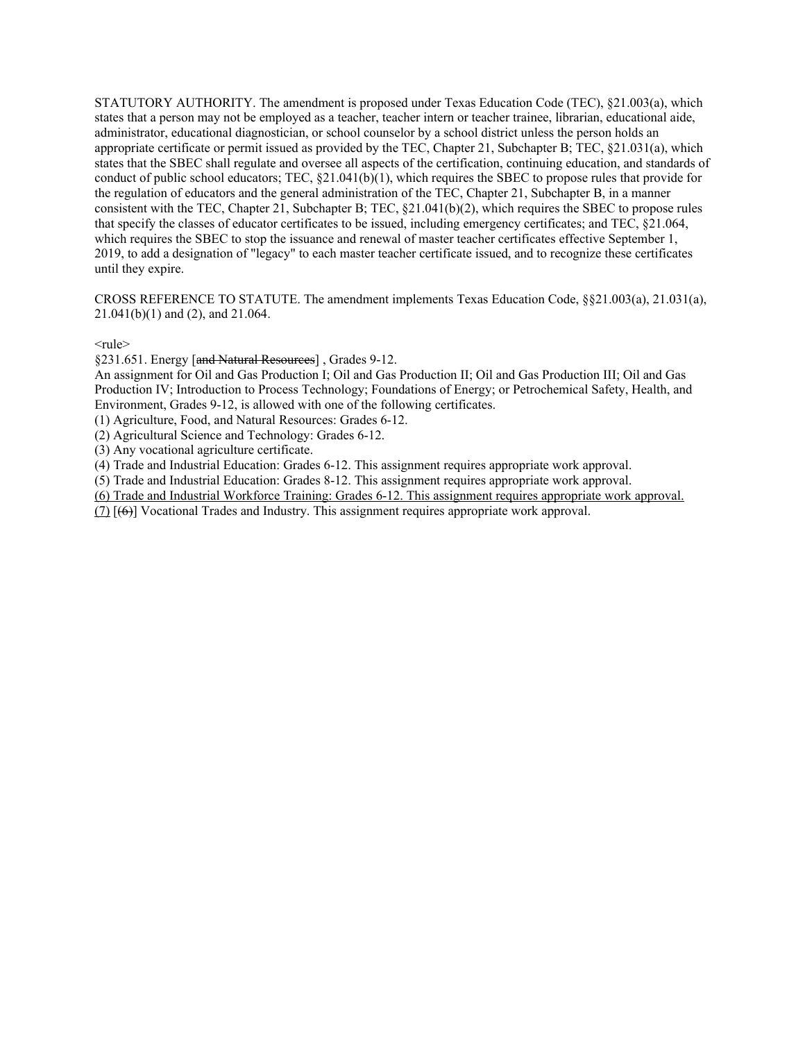STATUTORY AUTHORITY. The amendment is proposed under Texas Education Code (TEC), §21.003(a), which states that a person may not be employed as a teacher, teacher intern or teacher trainee, librarian, educational aide, administrator, educational diagnostician, or school counselor by a school district unless the person holds an appropriate certificate or permit issued as provided by the TEC, Chapter 21, Subchapter B; TEC, §21.031(a), which states that the SBEC shall regulate and oversee all aspects of the certification, continuing education, and standards of conduct of public school educators; TEC, §21.041(b)(1), which requires the SBEC to propose rules that provide for the regulation of educators and the general administration of the TEC, Chapter 21, Subchapter B, in a manner consistent with the TEC, Chapter 21, Subchapter B; TEC, §21.041(b)(2), which requires the SBEC to propose rules that specify the classes of educator certificates to be issued, including emergency certificates; and TEC, §21.064, which requires the SBEC to stop the issuance and renewal of master teacher certificates effective September 1, 2019, to add a designation of "legacy" to each master teacher certificate issued, and to recognize these certificates until they expire.

CROSS REFERENCE TO STATUTE. The amendment implements Texas Education Code, §§21.003(a), 21.031(a), 21.041(b)(1) and (2), and 21.064.

<rule>

§231.651. Energy [~~and Natural Resources~~] , Grades 9-12.

An assignment for Oil and Gas Production I; Oil and Gas Production II; Oil and Gas Production III; Oil and Gas Production IV; Introduction to Process Technology; Foundations of Energy; or Petrochemical Safety, Health, and Environment, Grades 9-12, is allowed with one of the following certificates.

(1) Agriculture, Food, and Natural Resources: Grades 6-12.

(2) Agricultural Science and Technology: Grades 6-12.

(3) Any vocational agriculture certificate.

(4) Trade and Industrial Education: Grades 6-12. This assignment requires appropriate work approval.

(5) Trade and Industrial Education: Grades 8-12. This assignment requires appropriate work approval.

<u>(6) Trade and Industrial Workforce Training: Grades 6-12. This assignment requires appropriate work approval.</u>

<u>(7)</u> [~~(6)~~] Vocational Trades and Industry. This assignment requires appropriate work approval.